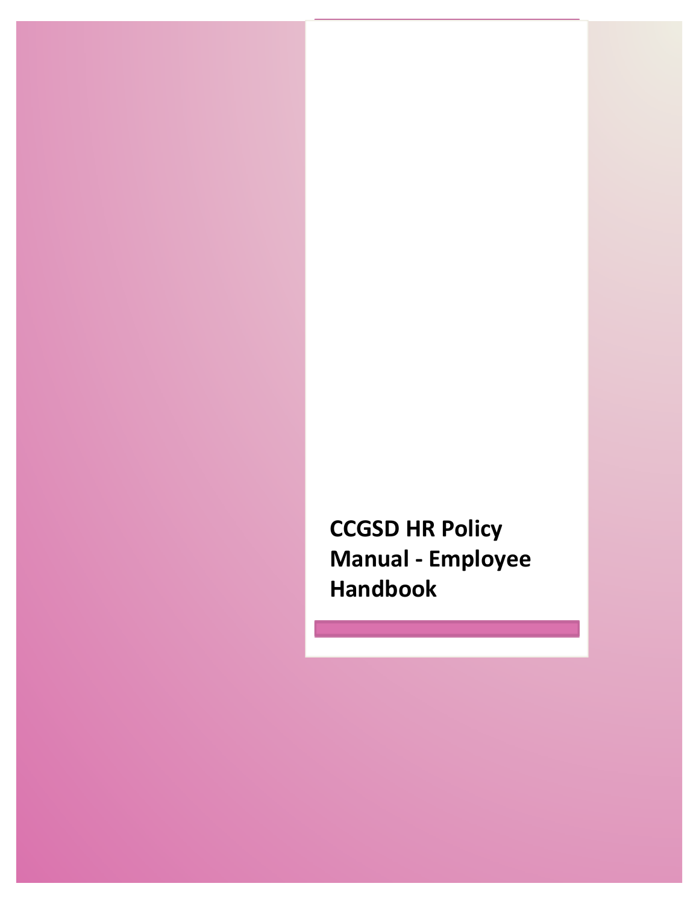# CCGSD HR Policy Manual - Employee Handbook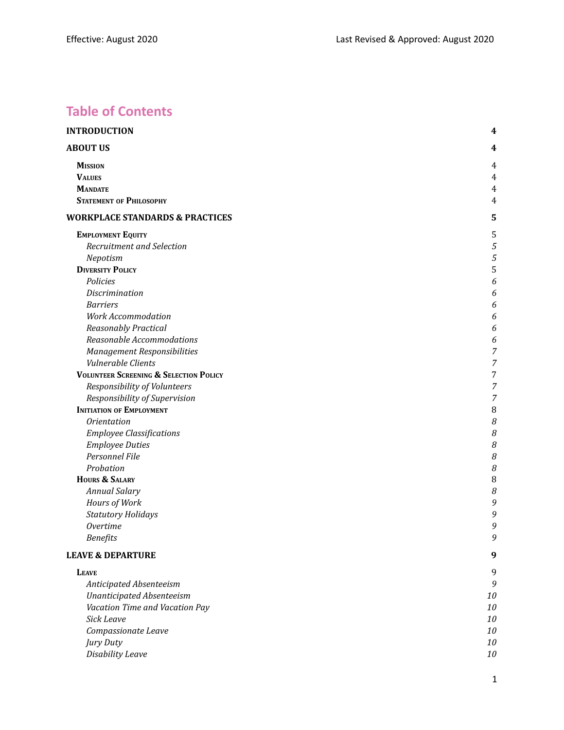Effective: August 2020 Last Revised & Approved: August 2020

# Table of Contents

| | |
|---|---|
| **INTRODUCTION** | **4** |
| **ABOUT US** | **4** |
| **Mission** | 4 |
| **Values** | 4 |
| **Mandate** | 4 |
| **Statement of Philosophy** | 4 |
| **WORKPLACE STANDARDS & PRACTICES** | **5** |
| **Employment Equity** | 5 |
| *Recruitment and Selection* | *5* |
| *Nepotism* | *5* |
| **Diversity Policy** | 5 |
| *Policies* | *6* |
| *Discrimination* | *6* |
| *Barriers* | *6* |
| *Work Accommodation* | *6* |
| *Reasonably Practical* | *6* |
| *Reasonable Accommodations* | *6* |
| *Management Responsibilities* | *7* |
| *Vulnerable Clients* | *7* |
| **Volunteer Screening & Selection Policy** | 7 |
| *Responsibility of Volunteers* | *7* |
| *Responsibility of Supervision* | *7* |
| **Initiation of Employment** | 8 |
| *Orientation* | *8* |
| *Employee Classifications* | *8* |
| *Employee Duties* | *8* |
| *Personnel File* | *8* |
| *Probation* | *8* |
| **Hours & Salary** | 8 |
| *Annual Salary* | *8* |
| *Hours of Work* | *9* |
| *Statutory Holidays* | *9* |
| *Overtime* | *9* |
| *Benefits* | *9* |
| **LEAVE & DEPARTURE** | **9** |
| **Leave** | 9 |
| *Anticipated Absenteeism* | *9* |
| *Unanticipated Absenteeism* | *10* |
| *Vacation Time and Vacation Pay* | *10* |
| *Sick Leave* | *10* |
| *Compassionate Leave* | *10* |
| *Jury Duty* | *10* |
| *Disability Leave* | *10* |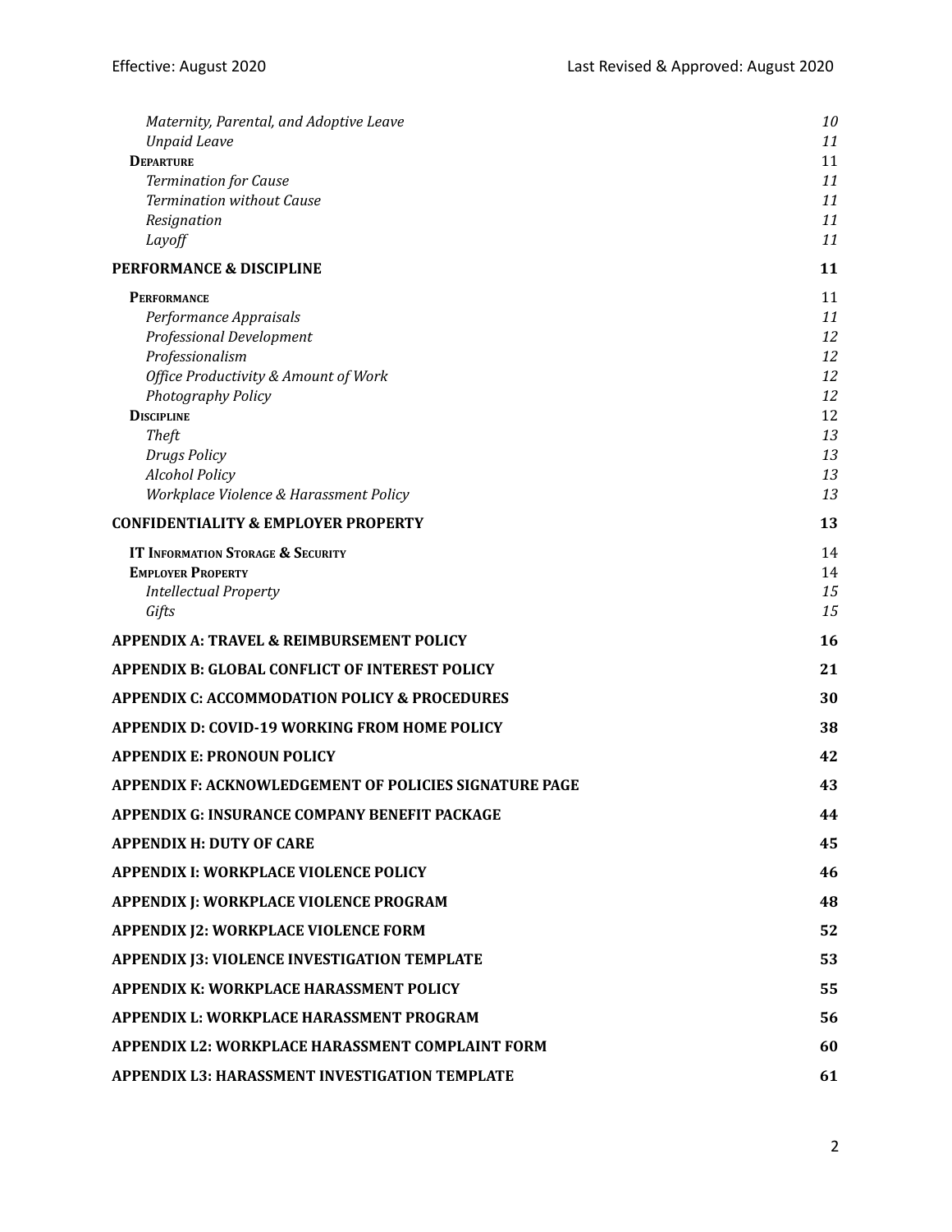| | |
|---|---|
| *Maternity, Parental, and Adoptive Leave* | *10* |
| *Unpaid Leave* | *11* |
| **Departure** | 11 |
| *Termination for Cause* | *11* |
| *Termination without Cause* | *11* |
| *Resignation* | *11* |
| *Layoff* | *11* |
| **PERFORMANCE & DISCIPLINE** | **11** |
| **Performance** | 11 |
| *Performance Appraisals* | *11* |
| *Professional Development* | *12* |
| *Professionalism* | *12* |
| *Office Productivity & Amount of Work* | *12* |
| *Photography Policy* | *12* |
| **Discipline** | 12 |
| *Theft* | *13* |
| *Drugs Policy* | *13* |
| *Alcohol Policy* | *13* |
| *Workplace Violence & Harassment Policy* | *13* |
| **CONFIDENTIALITY & EMPLOYER PROPERTY** | **13** |
| **IT Information Storage & Security** | 14 |
| **Employer Property** | 14 |
| *Intellectual Property* | *15* |
| *Gifts* | *15* |
| **APPENDIX A: TRAVEL & REIMBURSEMENT POLICY** | **16** |
| **APPENDIX B: GLOBAL CONFLICT OF INTEREST POLICY** | **21** |
| **APPENDIX C: ACCOMMODATION POLICY & PROCEDURES** | **30** |
| **APPENDIX D: COVID-19 WORKING FROM HOME POLICY** | **38** |
| **APPENDIX E: PRONOUN POLICY** | **42** |
| **APPENDIX F: ACKNOWLEDGEMENT OF POLICIES SIGNATURE PAGE** | **43** |
| **APPENDIX G: INSURANCE COMPANY BENEFIT PACKAGE** | **44** |
| **APPENDIX H: DUTY OF CARE** | **45** |
| **APPENDIX I: WORKPLACE VIOLENCE POLICY** | **46** |
| **APPENDIX J: WORKPLACE VIOLENCE PROGRAM** | **48** |
| **APPENDIX J2: WORKPLACE VIOLENCE FORM** | **52** |
| **APPENDIX J3: VIOLENCE INVESTIGATION TEMPLATE** | **53** |
| **APPENDIX K: WORKPLACE HARASSMENT POLICY** | **55** |
| **APPENDIX L: WORKPLACE HARASSMENT PROGRAM** | **56** |
| **APPENDIX L2: WORKPLACE HARASSMENT COMPLAINT FORM** | **60** |
| **APPENDIX L3: HARASSMENT INVESTIGATION TEMPLATE** | **61** |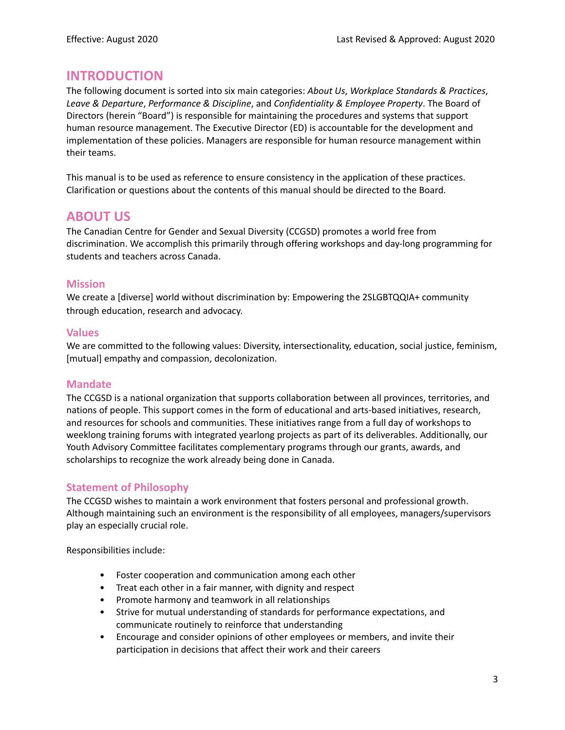Effective: August 2020 Last Revised & Approved: August 2020

## INTRODUCTION

The following document is sorted into six main categories: *About Us*, *Workplace Standards & Practices*, *Leave & Departure*, *Performance & Discipline*, and *Confidentiality & Employee Property*. The Board of Directors (herein "Board") is responsible for maintaining the procedures and systems that support human resource management. The Executive Director (ED) is accountable for the development and implementation of these policies. Managers are responsible for human resource management within their teams.

This manual is to be used as reference to ensure consistency in the application of these practices. Clarification or questions about the contents of this manual should be directed to the Board.

## ABOUT US

The Canadian Centre for Gender and Sexual Diversity (CCGSD) promotes a world free from discrimination. We accomplish this primarily through offering workshops and day-long programming for students and teachers across Canada.

### Mission

We create a [diverse] world without discrimination by: Empowering the 2SLGBTQQIA+ community through education, research and advocacy.

### Values

We are committed to the following values: Diversity, intersectionality, education, social justice, feminism, [mutual] empathy and compassion, decolonization.

### Mandate

The CCGSD is a national organization that supports collaboration between all provinces, territories, and nations of people. This support comes in the form of educational and arts-based initiatives, research, and resources for schools and communities. These initiatives range from a full day of workshops to weeklong training forums with integrated yearlong projects as part of its deliverables. Additionally, our Youth Advisory Committee facilitates complementary programs through our grants, awards, and scholarships to recognize the work already being done in Canada.

### Statement of Philosophy

The CCGSD wishes to maintain a work environment that fosters personal and professional growth. Although maintaining such an environment is the responsibility of all employees, managers/supervisors play an especially crucial role.

Responsibilities include:

- Foster cooperation and communication among each other
- Treat each other in a fair manner, with dignity and respect
- Promote harmony and teamwork in all relationships
- Strive for mutual understanding of standards for performance expectations, and communicate routinely to reinforce that understanding
- Encourage and consider opinions of other employees or members, and invite their participation in decisions that affect their work and their careers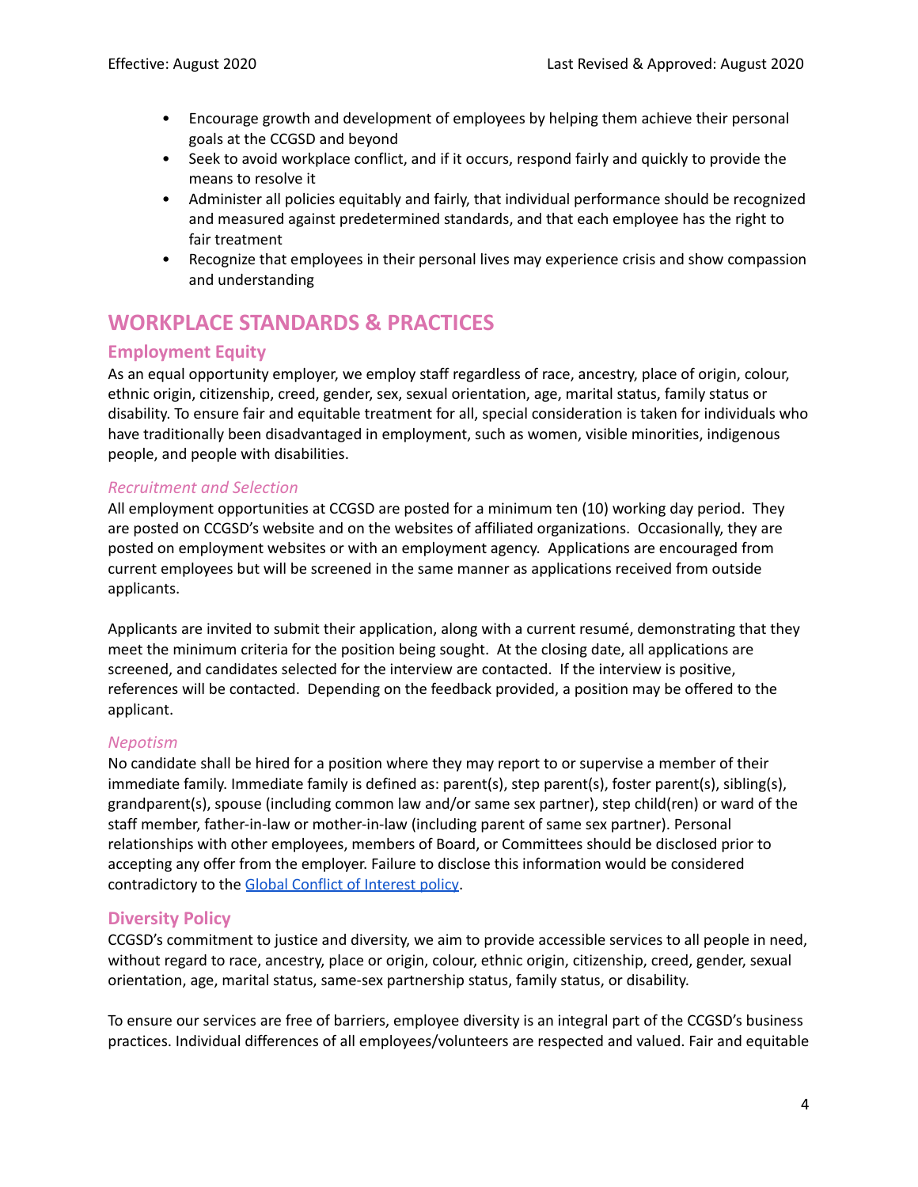- Encourage growth and development of employees by helping them achieve their personal goals at the CCGSD and beyond
- Seek to avoid workplace conflict, and if it occurs, respond fairly and quickly to provide the means to resolve it
- Administer all policies equitably and fairly, that individual performance should be recognized and measured against predetermined standards, and that each employee has the right to fair treatment
- Recognize that employees in their personal lives may experience crisis and show compassion and understanding

# WORKPLACE STANDARDS & PRACTICES

## Employment Equity

As an equal opportunity employer, we employ staff regardless of race, ancestry, place of origin, colour, ethnic origin, citizenship, creed, gender, sex, sexual orientation, age, marital status, family status or disability. To ensure fair and equitable treatment for all, special consideration is taken for individuals who have traditionally been disadvantaged in employment, such as women, visible minorities, indigenous people, and people with disabilities.

### *Recruitment and Selection*

All employment opportunities at CCGSD are posted for a minimum ten (10) working day period. They are posted on CCGSD's website and on the websites of affiliated organizations. Occasionally, they are posted on employment websites or with an employment agency. Applications are encouraged from current employees but will be screened in the same manner as applications received from outside applicants.

Applicants are invited to submit their application, along with a current resumé, demonstrating that they meet the minimum criteria for the position being sought. At the closing date, all applications are screened, and candidates selected for the interview are contacted. If the interview is positive, references will be contacted. Depending on the feedback provided, a position may be offered to the applicant.

### *Nepotism*

No candidate shall be hired for a position where they may report to or supervise a member of their immediate family. Immediate family is defined as: parent(s), step parent(s), foster parent(s), sibling(s), grandparent(s), spouse (including common law and/or same sex partner), step child(ren) or ward of the staff member, father-in-law or mother-in-law (including parent of same sex partner). Personal relationships with other employees, members of Board, or Committees should be disclosed prior to accepting any offer from the employer. Failure to disclose this information would be considered contradictory to the Global Conflict of Interest policy.

## Diversity Policy

CCGSD's commitment to justice and diversity, we aim to provide accessible services to all people in need, without regard to race, ancestry, place or origin, colour, ethnic origin, citizenship, creed, gender, sexual orientation, age, marital status, same-sex partnership status, family status, or disability.

To ensure our services are free of barriers, employee diversity is an integral part of the CCGSD's business practices. Individual differences of all employees/volunteers are respected and valued. Fair and equitable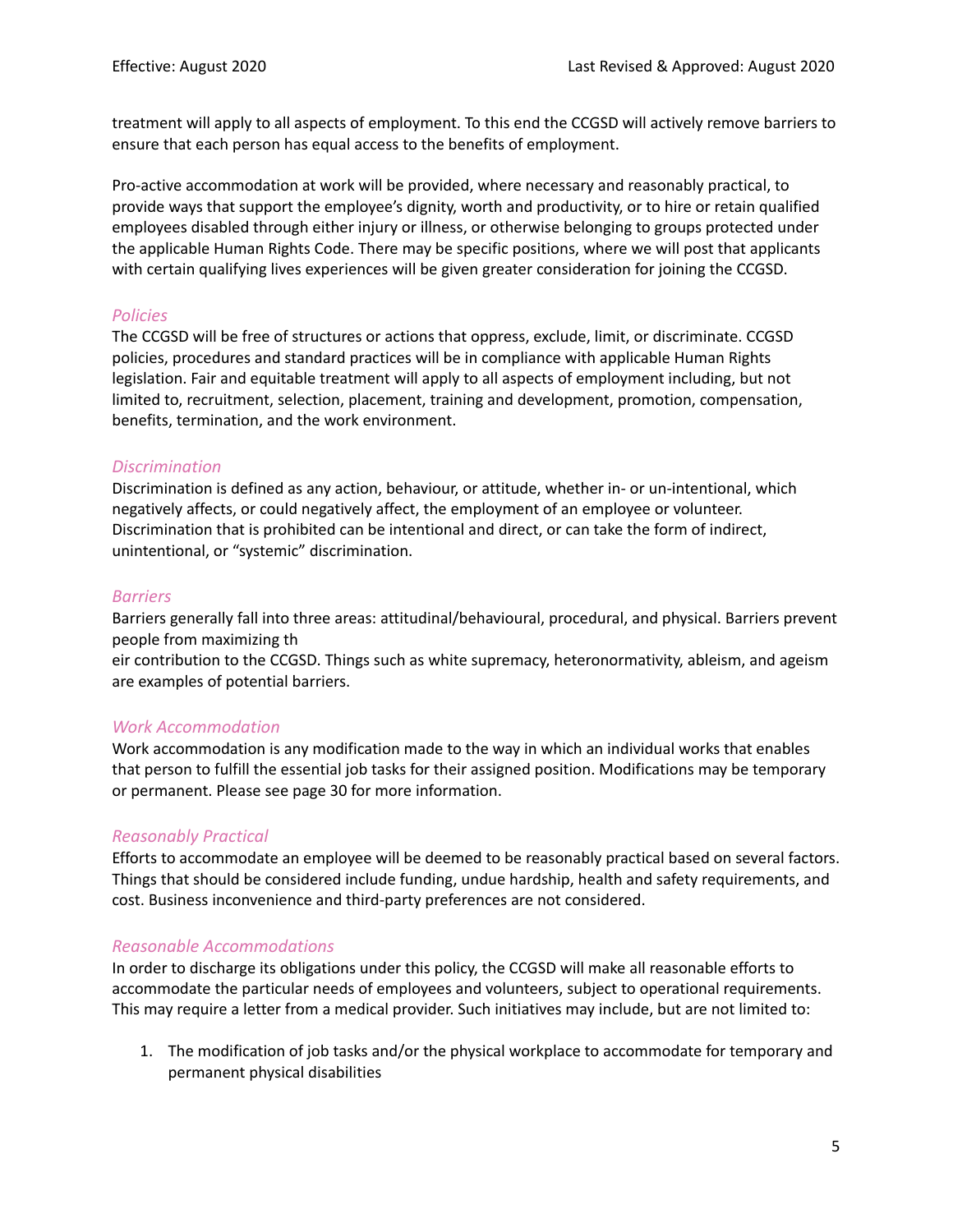treatment will apply to all aspects of employment. To this end the CCGSD will actively remove barriers to ensure that each person has equal access to the benefits of employment.

Pro-active accommodation at work will be provided, where necessary and reasonably practical, to provide ways that support the employee's dignity, worth and productivity, or to hire or retain qualified employees disabled through either injury or illness, or otherwise belonging to groups protected under the applicable Human Rights Code. There may be specific positions, where we will post that applicants with certain qualifying lives experiences will be given greater consideration for joining the CCGSD.

### *Policies*

The CCGSD will be free of structures or actions that oppress, exclude, limit, or discriminate. CCGSD policies, procedures and standard practices will be in compliance with applicable Human Rights legislation. Fair and equitable treatment will apply to all aspects of employment including, but not limited to, recruitment, selection, placement, training and development, promotion, compensation, benefits, termination, and the work environment.

### *Discrimination*

Discrimination is defined as any action, behaviour, or attitude, whether in- or un-intentional, which negatively affects, or could negatively affect, the employment of an employee or volunteer. Discrimination that is prohibited can be intentional and direct, or can take the form of indirect, unintentional, or "systemic" discrimination.

### *Barriers*

Barriers generally fall into three areas: attitudinal/behavioural, procedural, and physical. Barriers prevent people from maximizing their contribution to the CCGSD. Things such as white supremacy, heteronormativity, ableism, and ageism are examples of potential barriers.

### *Work Accommodation*

Work accommodation is any modification made to the way in which an individual works that enables that person to fulfill the essential job tasks for their assigned position. Modifications may be temporary or permanent. Please see page 30 for more information.

### *Reasonably Practical*

Efforts to accommodate an employee will be deemed to be reasonably practical based on several factors. Things that should be considered include funding, undue hardship, health and safety requirements, and cost. Business inconvenience and third-party preferences are not considered.

### *Reasonable Accommodations*

In order to discharge its obligations under this policy, the CCGSD will make all reasonable efforts to accommodate the particular needs of employees and volunteers, subject to operational requirements. This may require a letter from a medical provider. Such initiatives may include, but are not limited to:

1. The modification of job tasks and/or the physical workplace to accommodate for temporary and permanent physical disabilities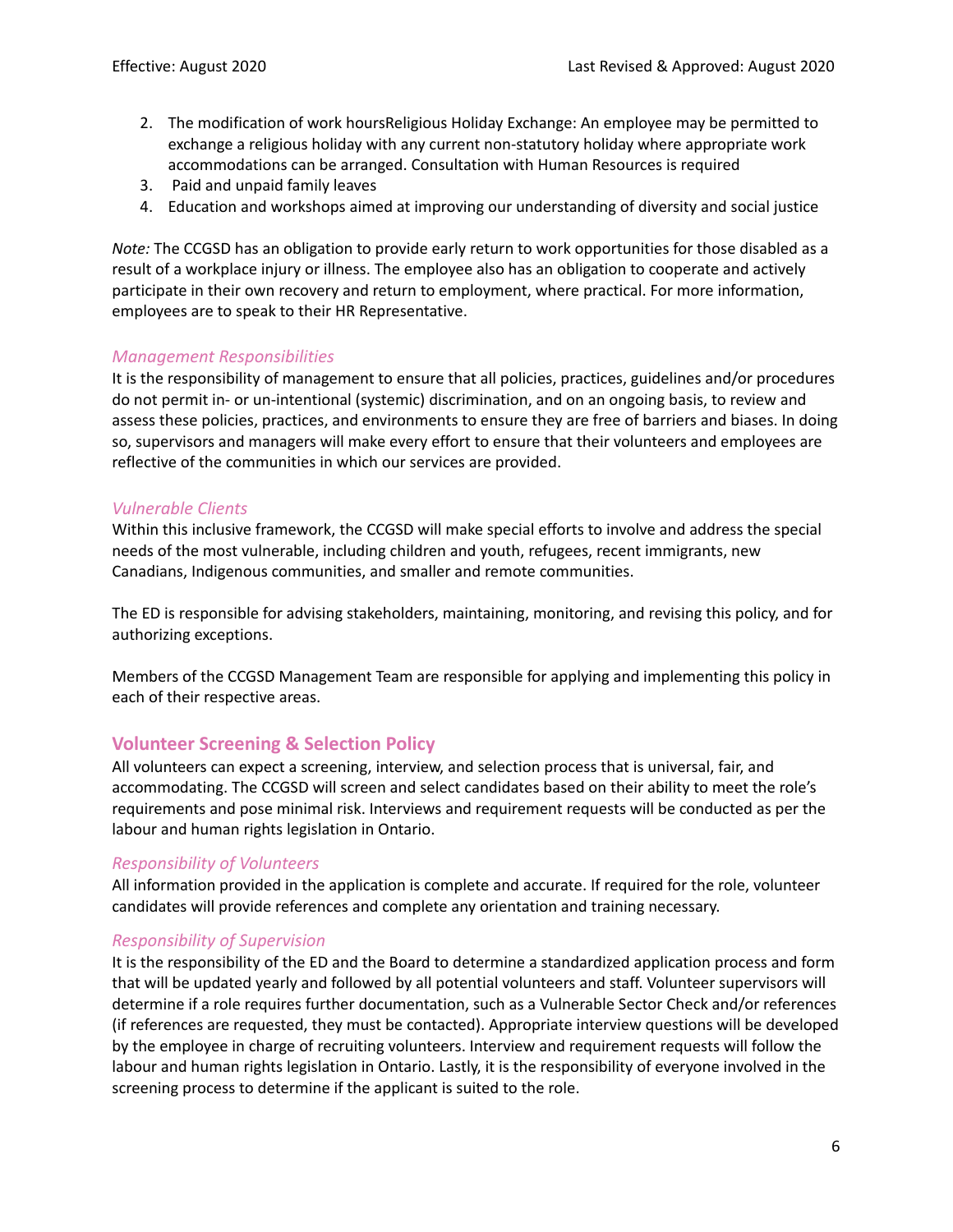2. The modification of work hoursReligious Holiday Exchange: An employee may be permitted to exchange a religious holiday with any current non-statutory holiday where appropriate work accommodations can be arranged. Consultation with Human Resources is required
3. Paid and unpaid family leaves
4. Education and workshops aimed at improving our understanding of diversity and social justice

*Note:* The CCGSD has an obligation to provide early return to work opportunities for those disabled as a result of a workplace injury or illness. The employee also has an obligation to cooperate and actively participate in their own recovery and return to employment, where practical. For more information, employees are to speak to their HR Representative.

### *Management Responsibilities*

It is the responsibility of management to ensure that all policies, practices, guidelines and/or procedures do not permit in- or un-intentional (systemic) discrimination, and on an ongoing basis, to review and assess these policies, practices, and environments to ensure they are free of barriers and biases. In doing so, supervisors and managers will make every effort to ensure that their volunteers and employees are reflective of the communities in which our services are provided.

### *Vulnerable Clients*

Within this inclusive framework, the CCGSD will make special efforts to involve and address the special needs of the most vulnerable, including children and youth, refugees, recent immigrants, new Canadians, Indigenous communities, and smaller and remote communities.

The ED is responsible for advising stakeholders, maintaining, monitoring, and revising this policy, and for authorizing exceptions.

Members of the CCGSD Management Team are responsible for applying and implementing this policy in each of their respective areas.

## Volunteer Screening & Selection Policy

All volunteers can expect a screening, interview, and selection process that is universal, fair, and accommodating. The CCGSD will screen and select candidates based on their ability to meet the role's requirements and pose minimal risk. Interviews and requirement requests will be conducted as per the labour and human rights legislation in Ontario.

### *Responsibility of Volunteers*

All information provided in the application is complete and accurate. If required for the role, volunteer candidates will provide references and complete any orientation and training necessary.

### *Responsibility of Supervision*

It is the responsibility of the ED and the Board to determine a standardized application process and form that will be updated yearly and followed by all potential volunteers and staff. Volunteer supervisors will determine if a role requires further documentation, such as a Vulnerable Sector Check and/or references (if references are requested, they must be contacted). Appropriate interview questions will be developed by the employee in charge of recruiting volunteers. Interview and requirement requests will follow the labour and human rights legislation in Ontario. Lastly, it is the responsibility of everyone involved in the screening process to determine if the applicant is suited to the role.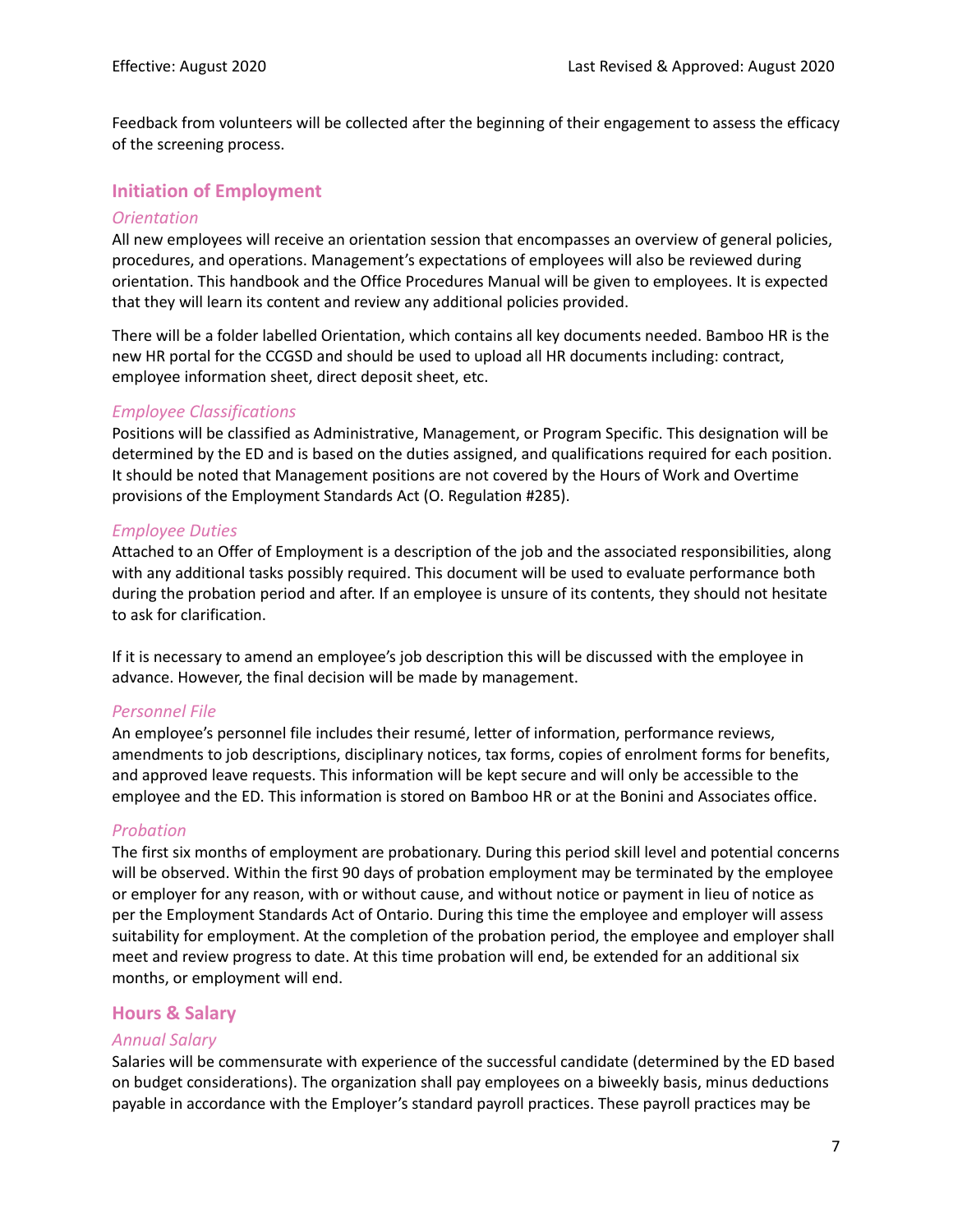Feedback from volunteers will be collected after the beginning of their engagement to assess the efficacy of the screening process.

## Initiation of Employment

### *Orientation*

All new employees will receive an orientation session that encompasses an overview of general policies, procedures, and operations. Management's expectations of employees will also be reviewed during orientation. This handbook and the Office Procedures Manual will be given to employees. It is expected that they will learn its content and review any additional policies provided.

There will be a folder labelled Orientation, which contains all key documents needed. Bamboo HR is the new HR portal for the CCGSD and should be used to upload all HR documents including: contract, employee information sheet, direct deposit sheet, etc.

### *Employee Classifications*

Positions will be classified as Administrative, Management, or Program Specific. This designation will be determined by the ED and is based on the duties assigned, and qualifications required for each position. It should be noted that Management positions are not covered by the Hours of Work and Overtime provisions of the Employment Standards Act (O. Regulation #285).

### *Employee Duties*

Attached to an Offer of Employment is a description of the job and the associated responsibilities, along with any additional tasks possibly required. This document will be used to evaluate performance both during the probation period and after. If an employee is unsure of its contents, they should not hesitate to ask for clarification.

If it is necessary to amend an employee's job description this will be discussed with the employee in advance. However, the final decision will be made by management.

### *Personnel File*

An employee's personnel file includes their resumé, letter of information, performance reviews, amendments to job descriptions, disciplinary notices, tax forms, copies of enrolment forms for benefits, and approved leave requests. This information will be kept secure and will only be accessible to the employee and the ED. This information is stored on Bamboo HR or at the Bonini and Associates office.

### *Probation*

The first six months of employment are probationary. During this period skill level and potential concerns will be observed. Within the first 90 days of probation employment may be terminated by the employee or employer for any reason, with or without cause, and without notice or payment in lieu of notice as per the Employment Standards Act of Ontario. During this time the employee and employer will assess suitability for employment. At the completion of the probation period, the employee and employer shall meet and review progress to date. At this time probation will end, be extended for an additional six months, or employment will end.

## Hours & Salary

### *Annual Salary*

Salaries will be commensurate with experience of the successful candidate (determined by the ED based on budget considerations). The organization shall pay employees on a biweekly basis, minus deductions payable in accordance with the Employer's standard payroll practices. These payroll practices may be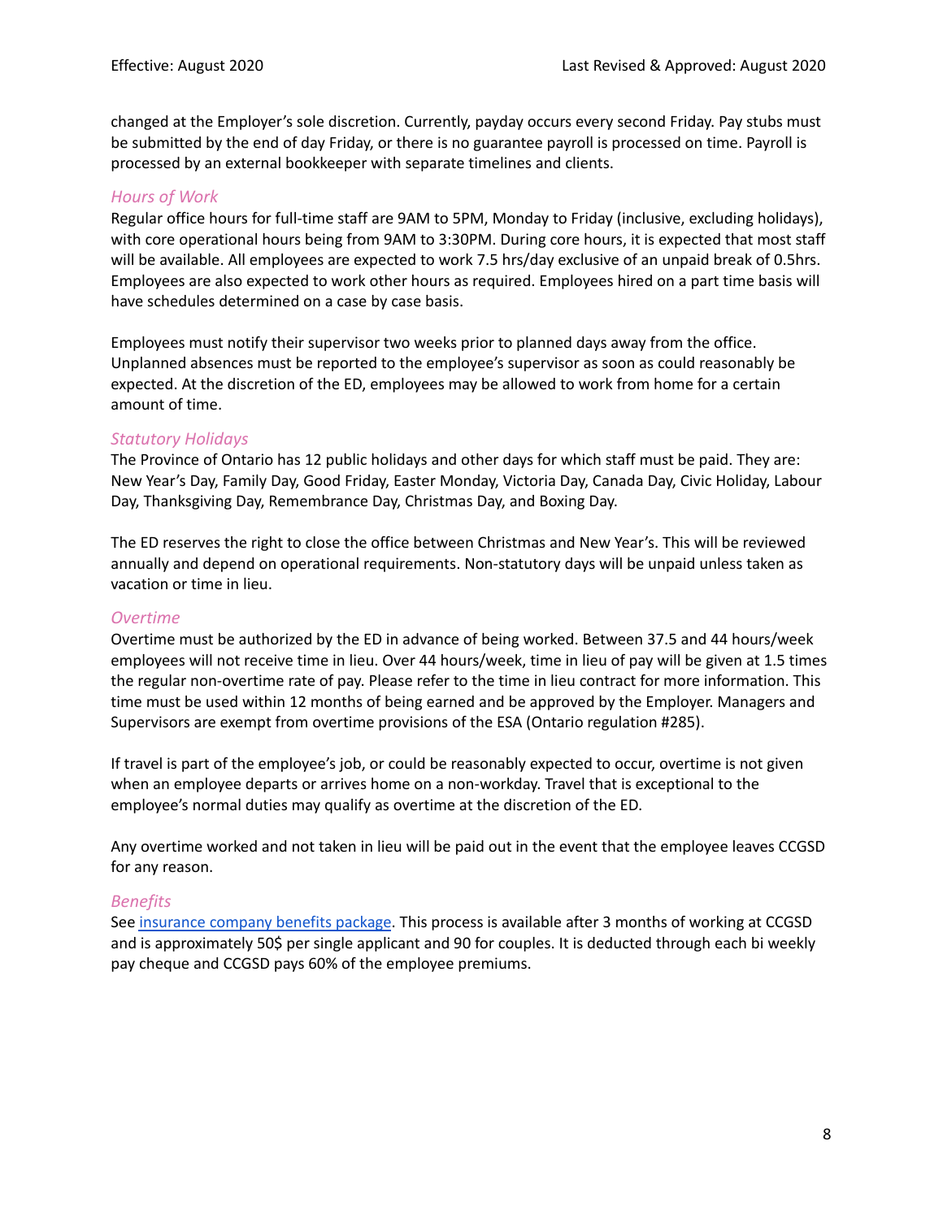changed at the Employer's sole discretion. Currently, payday occurs every second Friday. Pay stubs must be submitted by the end of day Friday, or there is no guarantee payroll is processed on time. Payroll is processed by an external bookkeeper with separate timelines and clients.

### *Hours of Work*

Regular office hours for full-time staff are 9AM to 5PM, Monday to Friday (inclusive, excluding holidays), with core operational hours being from 9AM to 3:30PM. During core hours, it is expected that most staff will be available. All employees are expected to work 7.5 hrs/day exclusive of an unpaid break of 0.5hrs. Employees are also expected to work other hours as required. Employees hired on a part time basis will have schedules determined on a case by case basis.

Employees must notify their supervisor two weeks prior to planned days away from the office. Unplanned absences must be reported to the employee's supervisor as soon as could reasonably be expected. At the discretion of the ED, employees may be allowed to work from home for a certain amount of time.

### *Statutory Holidays*

The Province of Ontario has 12 public holidays and other days for which staff must be paid. They are: New Year's Day, Family Day, Good Friday, Easter Monday, Victoria Day, Canada Day, Civic Holiday, Labour Day, Thanksgiving Day, Remembrance Day, Christmas Day, and Boxing Day.

The ED reserves the right to close the office between Christmas and New Year's. This will be reviewed annually and depend on operational requirements. Non-statutory days will be unpaid unless taken as vacation or time in lieu.

### *Overtime*

Overtime must be authorized by the ED in advance of being worked. Between 37.5 and 44 hours/week employees will not receive time in lieu. Over 44 hours/week, time in lieu of pay will be given at 1.5 times the regular non-overtime rate of pay. Please refer to the time in lieu contract for more information. This time must be used within 12 months of being earned and be approved by the Employer. Managers and Supervisors are exempt from overtime provisions of the ESA (Ontario regulation #285).

If travel is part of the employee's job, or could be reasonably expected to occur, overtime is not given when an employee departs or arrives home on a non-workday. Travel that is exceptional to the employee's normal duties may qualify as overtime at the discretion of the ED.

Any overtime worked and not taken in lieu will be paid out in the event that the employee leaves CCGSD for any reason.

### *Benefits*

See [insurance company benefits package](). This process is available after 3 months of working at CCGSD and is approximately 50$ per single applicant and 90 for couples. It is deducted through each bi weekly pay cheque and CCGSD pays 60% of the employee premiums.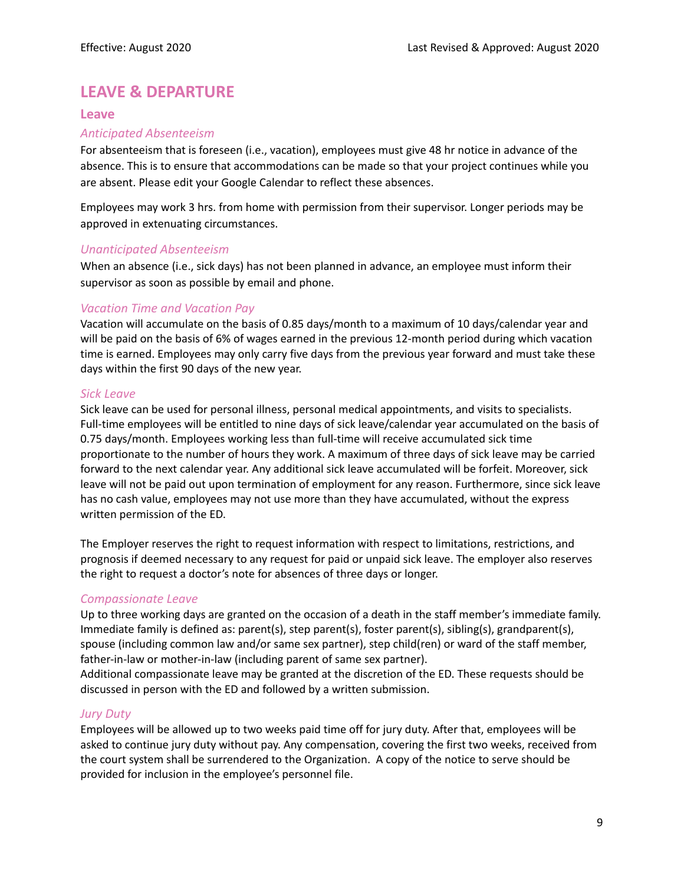# LEAVE & DEPARTURE

## Leave

### *Anticipated Absenteeism*

For absenteeism that is foreseen (i.e., vacation), employees must give 48 hr notice in advance of the absence. This is to ensure that accommodations can be made so that your project continues while you are absent. Please edit your Google Calendar to reflect these absences.

Employees may work 3 hrs. from home with permission from their supervisor. Longer periods may be approved in extenuating circumstances.

### *Unanticipated Absenteeism*

When an absence (i.e., sick days) has not been planned in advance, an employee must inform their supervisor as soon as possible by email and phone.

### *Vacation Time and Vacation Pay*

Vacation will accumulate on the basis of 0.85 days/month to a maximum of 10 days/calendar year and will be paid on the basis of 6% of wages earned in the previous 12-month period during which vacation time is earned. Employees may only carry five days from the previous year forward and must take these days within the first 90 days of the new year.

### *Sick Leave*

Sick leave can be used for personal illness, personal medical appointments, and visits to specialists. Full-time employees will be entitled to nine days of sick leave/calendar year accumulated on the basis of 0.75 days/month. Employees working less than full-time will receive accumulated sick time proportionate to the number of hours they work. A maximum of three days of sick leave may be carried forward to the next calendar year. Any additional sick leave accumulated will be forfeit. Moreover, sick leave will not be paid out upon termination of employment for any reason. Furthermore, since sick leave has no cash value, employees may not use more than they have accumulated, without the express written permission of the ED.

The Employer reserves the right to request information with respect to limitations, restrictions, and prognosis if deemed necessary to any request for paid or unpaid sick leave. The employer also reserves the right to request a doctor's note for absences of three days or longer.

### *Compassionate Leave*

Up to three working days are granted on the occasion of a death in the staff member's immediate family. Immediate family is defined as: parent(s), step parent(s), foster parent(s), sibling(s), grandparent(s), spouse (including common law and/or same sex partner), step child(ren) or ward of the staff member, father-in-law or mother-in-law (including parent of same sex partner).
Additional compassionate leave may be granted at the discretion of the ED. These requests should be discussed in person with the ED and followed by a written submission.

### *Jury Duty*

Employees will be allowed up to two weeks paid time off for jury duty. After that, employees will be asked to continue jury duty without pay. Any compensation, covering the first two weeks, received from the court system shall be surrendered to the Organization. A copy of the notice to serve should be provided for inclusion in the employee's personnel file.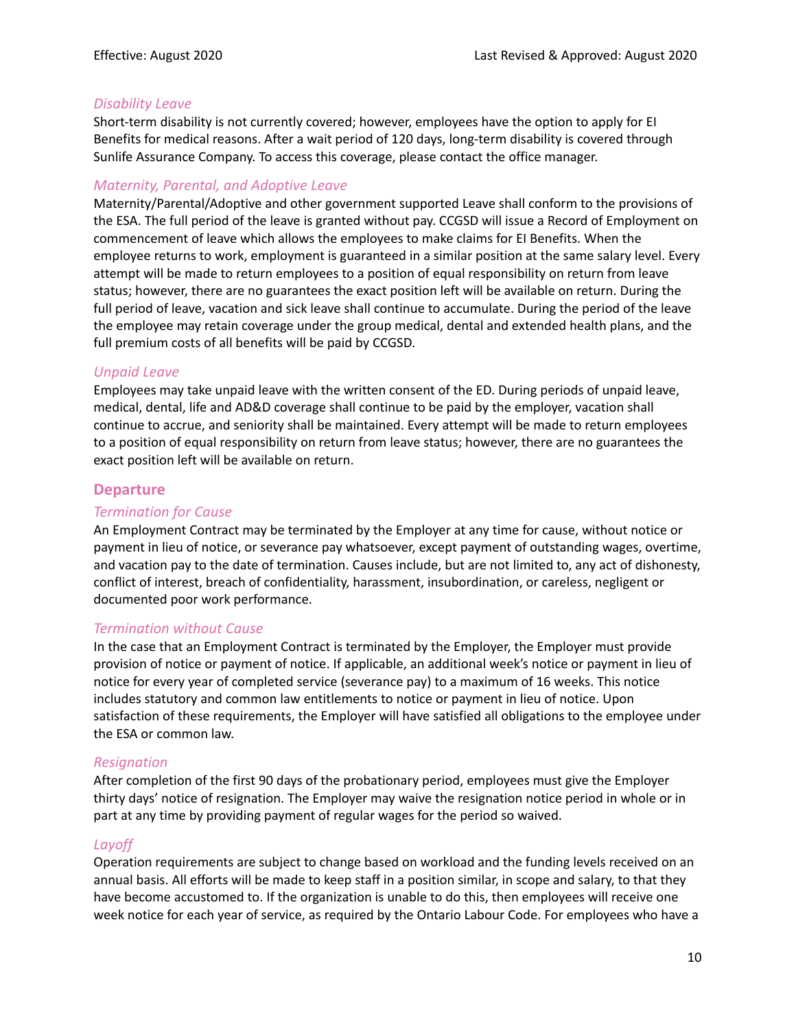*Disability Leave*

Short-term disability is not currently covered; however, employees have the option to apply for EI Benefits for medical reasons. After a wait period of 120 days, long-term disability is covered through Sunlife Assurance Company. To access this coverage, please contact the office manager.

*Maternity, Parental, and Adoptive Leave*

Maternity/Parental/Adoptive and other government supported Leave shall conform to the provisions of the ESA. The full period of the leave is granted without pay. CCGSD will issue a Record of Employment on commencement of leave which allows the employees to make claims for EI Benefits. When the employee returns to work, employment is guaranteed in a similar position at the same salary level. Every attempt will be made to return employees to a position of equal responsibility on return from leave status; however, there are no guarantees the exact position left will be available on return. During the full period of leave, vacation and sick leave shall continue to accumulate. During the period of the leave the employee may retain coverage under the group medical, dental and extended health plans, and the full premium costs of all benefits will be paid by CCGSD.

*Unpaid Leave*

Employees may take unpaid leave with the written consent of the ED. During periods of unpaid leave, medical, dental, life and AD&D coverage shall continue to be paid by the employer, vacation shall continue to accrue, and seniority shall be maintained. Every attempt will be made to return employees to a position of equal responsibility on return from leave status; however, there are no guarantees the exact position left will be available on return.

## Departure

*Termination for Cause*

An Employment Contract may be terminated by the Employer at any time for cause, without notice or payment in lieu of notice, or severance pay whatsoever, except payment of outstanding wages, overtime, and vacation pay to the date of termination. Causes include, but are not limited to, any act of dishonesty, conflict of interest, breach of confidentiality, harassment, insubordination, or careless, negligent or documented poor work performance.

*Termination without Cause*

In the case that an Employment Contract is terminated by the Employer, the Employer must provide provision of notice or payment of notice. If applicable, an additional week's notice or payment in lieu of notice for every year of completed service (severance pay) to a maximum of 16 weeks. This notice includes statutory and common law entitlements to notice or payment in lieu of notice. Upon satisfaction of these requirements, the Employer will have satisfied all obligations to the employee under the ESA or common law.

*Resignation*

After completion of the first 90 days of the probationary period, employees must give the Employer thirty days' notice of resignation. The Employer may waive the resignation notice period in whole or in part at any time by providing payment of regular wages for the period so waived.

*Layoff*

Operation requirements are subject to change based on workload and the funding levels received on an annual basis. All efforts will be made to keep staff in a position similar, in scope and salary, to that they have become accustomed to. If the organization is unable to do this, then employees will receive one week notice for each year of service, as required by the Ontario Labour Code. For employees who have a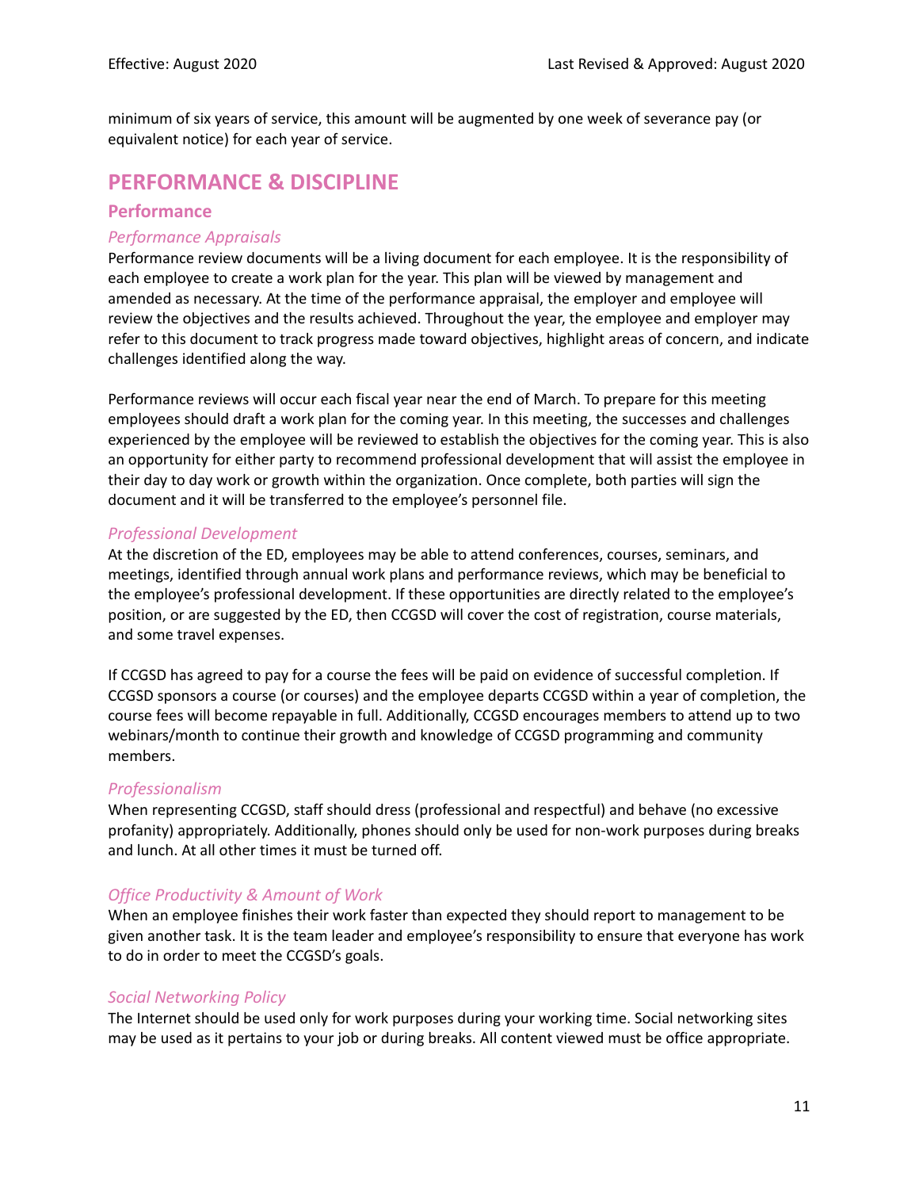minimum of six years of service, this amount will be augmented by one week of severance pay (or equivalent notice) for each year of service.

## PERFORMANCE & DISCIPLINE

### Performance

#### *Performance Appraisals*

Performance review documents will be a living document for each employee. It is the responsibility of each employee to create a work plan for the year. This plan will be viewed by management and amended as necessary. At the time of the performance appraisal, the employer and employee will review the objectives and the results achieved. Throughout the year, the employee and employer may refer to this document to track progress made toward objectives, highlight areas of concern, and indicate challenges identified along the way.

Performance reviews will occur each fiscal year near the end of March. To prepare for this meeting employees should draft a work plan for the coming year. In this meeting, the successes and challenges experienced by the employee will be reviewed to establish the objectives for the coming year. This is also an opportunity for either party to recommend professional development that will assist the employee in their day to day work or growth within the organization. Once complete, both parties will sign the document and it will be transferred to the employee's personnel file.

#### *Professional Development*

At the discretion of the ED, employees may be able to attend conferences, courses, seminars, and meetings, identified through annual work plans and performance reviews, which may be beneficial to the employee's professional development. If these opportunities are directly related to the employee's position, or are suggested by the ED, then CCGSD will cover the cost of registration, course materials, and some travel expenses.

If CCGSD has agreed to pay for a course the fees will be paid on evidence of successful completion. If CCGSD sponsors a course (or courses) and the employee departs CCGSD within a year of completion, the course fees will become repayable in full. Additionally, CCGSD encourages members to attend up to two webinars/month to continue their growth and knowledge of CCGSD programming and community members.

#### *Professionalism*

When representing CCGSD, staff should dress (professional and respectful) and behave (no excessive profanity) appropriately. Additionally, phones should only be used for non-work purposes during breaks and lunch. At all other times it must be turned off.

#### *Office Productivity & Amount of Work*

When an employee finishes their work faster than expected they should report to management to be given another task. It is the team leader and employee's responsibility to ensure that everyone has work to do in order to meet the CCGSD's goals.

#### *Social Networking Policy*

The Internet should be used only for work purposes during your working time. Social networking sites may be used as it pertains to your job or during breaks. All content viewed must be office appropriate.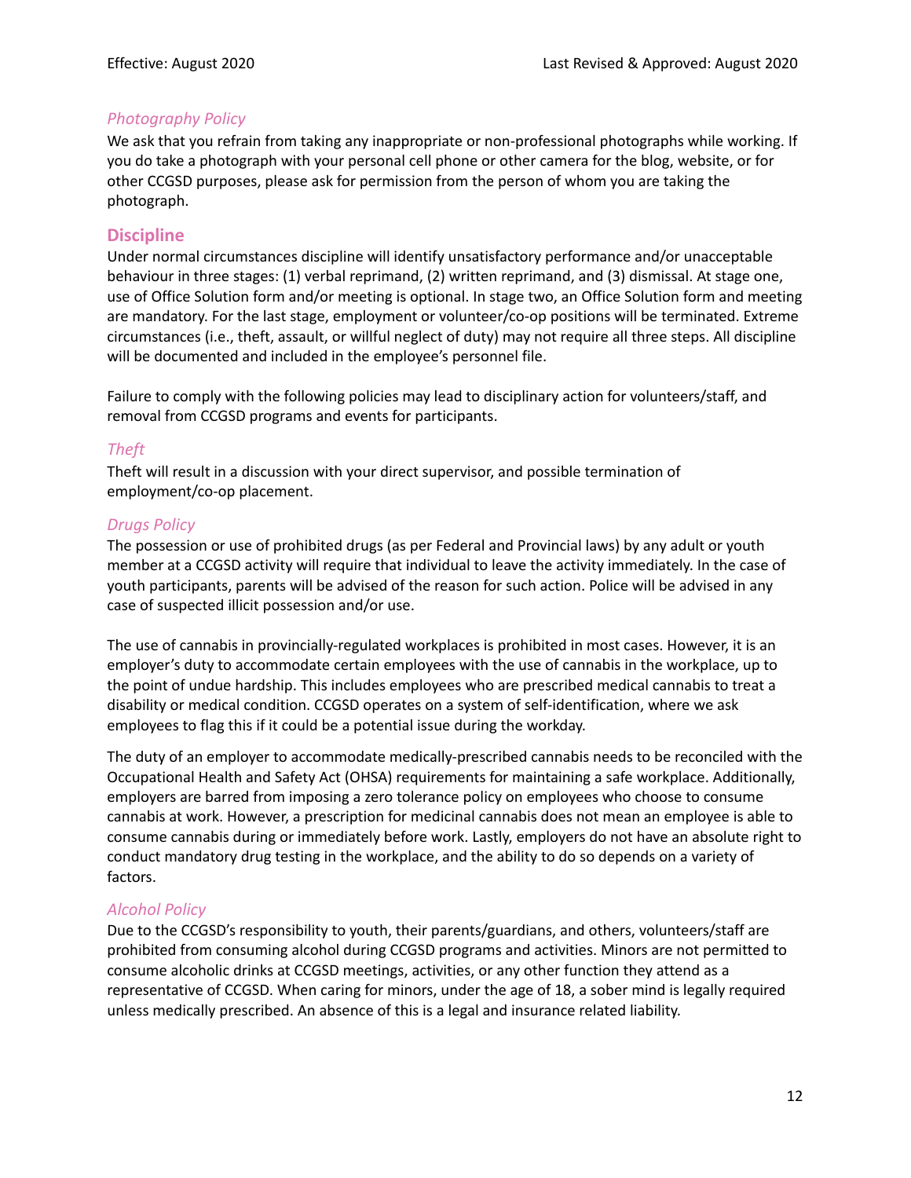### *Photography Policy*

We ask that you refrain from taking any inappropriate or non-professional photographs while working. If you do take a photograph with your personal cell phone or other camera for the blog, website, or for other CCGSD purposes, please ask for permission from the person of whom you are taking the photograph.

## Discipline

Under normal circumstances discipline will identify unsatisfactory performance and/or unacceptable behaviour in three stages: (1) verbal reprimand, (2) written reprimand, and (3) dismissal. At stage one, use of Office Solution form and/or meeting is optional. In stage two, an Office Solution form and meeting are mandatory. For the last stage, employment or volunteer/co-op positions will be terminated. Extreme circumstances (i.e., theft, assault, or willful neglect of duty) may not require all three steps. All discipline will be documented and included in the employee's personnel file.

Failure to comply with the following policies may lead to disciplinary action for volunteers/staff, and removal from CCGSD programs and events for participants.

### *Theft*

Theft will result in a discussion with your direct supervisor, and possible termination of employment/co-op placement.

### *Drugs Policy*

The possession or use of prohibited drugs (as per Federal and Provincial laws) by any adult or youth member at a CCGSD activity will require that individual to leave the activity immediately. In the case of youth participants, parents will be advised of the reason for such action. Police will be advised in any case of suspected illicit possession and/or use.

The use of cannabis in provincially-regulated workplaces is prohibited in most cases. However, it is an employer's duty to accommodate certain employees with the use of cannabis in the workplace, up to the point of undue hardship. This includes employees who are prescribed medical cannabis to treat a disability or medical condition. CCGSD operates on a system of self-identification, where we ask employees to flag this if it could be a potential issue during the workday.

The duty of an employer to accommodate medically-prescribed cannabis needs to be reconciled with the Occupational Health and Safety Act (OHSA) requirements for maintaining a safe workplace. Additionally, employers are barred from imposing a zero tolerance policy on employees who choose to consume cannabis at work. However, a prescription for medicinal cannabis does not mean an employee is able to consume cannabis during or immediately before work. Lastly, employers do not have an absolute right to conduct mandatory drug testing in the workplace, and the ability to do so depends on a variety of factors.

### *Alcohol Policy*

Due to the CCGSD's responsibility to youth, their parents/guardians, and others, volunteers/staff are prohibited from consuming alcohol during CCGSD programs and activities. Minors are not permitted to consume alcoholic drinks at CCGSD meetings, activities, or any other function they attend as a representative of CCGSD. When caring for minors, under the age of 18, a sober mind is legally required unless medically prescribed. An absence of this is a legal and insurance related liability.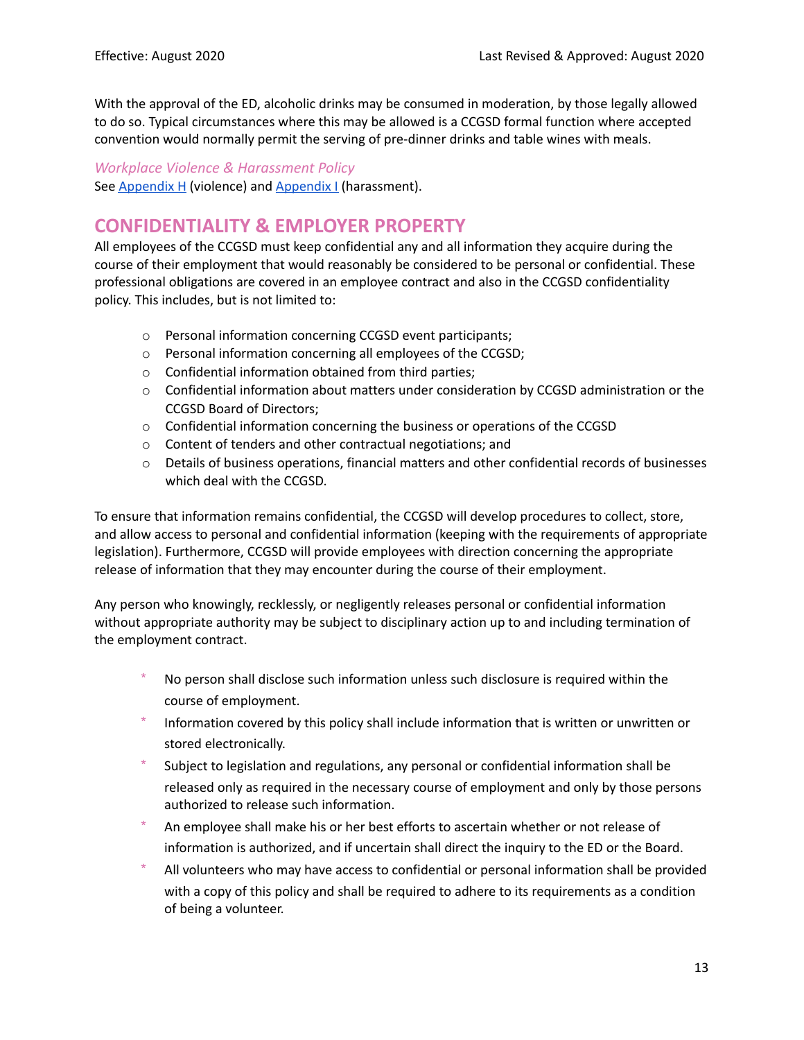With the approval of the ED, alcoholic drinks may be consumed in moderation, by those legally allowed to do so. Typical circumstances where this may be allowed is a CCGSD formal function where accepted convention would normally permit the serving of pre-dinner drinks and table wines with meals.

*Workplace Violence & Harassment Policy*

See [Appendix H](#) (violence) and [Appendix I](#) (harassment).

## CONFIDENTIALITY & EMPLOYER PROPERTY

All employees of the CCGSD must keep confidential any and all information they acquire during the course of their employment that would reasonably be considered to be personal or confidential. These professional obligations are covered in an employee contract and also in the CCGSD confidentiality policy. This includes, but is not limited to:

- Personal information concerning CCGSD event participants;
- Personal information concerning all employees of the CCGSD;
- Confidential information obtained from third parties;
- Confidential information about matters under consideration by CCGSD administration or the CCGSD Board of Directors;
- Confidential information concerning the business or operations of the CCGSD
- Content of tenders and other contractual negotiations; and
- Details of business operations, financial matters and other confidential records of businesses which deal with the CCGSD.

To ensure that information remains confidential, the CCGSD will develop procedures to collect, store, and allow access to personal and confidential information (keeping with the requirements of appropriate legislation). Furthermore, CCGSD will provide employees with direction concerning the appropriate release of information that they may encounter during the course of their employment.

Any person who knowingly, recklessly, or negligently releases personal or confidential information without appropriate authority may be subject to disciplinary action up to and including termination of the employment contract.

- No person shall disclose such information unless such disclosure is required within the course of employment.
- Information covered by this policy shall include information that is written or unwritten or stored electronically.
- Subject to legislation and regulations, any personal or confidential information shall be released only as required in the necessary course of employment and only by those persons authorized to release such information.
- An employee shall make his or her best efforts to ascertain whether or not release of information is authorized, and if uncertain shall direct the inquiry to the ED or the Board.
- All volunteers who may have access to confidential or personal information shall be provided with a copy of this policy and shall be required to adhere to its requirements as a condition of being a volunteer.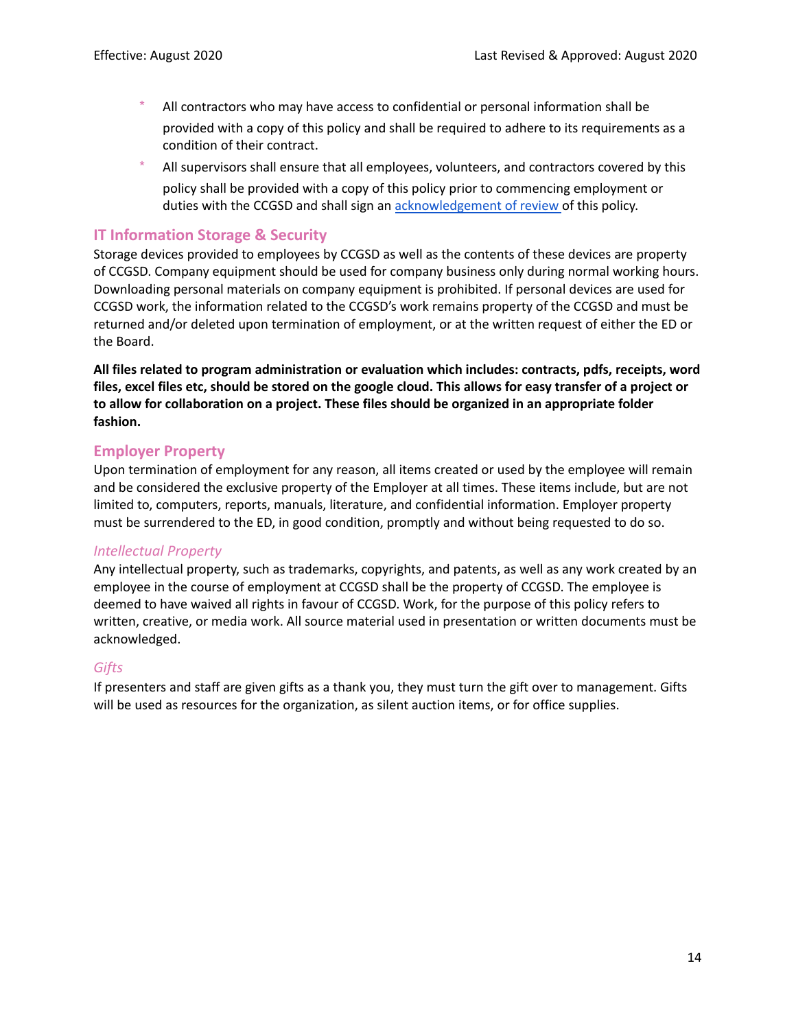* All contractors who may have access to confidential or personal information shall be provided with a copy of this policy and shall be required to adhere to its requirements as a condition of their contract.
* All supervisors shall ensure that all employees, volunteers, and contractors covered by this policy shall be provided with a copy of this policy prior to commencing employment or duties with the CCGSD and shall sign an [acknowledgement of review](#) of this policy.

## IT Information Storage & Security

Storage devices provided to employees by CCGSD as well as the contents of these devices are property of CCGSD. Company equipment should be used for company business only during normal working hours. Downloading personal materials on company equipment is prohibited. If personal devices are used for CCGSD work, the information related to the CCGSD's work remains property of the CCGSD and must be returned and/or deleted upon termination of employment, or at the written request of either the ED or the Board.

**All files related to program administration or evaluation which includes: contracts, pdfs, receipts, word files, excel files etc, should be stored on the google cloud. This allows for easy transfer of a project or to allow for collaboration on a project. These files should be organized in an appropriate folder fashion.**

## Employer Property

Upon termination of employment for any reason, all items created or used by the employee will remain and be considered the exclusive property of the Employer at all times. These items include, but are not limited to, computers, reports, manuals, literature, and confidential information. Employer property must be surrendered to the ED, in good condition, promptly and without being requested to do so.

### *Intellectual Property*

Any intellectual property, such as trademarks, copyrights, and patents, as well as any work created by an employee in the course of employment at CCGSD shall be the property of CCGSD. The employee is deemed to have waived all rights in favour of CCGSD. Work, for the purpose of this policy refers to written, creative, or media work. All source material used in presentation or written documents must be acknowledged.

### *Gifts*

If presenters and staff are given gifts as a thank you, they must turn the gift over to management. Gifts will be used as resources for the organization, as silent auction items, or for office supplies.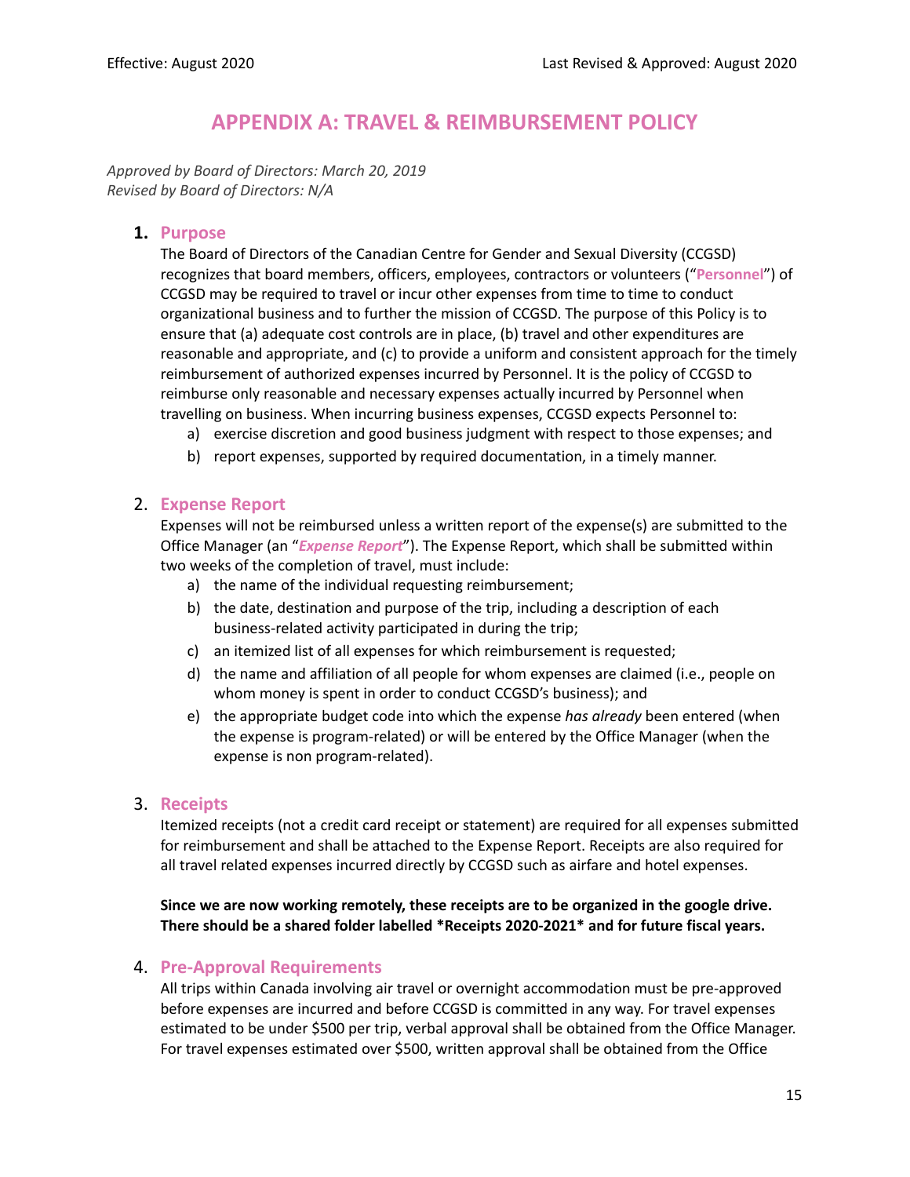Effective: August 2020 | Last Revised & Approved: August 2020

# APPENDIX A: TRAVEL & REIMBURSEMENT POLICY

*Approved by Board of Directors: March 20, 2019*
*Revised by Board of Directors: N/A*

## 1. Purpose

The Board of Directors of the Canadian Centre for Gender and Sexual Diversity (CCGSD) recognizes that board members, officers, employees, contractors or volunteers ("**Personnel**") of CCGSD may be required to travel or incur other expenses from time to time to conduct organizational business and to further the mission of CCGSD. The purpose of this Policy is to ensure that (a) adequate cost controls are in place, (b) travel and other expenditures are reasonable and appropriate, and (c) to provide a uniform and consistent approach for the timely reimbursement of authorized expenses incurred by Personnel. It is the policy of CCGSD to reimburse only reasonable and necessary expenses actually incurred by Personnel when travelling on business. When incurring business expenses, CCGSD expects Personnel to:

a) exercise discretion and good business judgment with respect to those expenses; and
b) report expenses, supported by required documentation, in a timely manner.

## 2. Expense Report

Expenses will not be reimbursed unless a written report of the expense(s) are submitted to the Office Manager (an "***Expense Report***"). The Expense Report, which shall be submitted within two weeks of the completion of travel, must include:

a) the name of the individual requesting reimbursement;
b) the date, destination and purpose of the trip, including a description of each business-related activity participated in during the trip;
c) an itemized list of all expenses for which reimbursement is requested;
d) the name and affiliation of all people for whom expenses are claimed (i.e., people on whom money is spent in order to conduct CCGSD's business); and
e) the appropriate budget code into which the expense *has already* been entered (when the expense is program-related) or will be entered by the Office Manager (when the expense is non program-related).

## 3. Receipts

Itemized receipts (not a credit card receipt or statement) are required for all expenses submitted for reimbursement and shall be attached to the Expense Report. Receipts are also required for all travel related expenses incurred directly by CCGSD such as airfare and hotel expenses.

**Since we are now working remotely, these receipts are to be organized in the google drive. There should be a shared folder labelled *Receipts 2020-2021* and for future fiscal years.**

## 4. Pre-Approval Requirements

All trips within Canada involving air travel or overnight accommodation must be pre-approved before expenses are incurred and before CCGSD is committed in any way. For travel expenses estimated to be under $500 per trip, verbal approval shall be obtained from the Office Manager. For travel expenses estimated over $500, written approval shall be obtained from the Office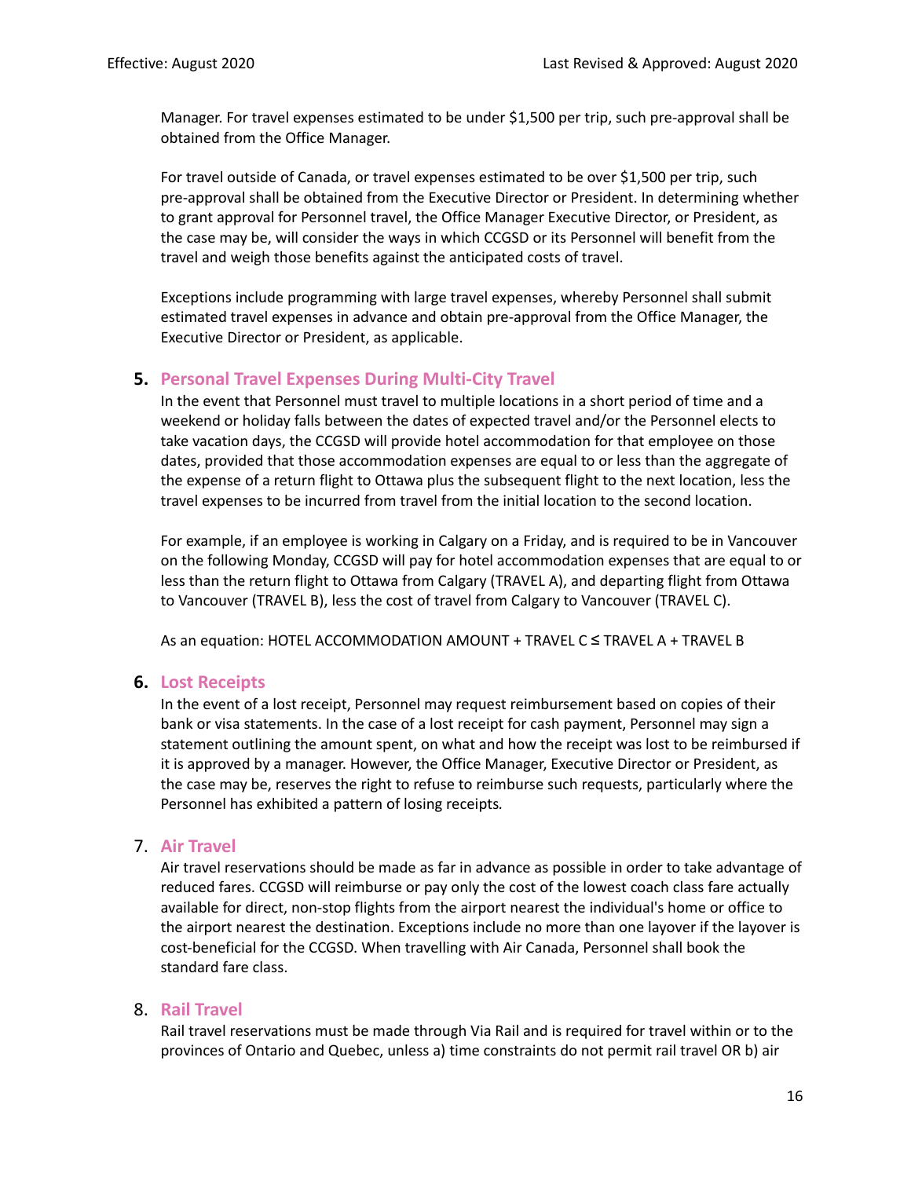Manager. For travel expenses estimated to be under $1,500 per trip, such pre-approval shall be obtained from the Office Manager.

For travel outside of Canada, or travel expenses estimated to be over $1,500 per trip, such pre-approval shall be obtained from the Executive Director or President. In determining whether to grant approval for Personnel travel, the Office Manager Executive Director, or President, as the case may be, will consider the ways in which CCGSD or its Personnel will benefit from the travel and weigh those benefits against the anticipated costs of travel.

Exceptions include programming with large travel expenses, whereby Personnel shall submit estimated travel expenses in advance and obtain pre-approval from the Office Manager, the Executive Director or President, as applicable.

## 5. Personal Travel Expenses During Multi-City Travel

In the event that Personnel must travel to multiple locations in a short period of time and a weekend or holiday falls between the dates of expected travel and/or the Personnel elects to take vacation days, the CCGSD will provide hotel accommodation for that employee on those dates, provided that those accommodation expenses are equal to or less than the aggregate of the expense of a return flight to Ottawa plus the subsequent flight to the next location, less the travel expenses to be incurred from travel from the initial location to the second location.

For example, if an employee is working in Calgary on a Friday, and is required to be in Vancouver on the following Monday, CCGSD will pay for hotel accommodation expenses that are equal to or less than the return flight to Ottawa from Calgary (TRAVEL A), and departing flight from Ottawa to Vancouver (TRAVEL B), less the cost of travel from Calgary to Vancouver (TRAVEL C).

As an equation: HOTEL ACCOMMODATION AMOUNT + TRAVEL C ≤ TRAVEL A + TRAVEL B

## 6. Lost Receipts

In the event of a lost receipt, Personnel may request reimbursement based on copies of their bank or visa statements. In the case of a lost receipt for cash payment, Personnel may sign a statement outlining the amount spent, on what and how the receipt was lost to be reimbursed if it is approved by a manager. However, the Office Manager, Executive Director or President, as the case may be, reserves the right to refuse to reimburse such requests, particularly where the Personnel has exhibited a pattern of losing receipts.

## 7. Air Travel

Air travel reservations should be made as far in advance as possible in order to take advantage of reduced fares. CCGSD will reimburse or pay only the cost of the lowest coach class fare actually available for direct, non-stop flights from the airport nearest the individual's home or office to the airport nearest the destination. Exceptions include no more than one layover if the layover is cost-beneficial for the CCGSD. When travelling with Air Canada, Personnel shall book the standard fare class.

## 8. Rail Travel

Rail travel reservations must be made through Via Rail and is required for travel within or to the provinces of Ontario and Quebec, unless a) time constraints do not permit rail travel OR b) air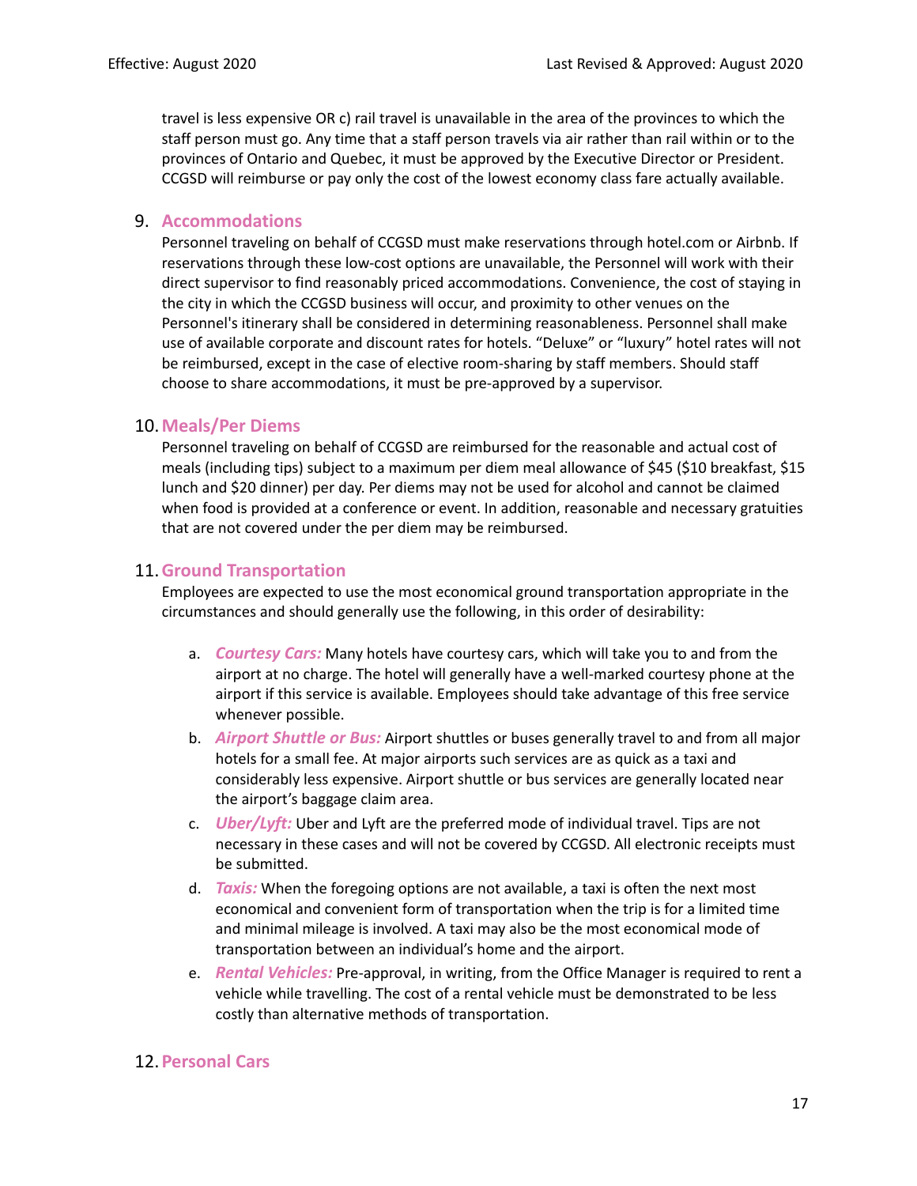travel is less expensive OR c) rail travel is unavailable in the area of the provinces to which the staff person must go. Any time that a staff person travels via air rather than rail within or to the provinces of Ontario and Quebec, it must be approved by the Executive Director or President. CCGSD will reimburse or pay only the cost of the lowest economy class fare actually available.

## 9. Accommodations

Personnel traveling on behalf of CCGSD must make reservations through hotel.com or Airbnb. If reservations through these low-cost options are unavailable, the Personnel will work with their direct supervisor to find reasonably priced accommodations. Convenience, the cost of staying in the city in which the CCGSD business will occur, and proximity to other venues on the Personnel's itinerary shall be considered in determining reasonableness. Personnel shall make use of available corporate and discount rates for hotels. "Deluxe" or "luxury" hotel rates will not be reimbursed, except in the case of elective room-sharing by staff members. Should staff choose to share accommodations, it must be pre-approved by a supervisor.

## 10. Meals/Per Diems

Personnel traveling on behalf of CCGSD are reimbursed for the reasonable and actual cost of meals (including tips) subject to a maximum per diem meal allowance of $45 ($10 breakfast, $15 lunch and $20 dinner) per day. Per diems may not be used for alcohol and cannot be claimed when food is provided at a conference or event. In addition, reasonable and necessary gratuities that are not covered under the per diem may be reimbursed.

## 11. Ground Transportation

Employees are expected to use the most economical ground transportation appropriate in the circumstances and should generally use the following, in this order of desirability:

a. ***Courtesy Cars:*** Many hotels have courtesy cars, which will take you to and from the airport at no charge. The hotel will generally have a well-marked courtesy phone at the airport if this service is available. Employees should take advantage of this free service whenever possible.

b. ***Airport Shuttle or Bus:*** Airport shuttles or buses generally travel to and from all major hotels for a small fee. At major airports such services are as quick as a taxi and considerably less expensive. Airport shuttle or bus services are generally located near the airport's baggage claim area.

c. ***Uber/Lyft:*** Uber and Lyft are the preferred mode of individual travel. Tips are not necessary in these cases and will not be covered by CCGSD. All electronic receipts must be submitted.

d. ***Taxis:*** When the foregoing options are not available, a taxi is often the next most economical and convenient form of transportation when the trip is for a limited time and minimal mileage is involved. A taxi may also be the most economical mode of transportation between an individual's home and the airport.

e. ***Rental Vehicles:*** Pre-approval, in writing, from the Office Manager is required to rent a vehicle while travelling. The cost of a rental vehicle must be demonstrated to be less costly than alternative methods of transportation.

## 12. Personal Cars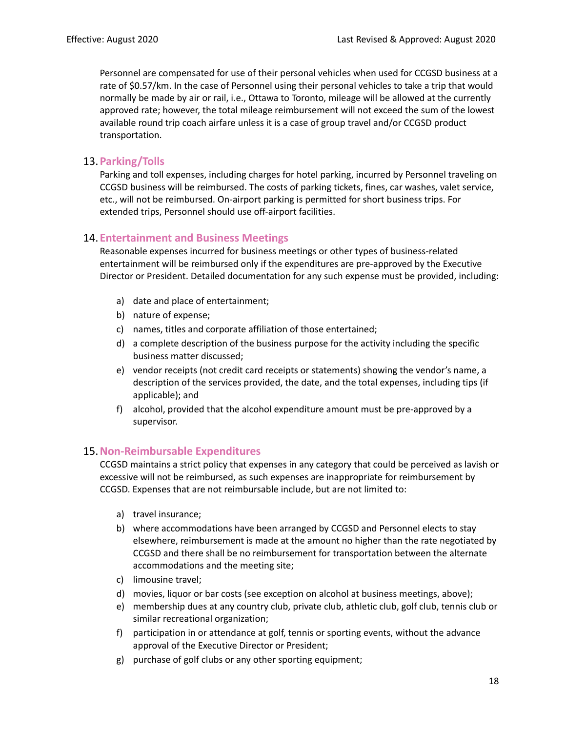Personnel are compensated for use of their personal vehicles when used for CCGSD business at a rate of $0.57/km. In the case of Personnel using their personal vehicles to take a trip that would normally be made by air or rail, i.e., Ottawa to Toronto, mileage will be allowed at the currently approved rate; however, the total mileage reimbursement will not exceed the sum of the lowest available round trip coach airfare unless it is a case of group travel and/or CCGSD product transportation.

## 13. Parking/Tolls

Parking and toll expenses, including charges for hotel parking, incurred by Personnel traveling on CCGSD business will be reimbursed. The costs of parking tickets, fines, car washes, valet service, etc., will not be reimbursed. On-airport parking is permitted for short business trips. For extended trips, Personnel should use off-airport facilities.

## 14. Entertainment and Business Meetings

Reasonable expenses incurred for business meetings or other types of business-related entertainment will be reimbursed only if the expenditures are pre-approved by the Executive Director or President. Detailed documentation for any such expense must be provided, including:

a) date and place of entertainment;
b) nature of expense;
c) names, titles and corporate affiliation of those entertained;
d) a complete description of the business purpose for the activity including the specific business matter discussed;
e) vendor receipts (not credit card receipts or statements) showing the vendor's name, a description of the services provided, the date, and the total expenses, including tips (if applicable); and
f) alcohol, provided that the alcohol expenditure amount must be pre-approved by a supervisor.

## 15. Non-Reimbursable Expenditures

CCGSD maintains a strict policy that expenses in any category that could be perceived as lavish or excessive will not be reimbursed, as such expenses are inappropriate for reimbursement by CCGSD. Expenses that are not reimbursable include, but are not limited to:

a) travel insurance;
b) where accommodations have been arranged by CCGSD and Personnel elects to stay elsewhere, reimbursement is made at the amount no higher than the rate negotiated by CCGSD and there shall be no reimbursement for transportation between the alternate accommodations and the meeting site;
c) limousine travel;
d) movies, liquor or bar costs (see exception on alcohol at business meetings, above);
e) membership dues at any country club, private club, athletic club, golf club, tennis club or similar recreational organization;
f) participation in or attendance at golf, tennis or sporting events, without the advance approval of the Executive Director or President;
g) purchase of golf clubs or any other sporting equipment;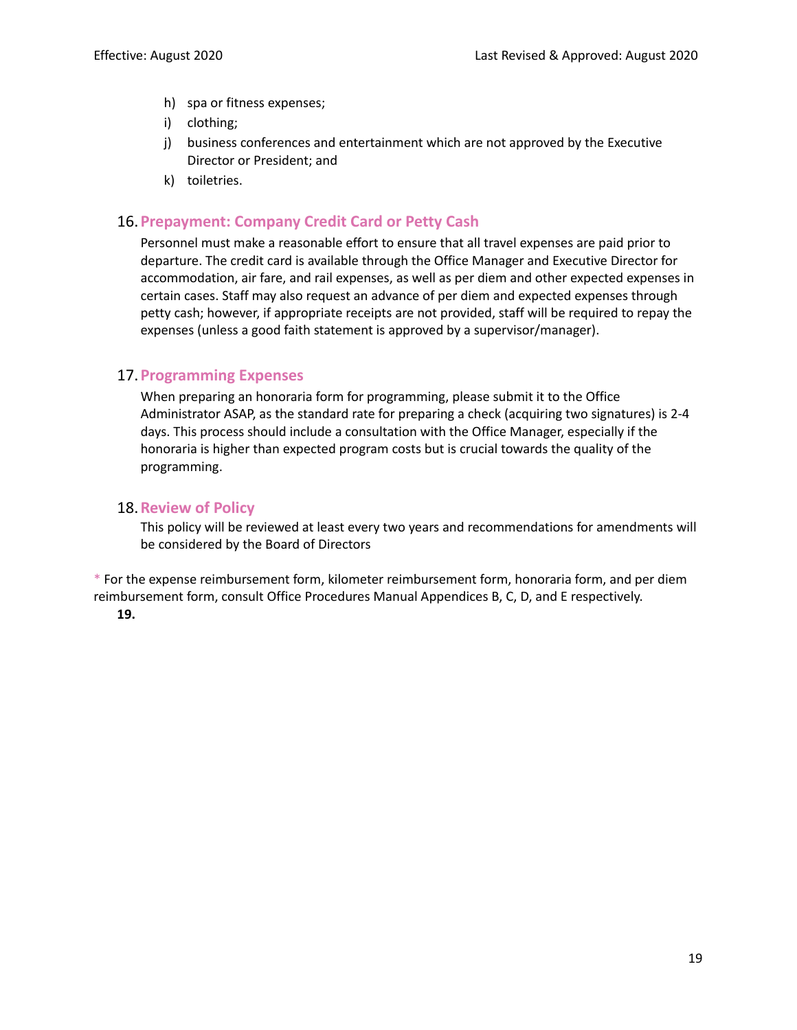h) spa or fitness expenses;
i) clothing;
j) business conferences and entertainment which are not approved by the Executive Director or President; and
k) toiletries.

## 16. Prepayment: Company Credit Card or Petty Cash

Personnel must make a reasonable effort to ensure that all travel expenses are paid prior to departure. The credit card is available through the Office Manager and Executive Director for accommodation, air fare, and rail expenses, as well as per diem and other expected expenses in certain cases. Staff may also request an advance of per diem and expected expenses through petty cash; however, if appropriate receipts are not provided, staff will be required to repay the expenses (unless a good faith statement is approved by a supervisor/manager).

## 17. Programming Expenses

When preparing an honoraria form for programming, please submit it to the Office Administrator ASAP, as the standard rate for preparing a check (acquiring two signatures) is 2-4 days. This process should include a consultation with the Office Manager, especially if the honoraria is higher than expected program costs but is crucial towards the quality of the programming.

## 18. Review of Policy

This policy will be reviewed at least every two years and recommendations for amendments will be considered by the Board of Directors

* For the expense reimbursement form, kilometer reimbursement form, honoraria form, and per diem reimbursement form, consult Office Procedures Manual Appendices B, C, D, and E respectively.

**19.**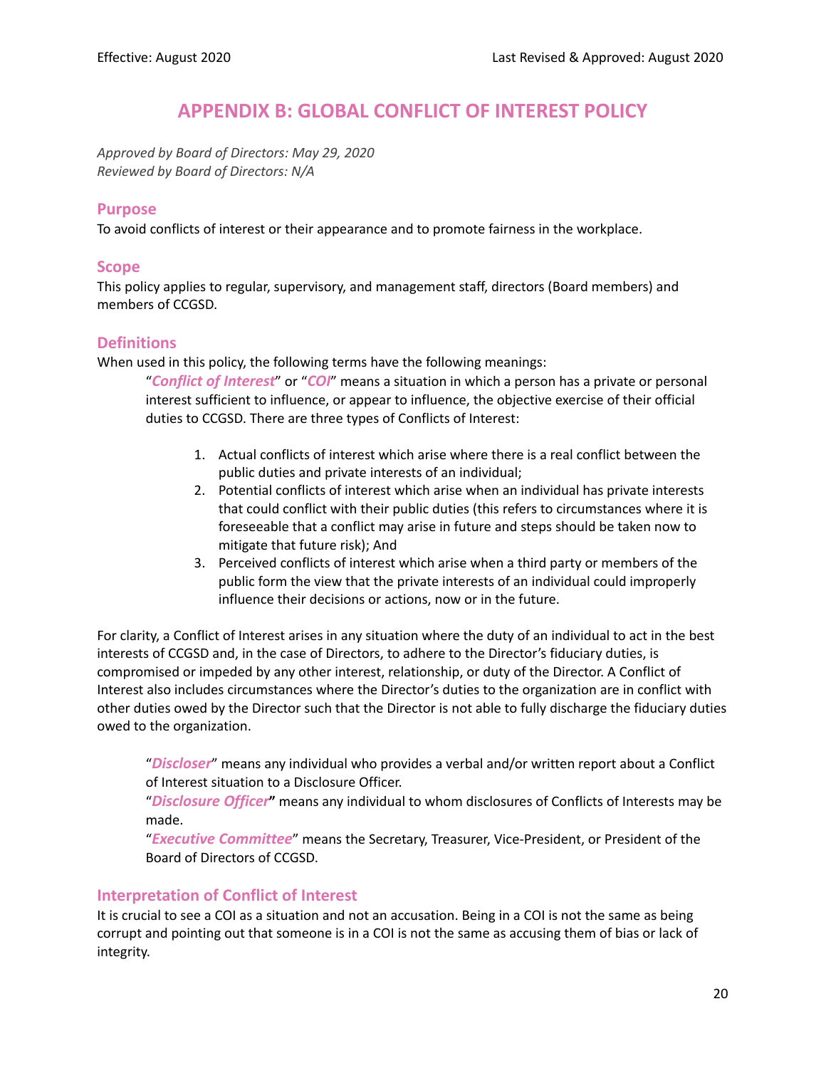# APPENDIX B: GLOBAL CONFLICT OF INTEREST POLICY

*Approved by Board of Directors: May 29, 2020*
*Reviewed by Board of Directors: N/A*

## Purpose

To avoid conflicts of interest or their appearance and to promote fairness in the workplace.

## Scope

This policy applies to regular, supervisory, and management staff, directors (Board members) and members of CCGSD.

## Definitions

When used in this policy, the following terms have the following meanings:

"***Conflict of Interest***" or "***COI***" means a situation in which a person has a private or personal interest sufficient to influence, or appear to influence, the objective exercise of their official duties to CCGSD. There are three types of Conflicts of Interest:

1. Actual conflicts of interest which arise where there is a real conflict between the public duties and private interests of an individual;
2. Potential conflicts of interest which arise when an individual has private interests that could conflict with their public duties (this refers to circumstances where it is foreseeable that a conflict may arise in future and steps should be taken now to mitigate that future risk); And
3. Perceived conflicts of interest which arise when a third party or members of the public form the view that the private interests of an individual could improperly influence their decisions or actions, now or in the future.

For clarity, a Conflict of Interest arises in any situation where the duty of an individual to act in the best interests of CCGSD and, in the case of Directors, to adhere to the Director's fiduciary duties, is compromised or impeded by any other interest, relationship, or duty of the Director. A Conflict of Interest also includes circumstances where the Director's duties to the organization are in conflict with other duties owed by the Director such that the Director is not able to fully discharge the fiduciary duties owed to the organization.

"***Discloser***" means any individual who provides a verbal and/or written report about a Conflict of Interest situation to a Disclosure Officer.

"***Disclosure Officer*"** means any individual to whom disclosures of Conflicts of Interests may be made.

"***Executive Committee***" means the Secretary, Treasurer, Vice-President, or President of the Board of Directors of CCGSD.

## Interpretation of Conflict of Interest

It is crucial to see a COI as a situation and not an accusation. Being in a COI is not the same as being corrupt and pointing out that someone is in a COI is not the same as accusing them of bias or lack of integrity.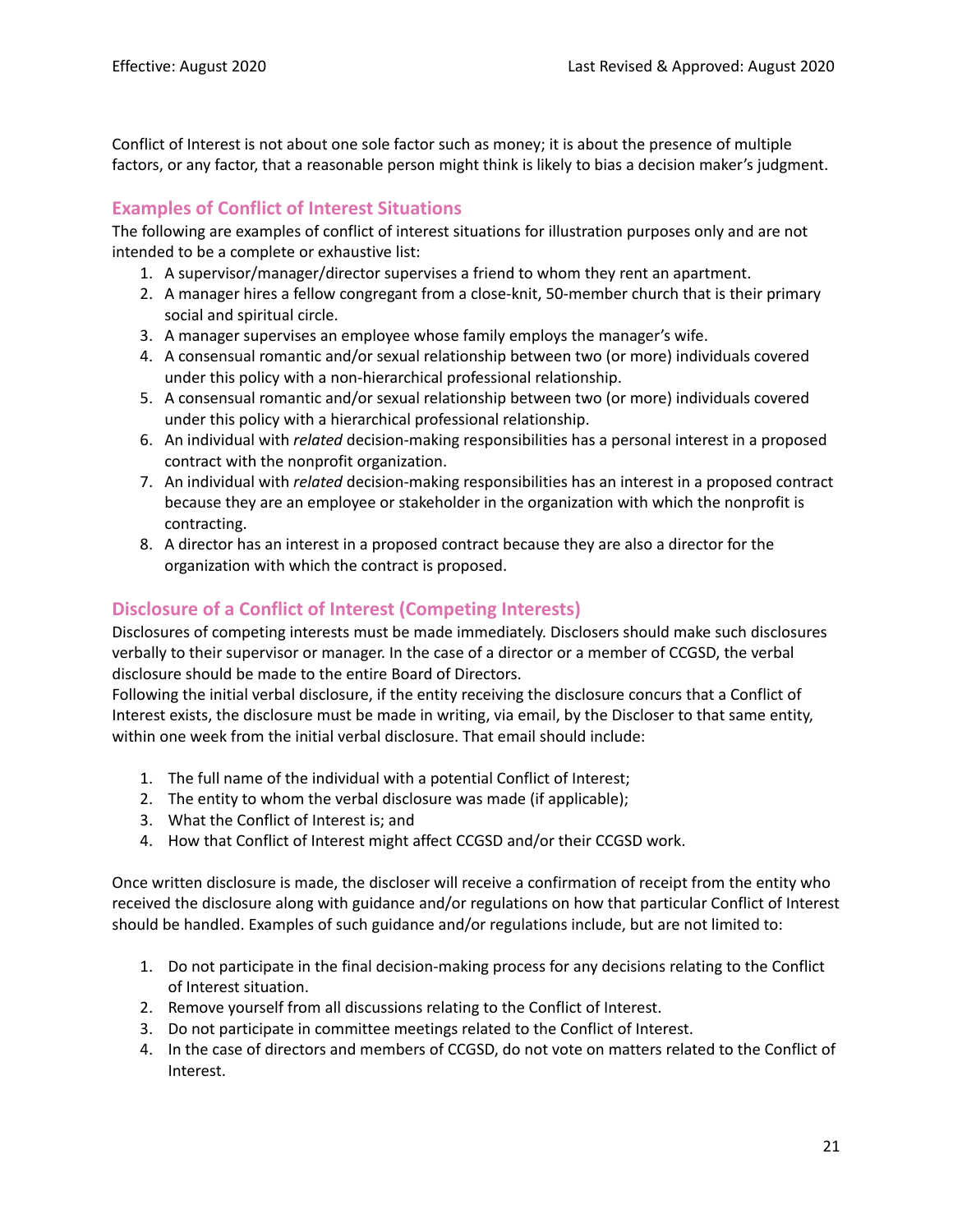Conflict of Interest is not about one sole factor such as money; it is about the presence of multiple factors, or any factor, that a reasonable person might think is likely to bias a decision maker's judgment.

## Examples of Conflict of Interest Situations

The following are examples of conflict of interest situations for illustration purposes only and are not intended to be a complete or exhaustive list:

1. A supervisor/manager/director supervises a friend to whom they rent an apartment.
2. A manager hires a fellow congregant from a close-knit, 50-member church that is their primary social and spiritual circle.
3. A manager supervises an employee whose family employs the manager's wife.
4. A consensual romantic and/or sexual relationship between two (or more) individuals covered under this policy with a non-hierarchical professional relationship.
5. A consensual romantic and/or sexual relationship between two (or more) individuals covered under this policy with a hierarchical professional relationship.
6. An individual with *related* decision-making responsibilities has a personal interest in a proposed contract with the nonprofit organization.
7. An individual with *related* decision-making responsibilities has an interest in a proposed contract because they are an employee or stakeholder in the organization with which the nonprofit is contracting.
8. A director has an interest in a proposed contract because they are also a director for the organization with which the contract is proposed.

## Disclosure of a Conflict of Interest (Competing Interests)

Disclosures of competing interests must be made immediately. Disclosers should make such disclosures verbally to their supervisor or manager. In the case of a director or a member of CCGSD, the verbal disclosure should be made to the entire Board of Directors.

Following the initial verbal disclosure, if the entity receiving the disclosure concurs that a Conflict of Interest exists, the disclosure must be made in writing, via email, by the Discloser to that same entity, within one week from the initial verbal disclosure. That email should include:

1. The full name of the individual with a potential Conflict of Interest;
2. The entity to whom the verbal disclosure was made (if applicable);
3. What the Conflict of Interest is; and
4. How that Conflict of Interest might affect CCGSD and/or their CCGSD work.

Once written disclosure is made, the discloser will receive a confirmation of receipt from the entity who received the disclosure along with guidance and/or regulations on how that particular Conflict of Interest should be handled. Examples of such guidance and/or regulations include, but are not limited to:

1. Do not participate in the final decision-making process for any decisions relating to the Conflict of Interest situation.
2. Remove yourself from all discussions relating to the Conflict of Interest.
3. Do not participate in committee meetings related to the Conflict of Interest.
4. In the case of directors and members of CCGSD, do not vote on matters related to the Conflict of Interest.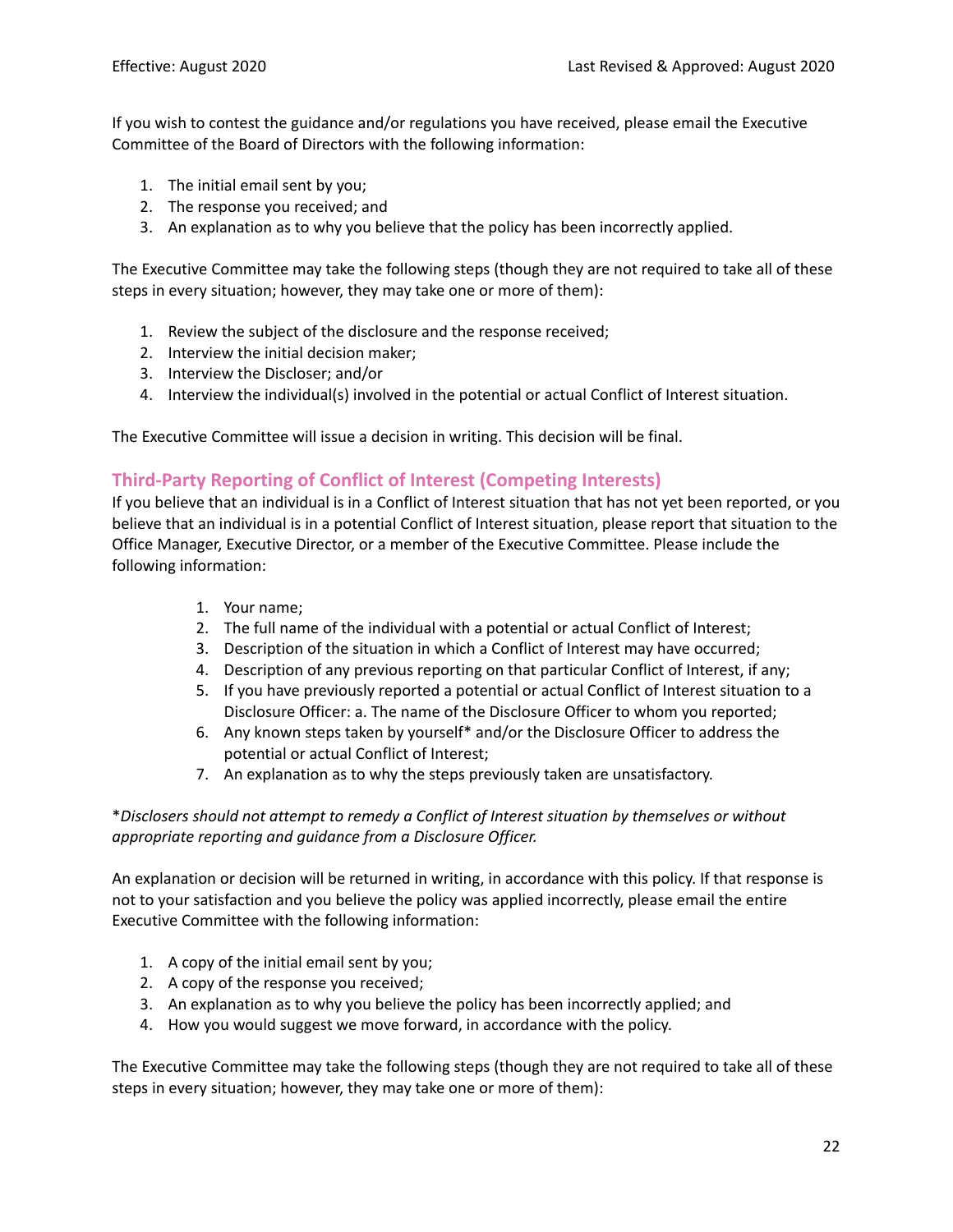If you wish to contest the guidance and/or regulations you have received, please email the Executive Committee of the Board of Directors with the following information:

1. The initial email sent by you;
2. The response you received; and
3. An explanation as to why you believe that the policy has been incorrectly applied.

The Executive Committee may take the following steps (though they are not required to take all of these steps in every situation; however, they may take one or more of them):

1. Review the subject of the disclosure and the response received;
2. Interview the initial decision maker;
3. Interview the Discloser; and/or
4. Interview the individual(s) involved in the potential or actual Conflict of Interest situation.

The Executive Committee will issue a decision in writing. This decision will be final.

## Third-Party Reporting of Conflict of Interest (Competing Interests)

If you believe that an individual is in a Conflict of Interest situation that has not yet been reported, or you believe that an individual is in a potential Conflict of Interest situation, please report that situation to the Office Manager, Executive Director, or a member of the Executive Committee. Please include the following information:

1. Your name;
2. The full name of the individual with a potential or actual Conflict of Interest;
3. Description of the situation in which a Conflict of Interest may have occurred;
4. Description of any previous reporting on that particular Conflict of Interest, if any;
5. If you have previously reported a potential or actual Conflict of Interest situation to a Disclosure Officer: a. The name of the Disclosure Officer to whom you reported;
6. Any known steps taken by yourself* and/or the Disclosure Officer to address the potential or actual Conflict of Interest;
7. An explanation as to why the steps previously taken are unsatisfactory.

**Disclosers should not attempt to remedy a Conflict of Interest situation by themselves or without appropriate reporting and guidance from a Disclosure Officer.*

An explanation or decision will be returned in writing, in accordance with this policy. If that response is not to your satisfaction and you believe the policy was applied incorrectly, please email the entire Executive Committee with the following information:

1. A copy of the initial email sent by you;
2. A copy of the response you received;
3. An explanation as to why you believe the policy has been incorrectly applied; and
4. How you would suggest we move forward, in accordance with the policy.

The Executive Committee may take the following steps (though they are not required to take all of these steps in every situation; however, they may take one or more of them):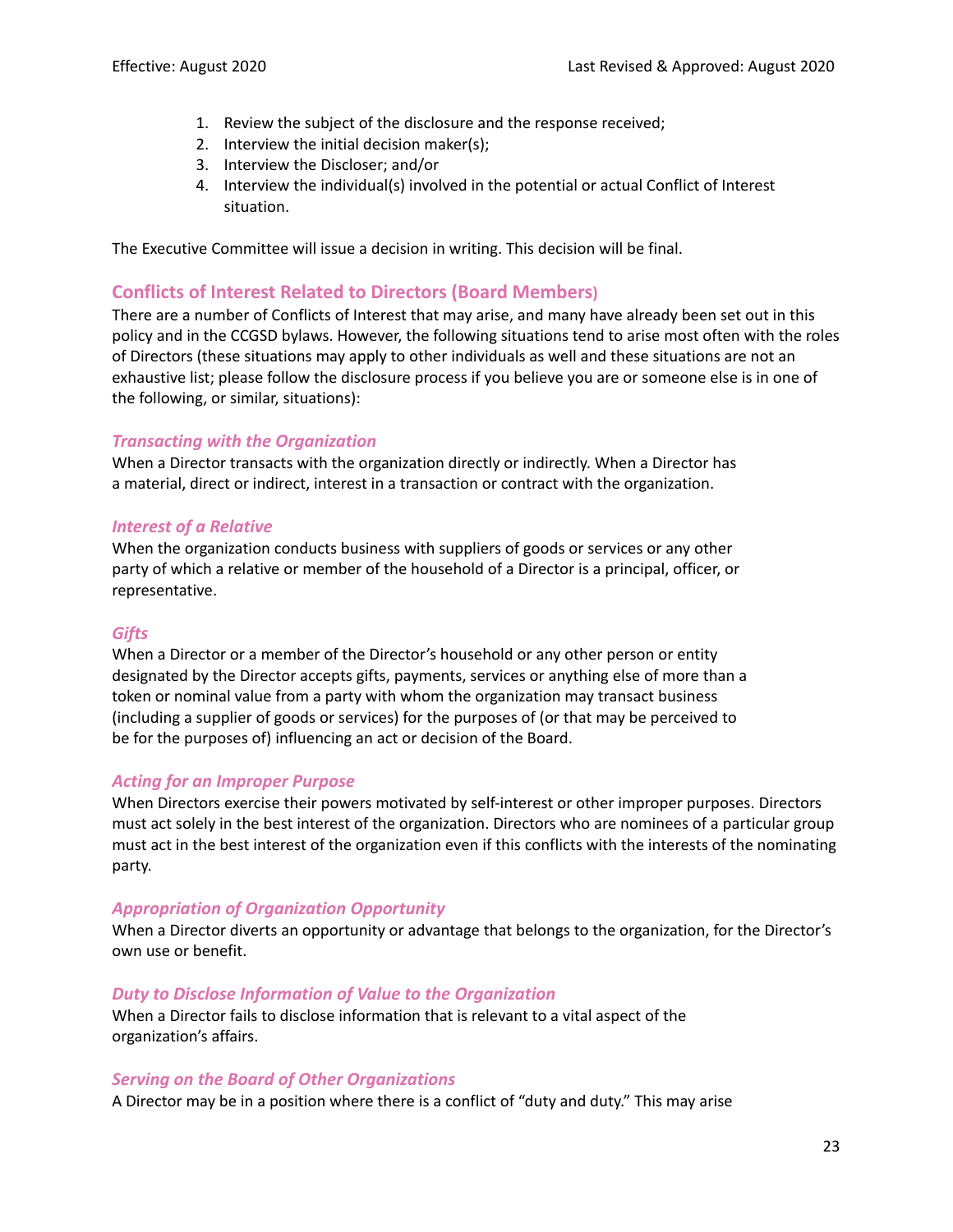1. Review the subject of the disclosure and the response received;
2. Interview the initial decision maker(s);
3. Interview the Discloser; and/or
4. Interview the individual(s) involved in the potential or actual Conflict of Interest situation.

The Executive Committee will issue a decision in writing. This decision will be final.

## Conflicts of Interest Related to Directors (Board Members)

There are a number of Conflicts of Interest that may arise, and many have already been set out in this policy and in the CCGSD bylaws. However, the following situations tend to arise most often with the roles of Directors (these situations may apply to other individuals as well and these situations are not an exhaustive list; please follow the disclosure process if you believe you are or someone else is in one of the following, or similar, situations):

### *Transacting with the Organization*

When a Director transacts with the organization directly or indirectly. When a Director has a material, direct or indirect, interest in a transaction or contract with the organization.

### *Interest of a Relative*

When the organization conducts business with suppliers of goods or services or any other party of which a relative or member of the household of a Director is a principal, officer, or representative.

### *Gifts*

When a Director or a member of the Director's household or any other person or entity designated by the Director accepts gifts, payments, services or anything else of more than a token or nominal value from a party with whom the organization may transact business (including a supplier of goods or services) for the purposes of (or that may be perceived to be for the purposes of) influencing an act or decision of the Board.

### *Acting for an Improper Purpose*

When Directors exercise their powers motivated by self-interest or other improper purposes. Directors must act solely in the best interest of the organization. Directors who are nominees of a particular group must act in the best interest of the organization even if this conflicts with the interests of the nominating party.

### *Appropriation of Organization Opportunity*

When a Director diverts an opportunity or advantage that belongs to the organization, for the Director's own use or benefit.

### *Duty to Disclose Information of Value to the Organization*

When a Director fails to disclose information that is relevant to a vital aspect of the organization's affairs.

### *Serving on the Board of Other Organizations*

A Director may be in a position where there is a conflict of "duty and duty." This may arise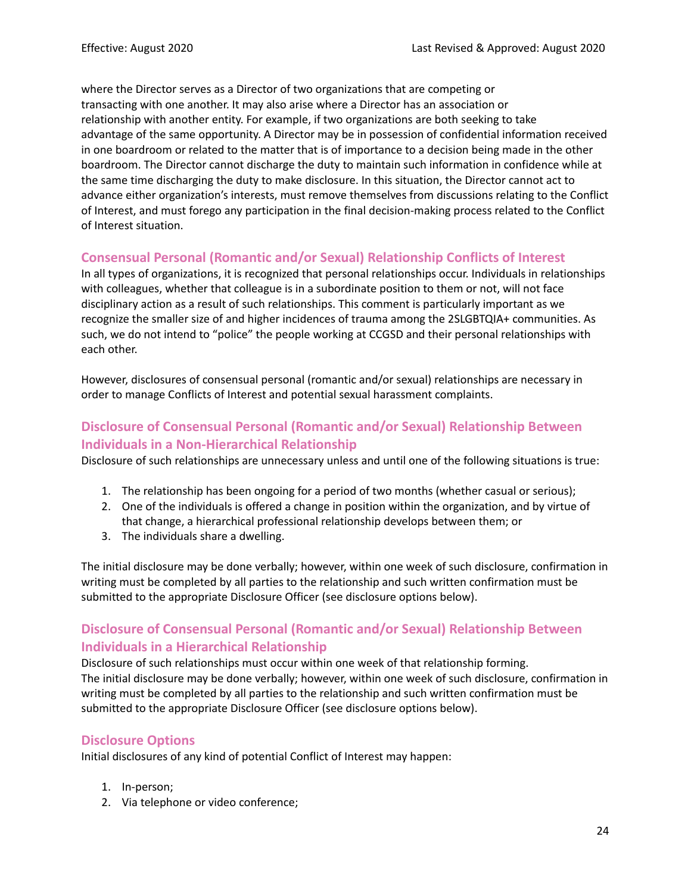where the Director serves as a Director of two organizations that are competing or transacting with one another. It may also arise where a Director has an association or relationship with another entity. For example, if two organizations are both seeking to take advantage of the same opportunity. A Director may be in possession of confidential information received in one boardroom or related to the matter that is of importance to a decision being made in the other boardroom. The Director cannot discharge the duty to maintain such information in confidence while at the same time discharging the duty to make disclosure. In this situation, the Director cannot act to advance either organization's interests, must remove themselves from discussions relating to the Conflict of Interest, and must forego any participation in the final decision-making process related to the Conflict of Interest situation.

### Consensual Personal (Romantic and/or Sexual) Relationship Conflicts of Interest

In all types of organizations, it is recognized that personal relationships occur. Individuals in relationships with colleagues, whether that colleague is in a subordinate position to them or not, will not face disciplinary action as a result of such relationships. This comment is particularly important as we recognize the smaller size of and higher incidences of trauma among the 2SLGBTQIA+ communities. As such, we do not intend to "police" the people working at CCGSD and their personal relationships with each other.

However, disclosures of consensual personal (romantic and/or sexual) relationships are necessary in order to manage Conflicts of Interest and potential sexual harassment complaints.

### Disclosure of Consensual Personal (Romantic and/or Sexual) Relationship Between Individuals in a Non-Hierarchical Relationship

Disclosure of such relationships are unnecessary unless and until one of the following situations is true:

1. The relationship has been ongoing for a period of two months (whether casual or serious);
2. One of the individuals is offered a change in position within the organization, and by virtue of that change, a hierarchical professional relationship develops between them; or
3. The individuals share a dwelling.

The initial disclosure may be done verbally; however, within one week of such disclosure, confirmation in writing must be completed by all parties to the relationship and such written confirmation must be submitted to the appropriate Disclosure Officer (see disclosure options below).

### Disclosure of Consensual Personal (Romantic and/or Sexual) Relationship Between Individuals in a Hierarchical Relationship

Disclosure of such relationships must occur within one week of that relationship forming. The initial disclosure may be done verbally; however, within one week of such disclosure, confirmation in writing must be completed by all parties to the relationship and such written confirmation must be submitted to the appropriate Disclosure Officer (see disclosure options below).

### Disclosure Options

Initial disclosures of any kind of potential Conflict of Interest may happen:

1. In-person;
2. Via telephone or video conference;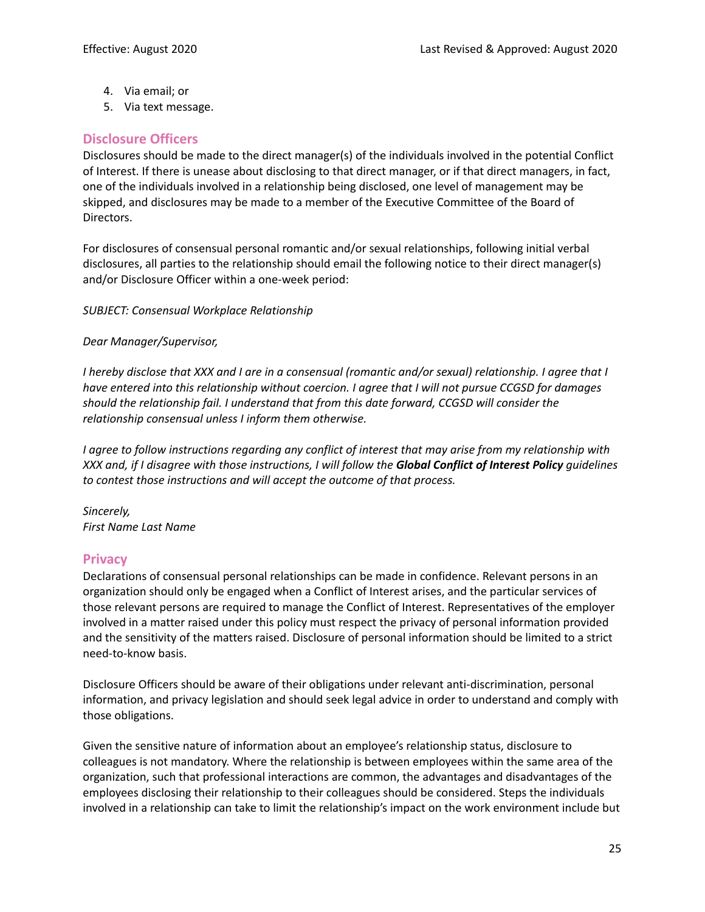4. Via email; or
5. Via text message.

## Disclosure Officers

Disclosures should be made to the direct manager(s) of the individuals involved in the potential Conflict of Interest. If there is unease about disclosing to that direct manager, or if that direct managers, in fact, one of the individuals involved in a relationship being disclosed, one level of management may be skipped, and disclosures may be made to a member of the Executive Committee of the Board of Directors.

For disclosures of consensual personal romantic and/or sexual relationships, following initial verbal disclosures, all parties to the relationship should email the following notice to their direct manager(s) and/or Disclosure Officer within a one-week period:

*SUBJECT: Consensual Workplace Relationship*

*Dear Manager/Supervisor,*

*I hereby disclose that XXX and I are in a consensual (romantic and/or sexual) relationship. I agree that I have entered into this relationship without coercion. I agree that I will not pursue CCGSD for damages should the relationship fail. I understand that from this date forward, CCGSD will consider the relationship consensual unless I inform them otherwise.*

*I agree to follow instructions regarding any conflict of interest that may arise from my relationship with XXX and, if I disagree with those instructions, I will follow the **Global Conflict of Interest Policy** guidelines to contest those instructions and will accept the outcome of that process.*

*Sincerely,*
*First Name Last Name*

## Privacy

Declarations of consensual personal relationships can be made in confidence. Relevant persons in an organization should only be engaged when a Conflict of Interest arises, and the particular services of those relevant persons are required to manage the Conflict of Interest. Representatives of the employer involved in a matter raised under this policy must respect the privacy of personal information provided and the sensitivity of the matters raised. Disclosure of personal information should be limited to a strict need-to-know basis.

Disclosure Officers should be aware of their obligations under relevant anti-discrimination, personal information, and privacy legislation and should seek legal advice in order to understand and comply with those obligations.

Given the sensitive nature of information about an employee's relationship status, disclosure to colleagues is not mandatory. Where the relationship is between employees within the same area of the organization, such that professional interactions are common, the advantages and disadvantages of the employees disclosing their relationship to their colleagues should be considered. Steps the individuals involved in a relationship can take to limit the relationship's impact on the work environment include but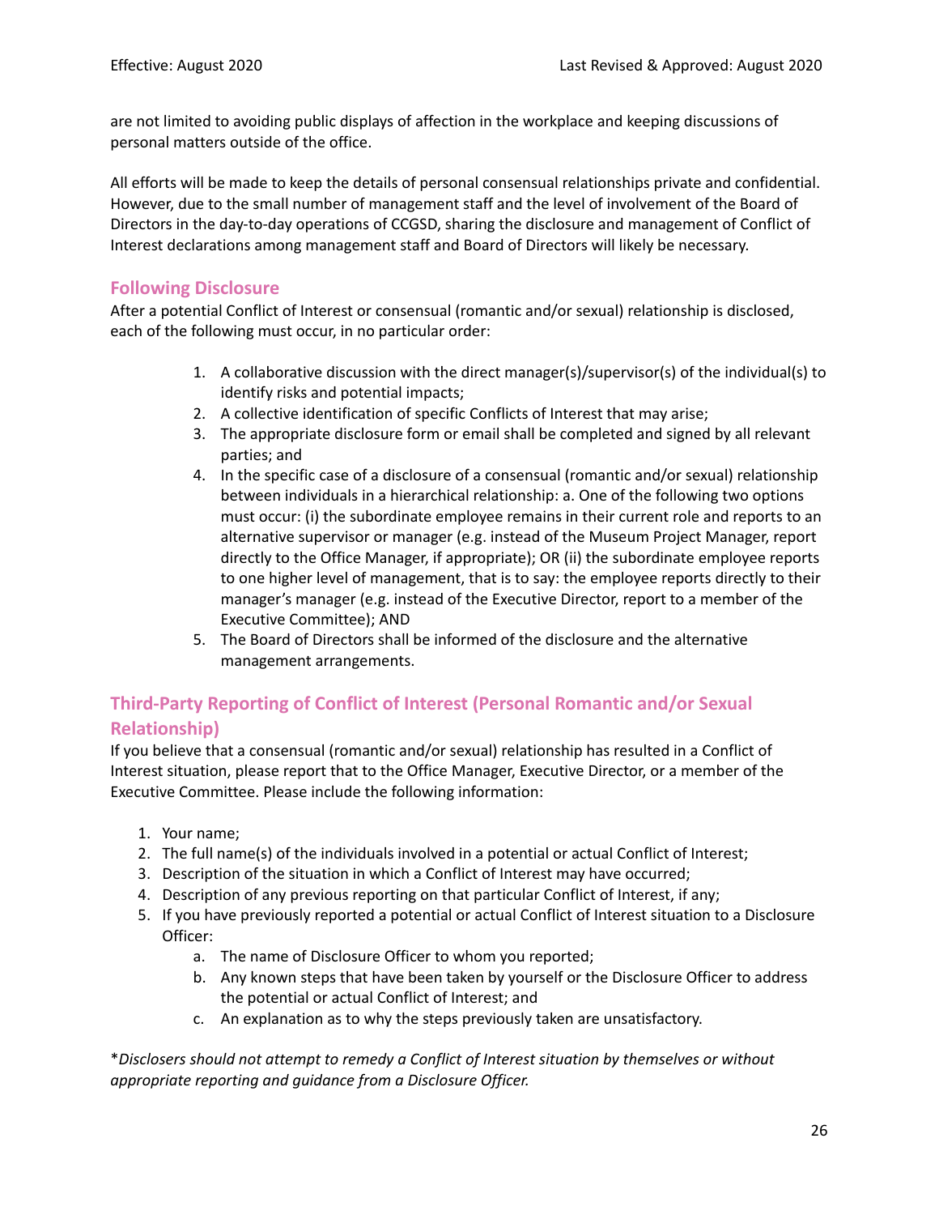are not limited to avoiding public displays of affection in the workplace and keeping discussions of personal matters outside of the office.

All efforts will be made to keep the details of personal consensual relationships private and confidential. However, due to the small number of management staff and the level of involvement of the Board of Directors in the day-to-day operations of CCGSD, sharing the disclosure and management of Conflict of Interest declarations among management staff and Board of Directors will likely be necessary.

## Following Disclosure

After a potential Conflict of Interest or consensual (romantic and/or sexual) relationship is disclosed, each of the following must occur, in no particular order:

1. A collaborative discussion with the direct manager(s)/supervisor(s) of the individual(s) to identify risks and potential impacts;
2. A collective identification of specific Conflicts of Interest that may arise;
3. The appropriate disclosure form or email shall be completed and signed by all relevant parties; and
4. In the specific case of a disclosure of a consensual (romantic and/or sexual) relationship between individuals in a hierarchical relationship: a. One of the following two options must occur: (i) the subordinate employee remains in their current role and reports to an alternative supervisor or manager (e.g. instead of the Museum Project Manager, report directly to the Office Manager, if appropriate); OR (ii) the subordinate employee reports to one higher level of management, that is to say: the employee reports directly to their manager's manager (e.g. instead of the Executive Director, report to a member of the Executive Committee); AND
5. The Board of Directors shall be informed of the disclosure and the alternative management arrangements.

## Third-Party Reporting of Conflict of Interest (Personal Romantic and/or Sexual Relationship)

If you believe that a consensual (romantic and/or sexual) relationship has resulted in a Conflict of Interest situation, please report that to the Office Manager, Executive Director, or a member of the Executive Committee. Please include the following information:

1. Your name;
2. The full name(s) of the individuals involved in a potential or actual Conflict of Interest;
3. Description of the situation in which a Conflict of Interest may have occurred;
4. Description of any previous reporting on that particular Conflict of Interest, if any;
5. If you have previously reported a potential or actual Conflict of Interest situation to a Disclosure Officer:
    a. The name of Disclosure Officer to whom you reported;
    b. Any known steps that have been taken by yourself or the Disclosure Officer to address the potential or actual Conflict of Interest; and
    c. An explanation as to why the steps previously taken are unsatisfactory.

**Disclosers should not attempt to remedy a Conflict of Interest situation by themselves or without appropriate reporting and guidance from a Disclosure Officer.*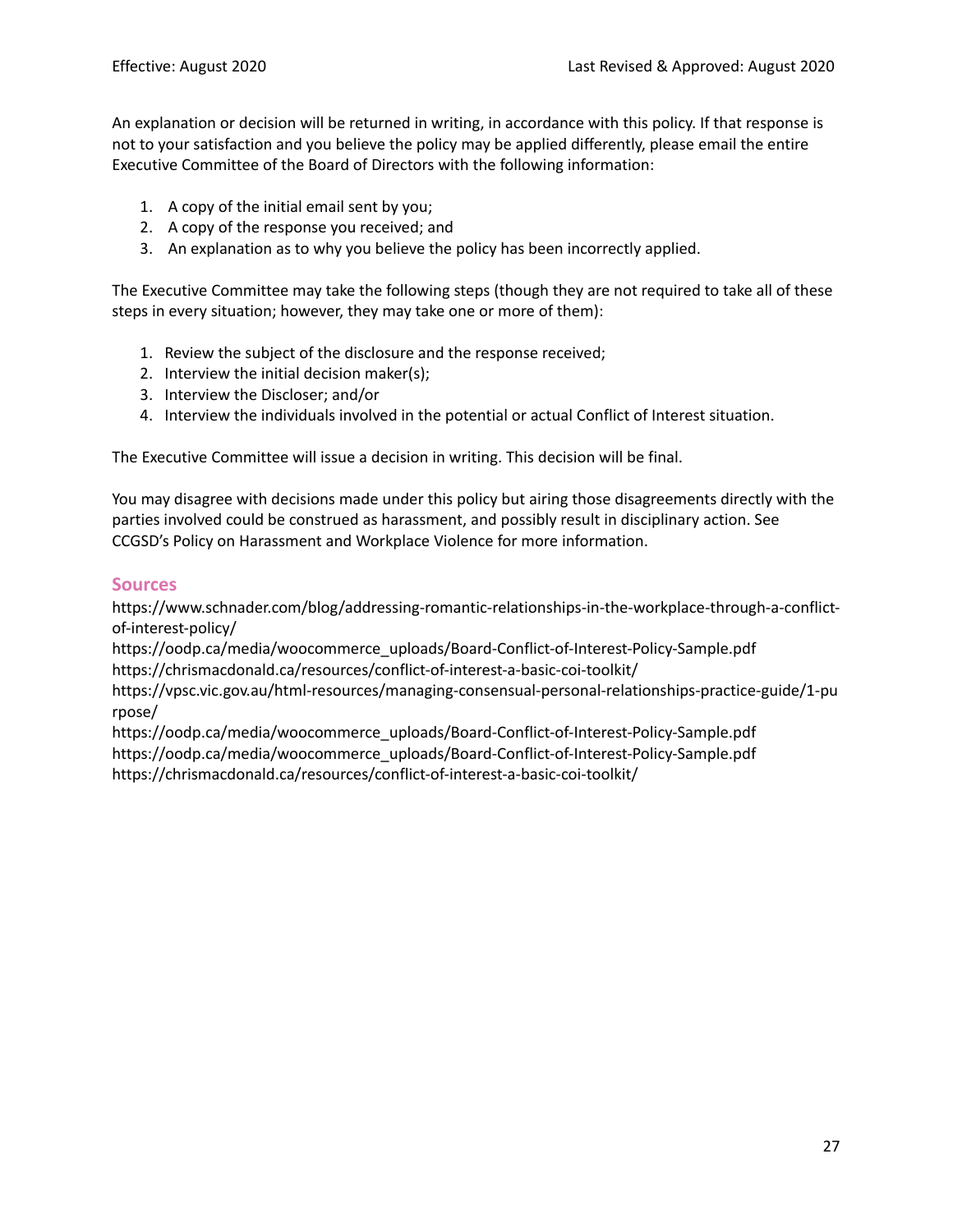An explanation or decision will be returned in writing, in accordance with this policy. If that response is not to your satisfaction and you believe the policy may be applied differently, please email the entire Executive Committee of the Board of Directors with the following information:

1. A copy of the initial email sent by you;
2. A copy of the response you received; and
3. An explanation as to why you believe the policy has been incorrectly applied.

The Executive Committee may take the following steps (though they are not required to take all of these steps in every situation; however, they may take one or more of them):

1. Review the subject of the disclosure and the response received;
2. Interview the initial decision maker(s);
3. Interview the Discloser; and/or
4. Interview the individuals involved in the potential or actual Conflict of Interest situation.

The Executive Committee will issue a decision in writing. This decision will be final.

You may disagree with decisions made under this policy but airing those disagreements directly with the parties involved could be construed as harassment, and possibly result in disciplinary action. See CCGSD's Policy on Harassment and Workplace Violence for more information.

## Sources

https://www.schnader.com/blog/addressing-romantic-relationships-in-the-workplace-through-a-conflict-of-interest-policy/
https://oodp.ca/media/woocommerce_uploads/Board-Conflict-of-Interest-Policy-Sample.pdf
https://chrismacdonald.ca/resources/conflict-of-interest-a-basic-coi-toolkit/
https://vpsc.vic.gov.au/html-resources/managing-consensual-personal-relationships-practice-guide/1-purpose/
https://oodp.ca/media/woocommerce_uploads/Board-Conflict-of-Interest-Policy-Sample.pdf
https://oodp.ca/media/woocommerce_uploads/Board-Conflict-of-Interest-Policy-Sample.pdf
https://chrismacdonald.ca/resources/conflict-of-interest-a-basic-coi-toolkit/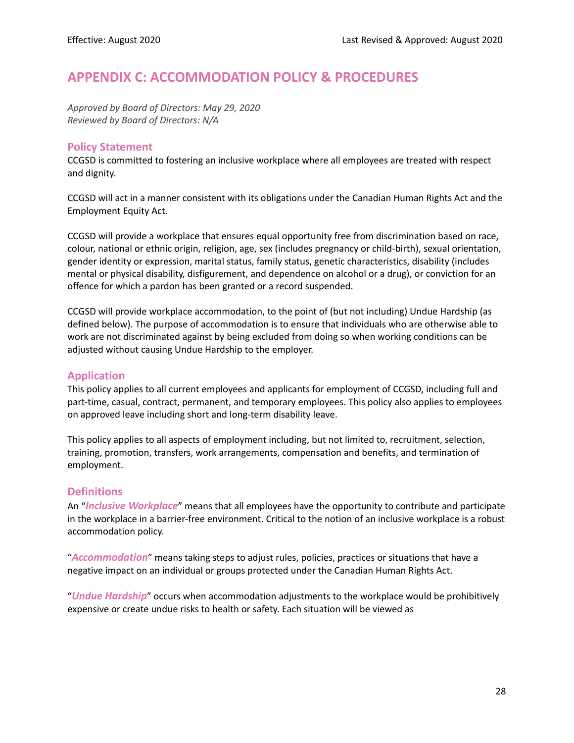Effective: August 2020 | Last Revised & Approved: August 2020

# APPENDIX C: ACCOMMODATION POLICY & PROCEDURES

*Approved by Board of Directors: May 29, 2020*
*Reviewed by Board of Directors: N/A*

## Policy Statement

CCGSD is committed to fostering an inclusive workplace where all employees are treated with respect and dignity.

CCGSD will act in a manner consistent with its obligations under the Canadian Human Rights Act and the Employment Equity Act.

CCGSD will provide a workplace that ensures equal opportunity free from discrimination based on race, colour, national or ethnic origin, religion, age, sex (includes pregnancy or child-birth), sexual orientation, gender identity or expression, marital status, family status, genetic characteristics, disability (includes mental or physical disability, disfigurement, and dependence on alcohol or a drug), or conviction for an offence for which a pardon has been granted or a record suspended.

CCGSD will provide workplace accommodation, to the point of (but not including) Undue Hardship (as defined below). The purpose of accommodation is to ensure that individuals who are otherwise able to work are not discriminated against by being excluded from doing so when working conditions can be adjusted without causing Undue Hardship to the employer.

## Application

This policy applies to all current employees and applicants for employment of CCGSD, including full and part-time, casual, contract, permanent, and temporary employees. This policy also applies to employees on approved leave including short and long-term disability leave.

This policy applies to all aspects of employment including, but not limited to, recruitment, selection, training, promotion, transfers, work arrangements, compensation and benefits, and termination of employment.

## Definitions

An "***Inclusive Workplace***" means that all employees have the opportunity to contribute and participate in the workplace in a barrier-free environment. Critical to the notion of an inclusive workplace is a robust accommodation policy.

"***Accommodation***" means taking steps to adjust rules, policies, practices or situations that have a negative impact on an individual or groups protected under the Canadian Human Rights Act.

"***Undue Hardship***" occurs when accommodation adjustments to the workplace would be prohibitively expensive or create undue risks to health or safety. Each situation will be viewed as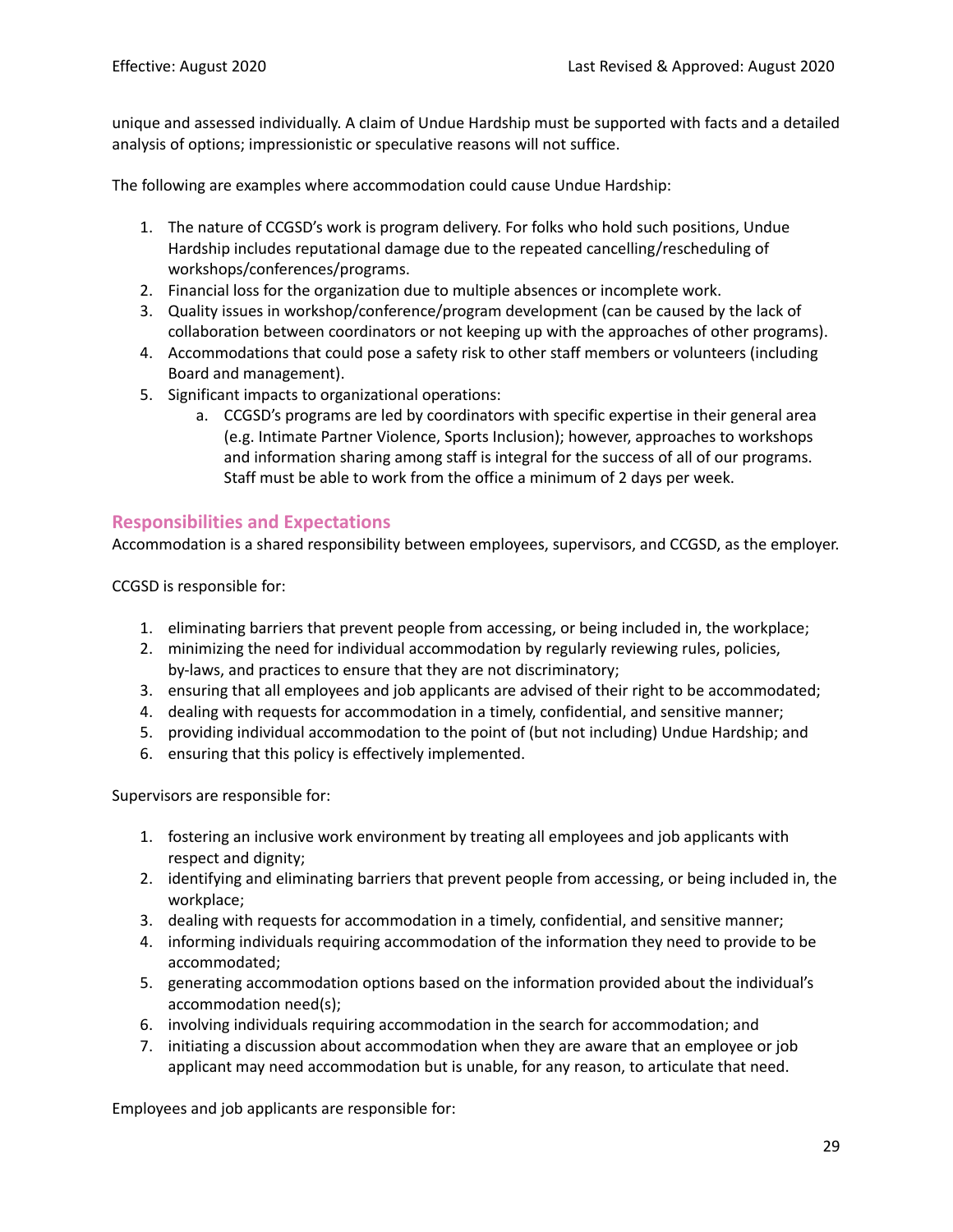unique and assessed individually. A claim of Undue Hardship must be supported with facts and a detailed analysis of options; impressionistic or speculative reasons will not suffice.

The following are examples where accommodation could cause Undue Hardship:

1. The nature of CCGSD's work is program delivery. For folks who hold such positions, Undue Hardship includes reputational damage due to the repeated cancelling/rescheduling of workshops/conferences/programs.
2. Financial loss for the organization due to multiple absences or incomplete work.
3. Quality issues in workshop/conference/program development (can be caused by the lack of collaboration between coordinators or not keeping up with the approaches of other programs).
4. Accommodations that could pose a safety risk to other staff members or volunteers (including Board and management).
5. Significant impacts to organizational operations:
    a. CCGSD's programs are led by coordinators with specific expertise in their general area (e.g. Intimate Partner Violence, Sports Inclusion); however, approaches to workshops and information sharing among staff is integral for the success of all of our programs. Staff must be able to work from the office a minimum of 2 days per week.

## Responsibilities and Expectations

Accommodation is a shared responsibility between employees, supervisors, and CCGSD, as the employer.

CCGSD is responsible for:

1. eliminating barriers that prevent people from accessing, or being included in, the workplace;
2. minimizing the need for individual accommodation by regularly reviewing rules, policies, by-laws, and practices to ensure that they are not discriminatory;
3. ensuring that all employees and job applicants are advised of their right to be accommodated;
4. dealing with requests for accommodation in a timely, confidential, and sensitive manner;
5. providing individual accommodation to the point of (but not including) Undue Hardship; and
6. ensuring that this policy is effectively implemented.

Supervisors are responsible for:

1. fostering an inclusive work environment by treating all employees and job applicants with respect and dignity;
2. identifying and eliminating barriers that prevent people from accessing, or being included in, the workplace;
3. dealing with requests for accommodation in a timely, confidential, and sensitive manner;
4. informing individuals requiring accommodation of the information they need to provide to be accommodated;
5. generating accommodation options based on the information provided about the individual's accommodation need(s);
6. involving individuals requiring accommodation in the search for accommodation; and
7. initiating a discussion about accommodation when they are aware that an employee or job applicant may need accommodation but is unable, for any reason, to articulate that need.

Employees and job applicants are responsible for: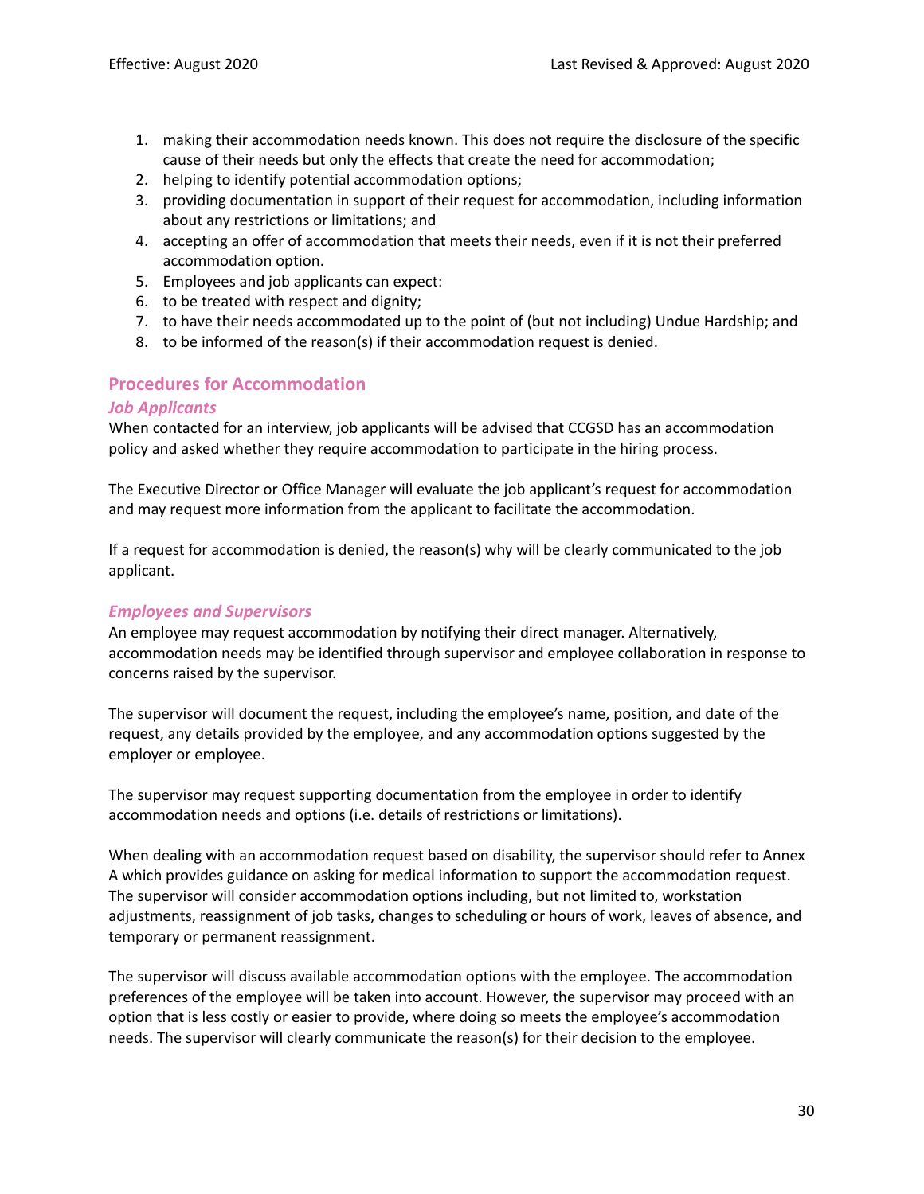1. making their accommodation needs known. This does not require the disclosure of the specific cause of their needs but only the effects that create the need for accommodation;
2. helping to identify potential accommodation options;
3. providing documentation in support of their request for accommodation, including information about any restrictions or limitations; and
4. accepting an offer of accommodation that meets their needs, even if it is not their preferred accommodation option.
5. Employees and job applicants can expect:
6. to be treated with respect and dignity;
7. to have their needs accommodated up to the point of (but not including) Undue Hardship; and
8. to be informed of the reason(s) if their accommodation request is denied.

## Procedures for Accommodation

### *Job Applicants*

When contacted for an interview, job applicants will be advised that CCGSD has an accommodation policy and asked whether they require accommodation to participate in the hiring process.

The Executive Director or Office Manager will evaluate the job applicant's request for accommodation and may request more information from the applicant to facilitate the accommodation.

If a request for accommodation is denied, the reason(s) why will be clearly communicated to the job applicant.

### *Employees and Supervisors*

An employee may request accommodation by notifying their direct manager. Alternatively, accommodation needs may be identified through supervisor and employee collaboration in response to concerns raised by the supervisor.

The supervisor will document the request, including the employee's name, position, and date of the request, any details provided by the employee, and any accommodation options suggested by the employer or employee.

The supervisor may request supporting documentation from the employee in order to identify accommodation needs and options (i.e. details of restrictions or limitations).

When dealing with an accommodation request based on disability, the supervisor should refer to Annex A which provides guidance on asking for medical information to support the accommodation request. The supervisor will consider accommodation options including, but not limited to, workstation adjustments, reassignment of job tasks, changes to scheduling or hours of work, leaves of absence, and temporary or permanent reassignment.

The supervisor will discuss available accommodation options with the employee. The accommodation preferences of the employee will be taken into account. However, the supervisor may proceed with an option that is less costly or easier to provide, where doing so meets the employee's accommodation needs. The supervisor will clearly communicate the reason(s) for their decision to the employee.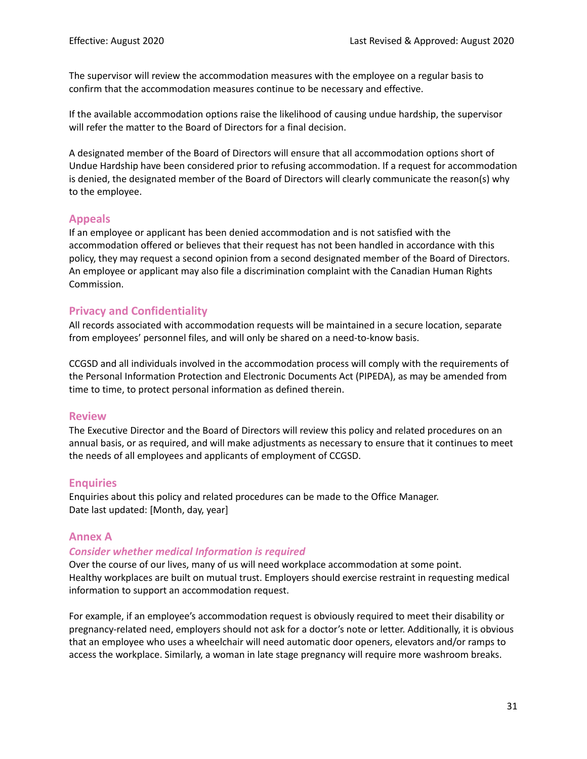The supervisor will review the accommodation measures with the employee on a regular basis to confirm that the accommodation measures continue to be necessary and effective.

If the available accommodation options raise the likelihood of causing undue hardship, the supervisor will refer the matter to the Board of Directors for a final decision.

A designated member of the Board of Directors will ensure that all accommodation options short of Undue Hardship have been considered prior to refusing accommodation. If a request for accommodation is denied, the designated member of the Board of Directors will clearly communicate the reason(s) why to the employee.

## Appeals

If an employee or applicant has been denied accommodation and is not satisfied with the accommodation offered or believes that their request has not been handled in accordance with this policy, they may request a second opinion from a second designated member of the Board of Directors. An employee or applicant may also file a discrimination complaint with the Canadian Human Rights Commission.

## Privacy and Confidentiality

All records associated with accommodation requests will be maintained in a secure location, separate from employees' personnel files, and will only be shared on a need-to-know basis.

CCGSD and all individuals involved in the accommodation process will comply with the requirements of the Personal Information Protection and Electronic Documents Act (PIPEDA), as may be amended from time to time, to protect personal information as defined therein.

## Review

The Executive Director and the Board of Directors will review this policy and related procedures on an annual basis, or as required, and will make adjustments as necessary to ensure that it continues to meet the needs of all employees and applicants of employment of CCGSD.

## Enquiries

Enquiries about this policy and related procedures can be made to the Office Manager.
Date last updated: [Month, day, year]

## Annex A

### *Consider whether medical Information is required*

Over the course of our lives, many of us will need workplace accommodation at some point. Healthy workplaces are built on mutual trust. Employers should exercise restraint in requesting medical information to support an accommodation request.

For example, if an employee's accommodation request is obviously required to meet their disability or pregnancy-related need, employers should not ask for a doctor's note or letter. Additionally, it is obvious that an employee who uses a wheelchair will need automatic door openers, elevators and/or ramps to access the workplace. Similarly, a woman in late stage pregnancy will require more washroom breaks.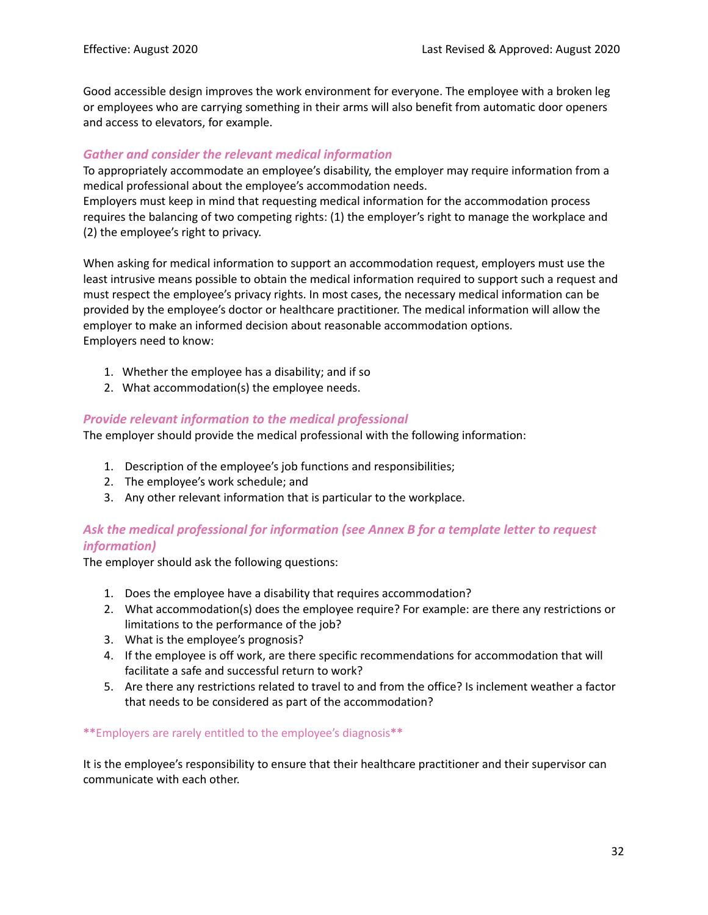Good accessible design improves the work environment for everyone. The employee with a broken leg or employees who are carrying something in their arms will also benefit from automatic door openers and access to elevators, for example.

### *Gather and consider the relevant medical information*

To appropriately accommodate an employee's disability, the employer may require information from a medical professional about the employee's accommodation needs.
Employers must keep in mind that requesting medical information for the accommodation process requires the balancing of two competing rights: (1) the employer's right to manage the workplace and (2) the employee's right to privacy.

When asking for medical information to support an accommodation request, employers must use the least intrusive means possible to obtain the medical information required to support such a request and must respect the employee's privacy rights. In most cases, the necessary medical information can be provided by the employee's doctor or healthcare practitioner. The medical information will allow the employer to make an informed decision about reasonable accommodation options.
Employers need to know:

1. Whether the employee has a disability; and if so
2. What accommodation(s) the employee needs.

### *Provide relevant information to the medical professional*

The employer should provide the medical professional with the following information:

1. Description of the employee's job functions and responsibilities;
2. The employee's work schedule; and
3. Any other relevant information that is particular to the workplace.

### *Ask the medical professional for information (see Annex B for a template letter to request information)*

The employer should ask the following questions:

1. Does the employee have a disability that requires accommodation?
2. What accommodation(s) does the employee require? For example: are there any restrictions or limitations to the performance of the job?
3. What is the employee's prognosis?
4. If the employee is off work, are there specific recommendations for accommodation that will facilitate a safe and successful return to work?
5. Are there any restrictions related to travel to and from the office? Is inclement weather a factor that needs to be considered as part of the accommodation?

**Employers are rarely entitled to the employee's diagnosis**

It is the employee's responsibility to ensure that their healthcare practitioner and their supervisor can communicate with each other.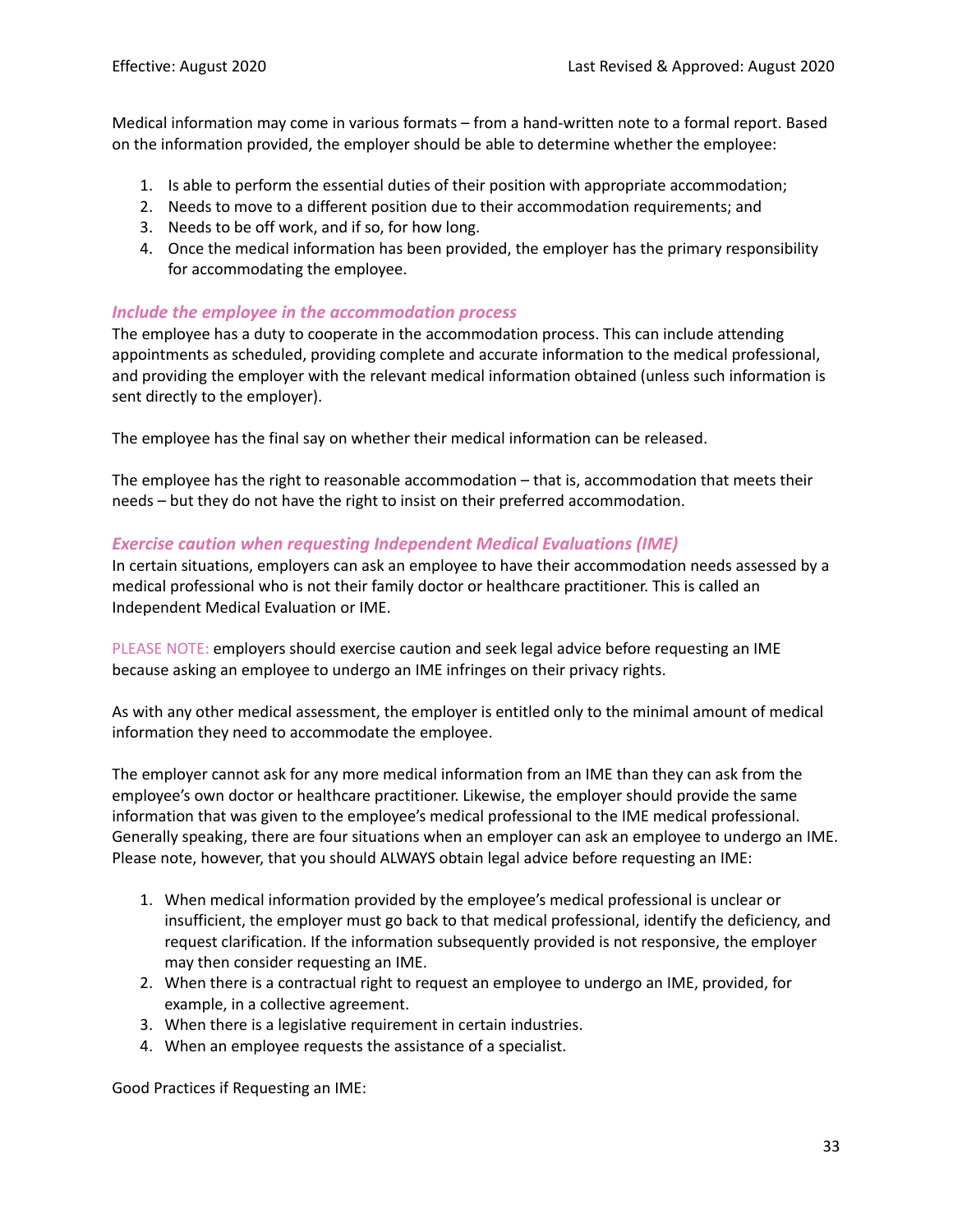Medical information may come in various formats – from a hand-written note to a formal report. Based on the information provided, the employer should be able to determine whether the employee:

1. Is able to perform the essential duties of their position with appropriate accommodation;
2. Needs to move to a different position due to their accommodation requirements; and
3. Needs to be off work, and if so, for how long.
4. Once the medical information has been provided, the employer has the primary responsibility for accommodating the employee.

### *Include the employee in the accommodation process*

The employee has a duty to cooperate in the accommodation process. This can include attending appointments as scheduled, providing complete and accurate information to the medical professional, and providing the employer with the relevant medical information obtained (unless such information is sent directly to the employer).

The employee has the final say on whether their medical information can be released.

The employee has the right to reasonable accommodation – that is, accommodation that meets their needs – but they do not have the right to insist on their preferred accommodation.

### *Exercise caution when requesting Independent Medical Evaluations (IME)*

In certain situations, employers can ask an employee to have their accommodation needs assessed by a medical professional who is not their family doctor or healthcare practitioner. This is called an Independent Medical Evaluation or IME.

PLEASE NOTE: employers should exercise caution and seek legal advice before requesting an IME because asking an employee to undergo an IME infringes on their privacy rights.

As with any other medical assessment, the employer is entitled only to the minimal amount of medical information they need to accommodate the employee.

The employer cannot ask for any more medical information from an IME than they can ask from the employee's own doctor or healthcare practitioner. Likewise, the employer should provide the same information that was given to the employee's medical professional to the IME medical professional. Generally speaking, there are four situations when an employer can ask an employee to undergo an IME. Please note, however, that you should ALWAYS obtain legal advice before requesting an IME:

1. When medical information provided by the employee's medical professional is unclear or insufficient, the employer must go back to that medical professional, identify the deficiency, and request clarification. If the information subsequently provided is not responsive, the employer may then consider requesting an IME.
2. When there is a contractual right to request an employee to undergo an IME, provided, for example, in a collective agreement.
3. When there is a legislative requirement in certain industries.
4. When an employee requests the assistance of a specialist.

Good Practices if Requesting an IME: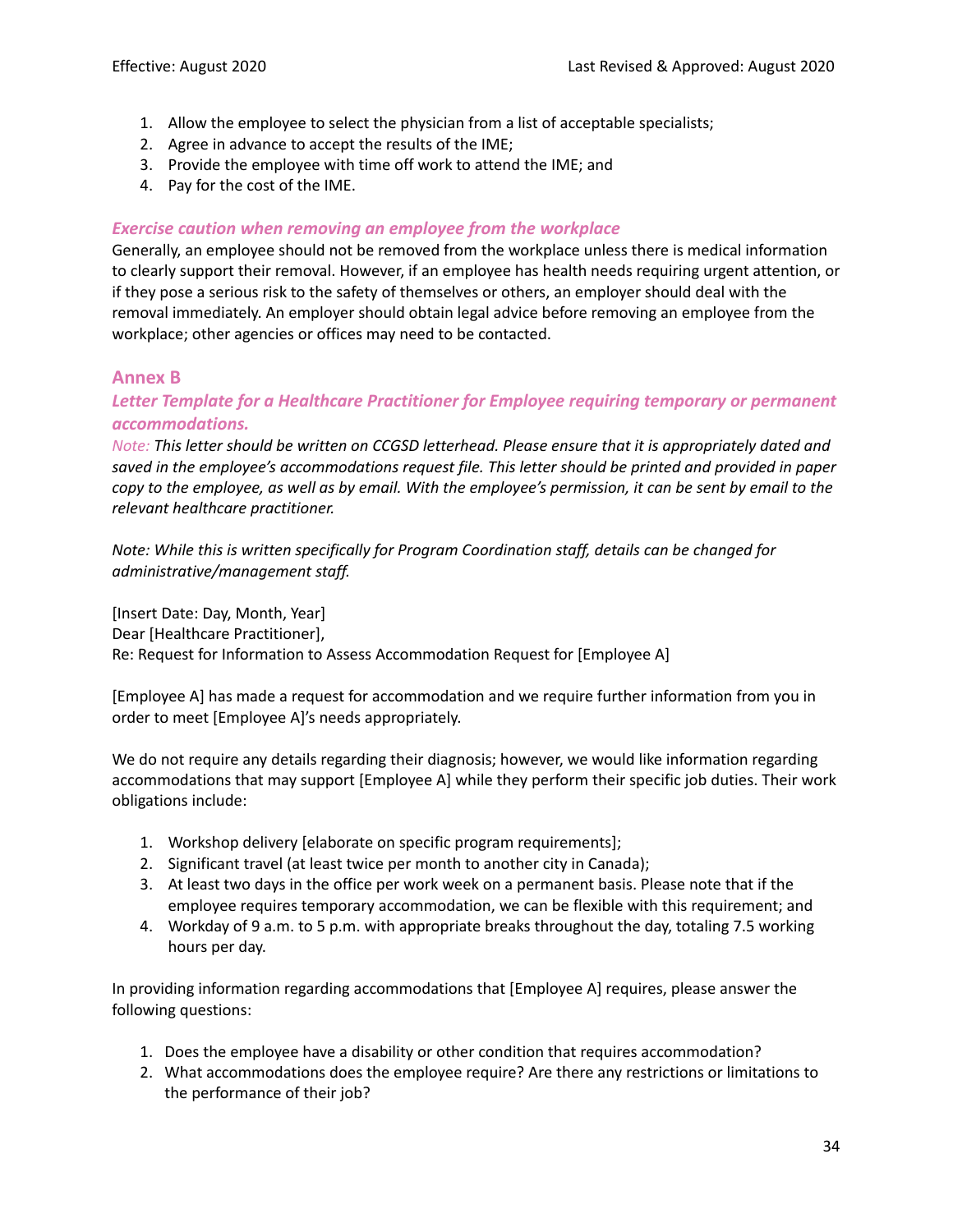1. Allow the employee to select the physician from a list of acceptable specialists;
2. Agree in advance to accept the results of the IME;
3. Provide the employee with time off work to attend the IME; and
4. Pay for the cost of the IME.

### *Exercise caution when removing an employee from the workplace*

Generally, an employee should not be removed from the workplace unless there is medical information to clearly support their removal. However, if an employee has health needs requiring urgent attention, or if they pose a serious risk to the safety of themselves or others, an employer should deal with the removal immediately. An employer should obtain legal advice before removing an employee from the workplace; other agencies or offices may need to be contacted.

## Annex B

### *Letter Template for a Healthcare Practitioner for Employee requiring temporary or permanent accommodations.*

*Note: This letter should be written on CCGSD letterhead. Please ensure that it is appropriately dated and saved in the employee's accommodations request file. This letter should be printed and provided in paper copy to the employee, as well as by email. With the employee's permission, it can be sent by email to the relevant healthcare practitioner.*

*Note: While this is written specifically for Program Coordination staff, details can be changed for administrative/management staff.*

[Insert Date: Day, Month, Year]
Dear [Healthcare Practitioner],
Re: Request for Information to Assess Accommodation Request for [Employee A]

[Employee A] has made a request for accommodation and we require further information from you in order to meet [Employee A]'s needs appropriately.

We do not require any details regarding their diagnosis; however, we would like information regarding accommodations that may support [Employee A] while they perform their specific job duties. Their work obligations include:

1. Workshop delivery [elaborate on specific program requirements];
2. Significant travel (at least twice per month to another city in Canada);
3. At least two days in the office per work week on a permanent basis. Please note that if the employee requires temporary accommodation, we can be flexible with this requirement; and
4. Workday of 9 a.m. to 5 p.m. with appropriate breaks throughout the day, totaling 7.5 working hours per day.

In providing information regarding accommodations that [Employee A] requires, please answer the following questions:

1. Does the employee have a disability or other condition that requires accommodation?
2. What accommodations does the employee require? Are there any restrictions or limitations to the performance of their job?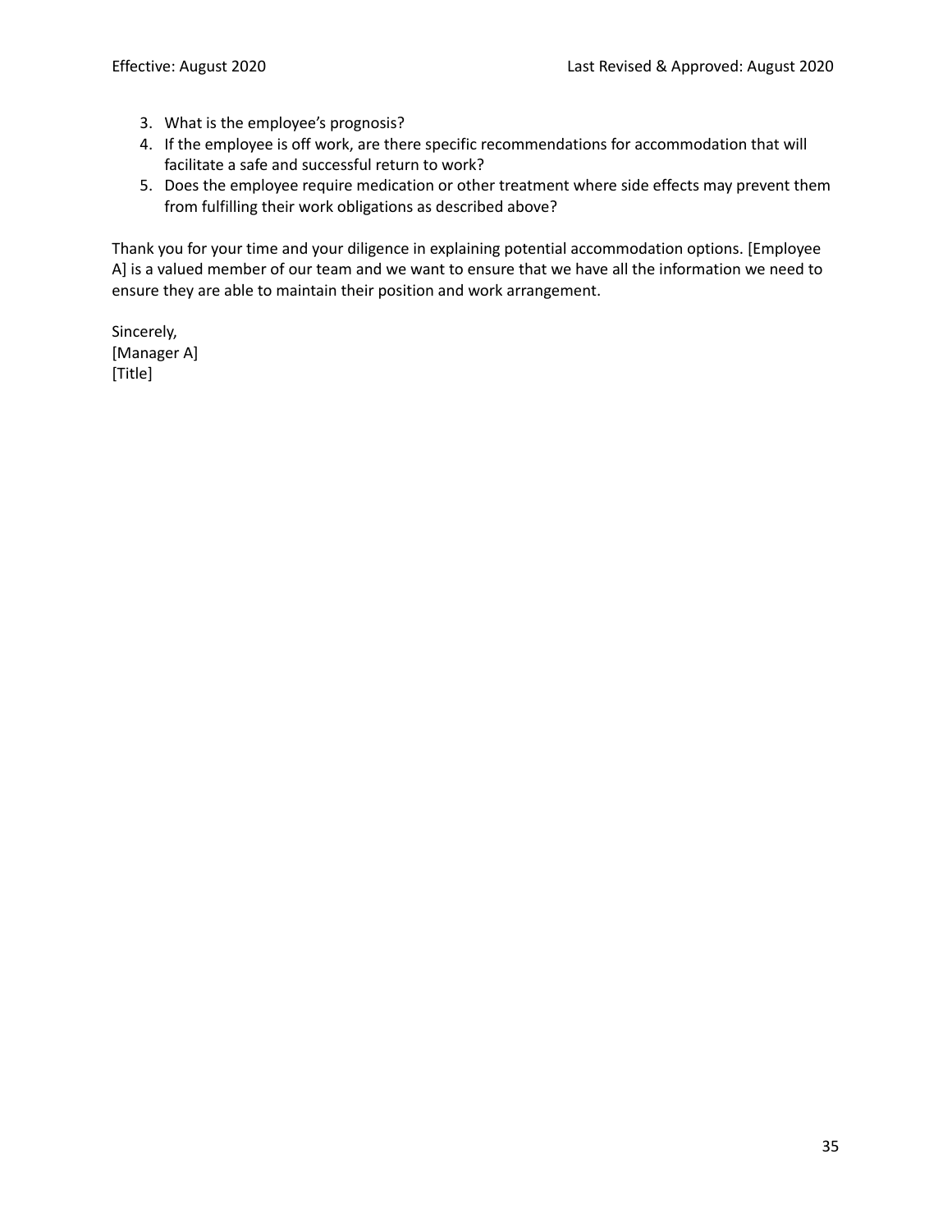3. What is the employee's prognosis?
4. If the employee is off work, are there specific recommendations for accommodation that will facilitate a safe and successful return to work?
5. Does the employee require medication or other treatment where side effects may prevent them from fulfilling their work obligations as described above?

Thank you for your time and your diligence in explaining potential accommodation options. [Employee A] is a valued member of our team and we want to ensure that we have all the information we need to ensure they are able to maintain their position and work arrangement.

Sincerely,
[Manager A]
[Title]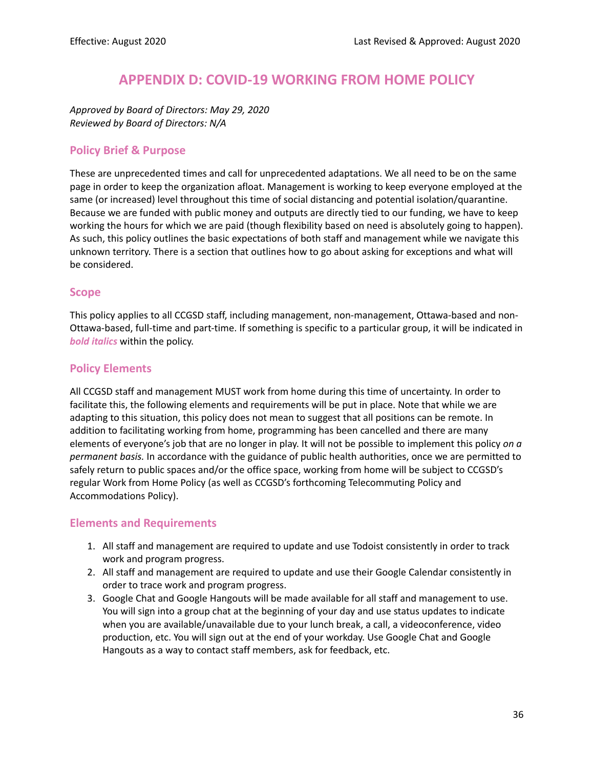# APPENDIX D: COVID-19 WORKING FROM HOME POLICY

*Approved by Board of Directors: May 29, 2020*
*Reviewed by Board of Directors: N/A*

## Policy Brief & Purpose

These are unprecedented times and call for unprecedented adaptations. We all need to be on the same page in order to keep the organization afloat. Management is working to keep everyone employed at the same (or increased) level throughout this time of social distancing and potential isolation/quarantine. Because we are funded with public money and outputs are directly tied to our funding, we have to keep working the hours for which we are paid (though flexibility based on need is absolutely going to happen). As such, this policy outlines the basic expectations of both staff and management while we navigate this unknown territory. There is a section that outlines how to go about asking for exceptions and what will be considered.

## Scope

This policy applies to all CCGSD staff, including management, non-management, Ottawa-based and non-Ottawa-based, full-time and part-time. If something is specific to a particular group, it will be indicated in ***bold italics*** within the policy.

## Policy Elements

All CCGSD staff and management MUST work from home during this time of uncertainty. In order to facilitate this, the following elements and requirements will be put in place. Note that while we are adapting to this situation, this policy does not mean to suggest that all positions can be remote. In addition to facilitating working from home, programming has been cancelled and there are many elements of everyone's job that are no longer in play. It will not be possible to implement this policy *on a permanent basis.* In accordance with the guidance of public health authorities, once we are permitted to safely return to public spaces and/or the office space, working from home will be subject to CCGSD's regular Work from Home Policy (as well as CCGSD's forthcoming Telecommuting Policy and Accommodations Policy).

## Elements and Requirements

1. All staff and management are required to update and use Todoist consistently in order to track work and program progress.
2. All staff and management are required to update and use their Google Calendar consistently in order to trace work and program progress.
3. Google Chat and Google Hangouts will be made available for all staff and management to use. You will sign into a group chat at the beginning of your day and use status updates to indicate when you are available/unavailable due to your lunch break, a call, a videoconference, video production, etc. You will sign out at the end of your workday. Use Google Chat and Google Hangouts as a way to contact staff members, ask for feedback, etc.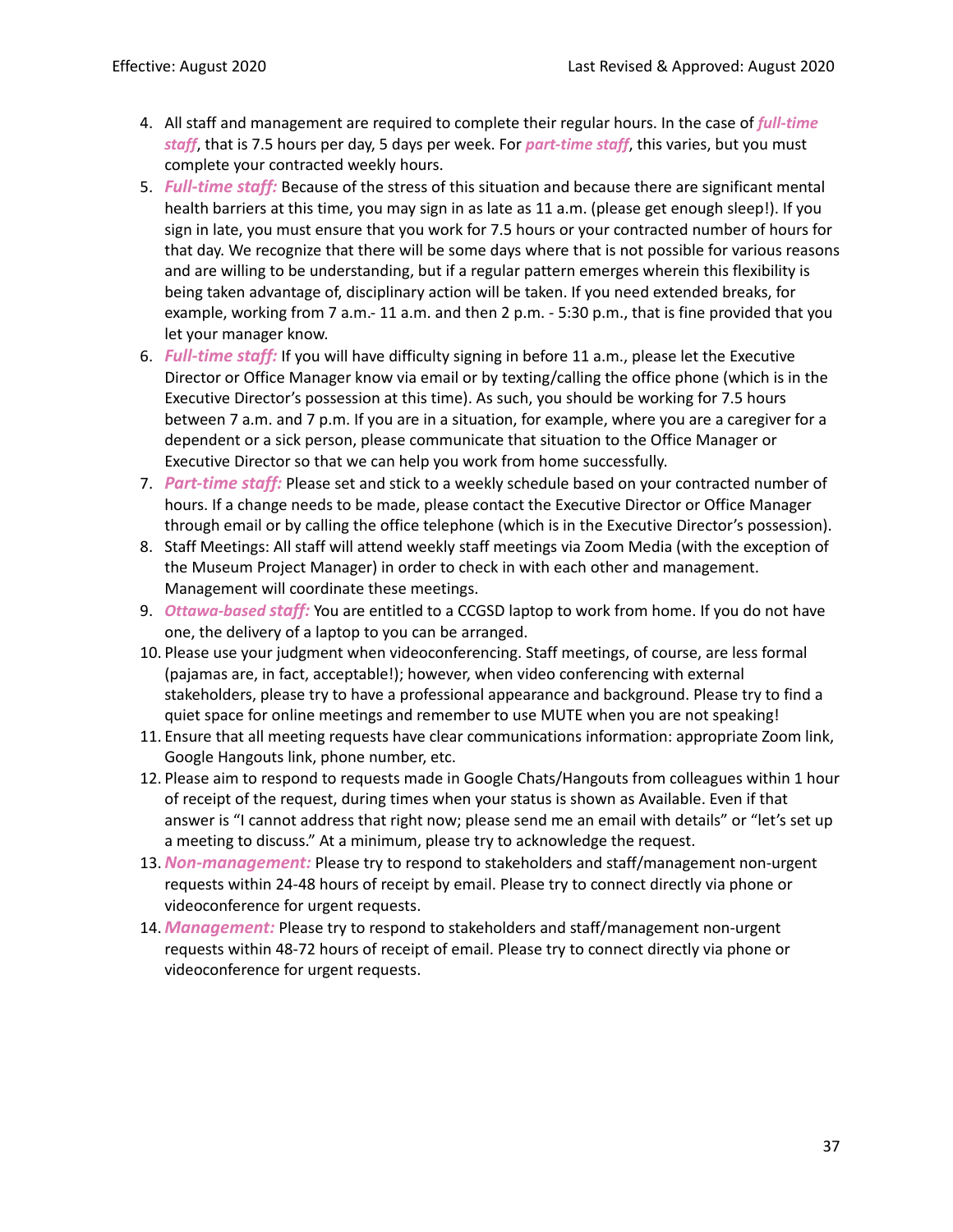4. All staff and management are required to complete their regular hours. In the case of ***full-time staff***, that is 7.5 hours per day, 5 days per week. For ***part-time staff***, this varies, but you must complete your contracted weekly hours.
5. ***Full-time staff:*** Because of the stress of this situation and because there are significant mental health barriers at this time, you may sign in as late as 11 a.m. (please get enough sleep!). If you sign in late, you must ensure that you work for 7.5 hours or your contracted number of hours for that day. We recognize that there will be some days where that is not possible for various reasons and are willing to be understanding, but if a regular pattern emerges wherein this flexibility is being taken advantage of, disciplinary action will be taken. If you need extended breaks, for example, working from 7 a.m.- 11 a.m. and then 2 p.m. - 5:30 p.m., that is fine provided that you let your manager know.
6. ***Full-time staff:*** If you will have difficulty signing in before 11 a.m., please let the Executive Director or Office Manager know via email or by texting/calling the office phone (which is in the Executive Director's possession at this time). As such, you should be working for 7.5 hours between 7 a.m. and 7 p.m. If you are in a situation, for example, where you are a caregiver for a dependent or a sick person, please communicate that situation to the Office Manager or Executive Director so that we can help you work from home successfully.
7. ***Part-time staff:*** Please set and stick to a weekly schedule based on your contracted number of hours. If a change needs to be made, please contact the Executive Director or Office Manager through email or by calling the office telephone (which is in the Executive Director's possession).
8. Staff Meetings: All staff will attend weekly staff meetings via Zoom Media (with the exception of the Museum Project Manager) in order to check in with each other and management. Management will coordinate these meetings.
9. ***Ottawa-based staff:*** You are entitled to a CCGSD laptop to work from home. If you do not have one, the delivery of a laptop to you can be arranged.
10. Please use your judgment when videoconferencing. Staff meetings, of course, are less formal (pajamas are, in fact, acceptable!); however, when video conferencing with external stakeholders, please try to have a professional appearance and background. Please try to find a quiet space for online meetings and remember to use MUTE when you are not speaking!
11. Ensure that all meeting requests have clear communications information: appropriate Zoom link, Google Hangouts link, phone number, etc.
12. Please aim to respond to requests made in Google Chats/Hangouts from colleagues within 1 hour of receipt of the request, during times when your status is shown as Available. Even if that answer is "I cannot address that right now; please send me an email with details" or "let's set up a meeting to discuss." At a minimum, please try to acknowledge the request.
13. ***Non-management:*** Please try to respond to stakeholders and staff/management non-urgent requests within 24-48 hours of receipt by email. Please try to connect directly via phone or videoconference for urgent requests.
14. ***Management:*** Please try to respond to stakeholders and staff/management non-urgent requests within 48-72 hours of receipt of email. Please try to connect directly via phone or videoconference for urgent requests.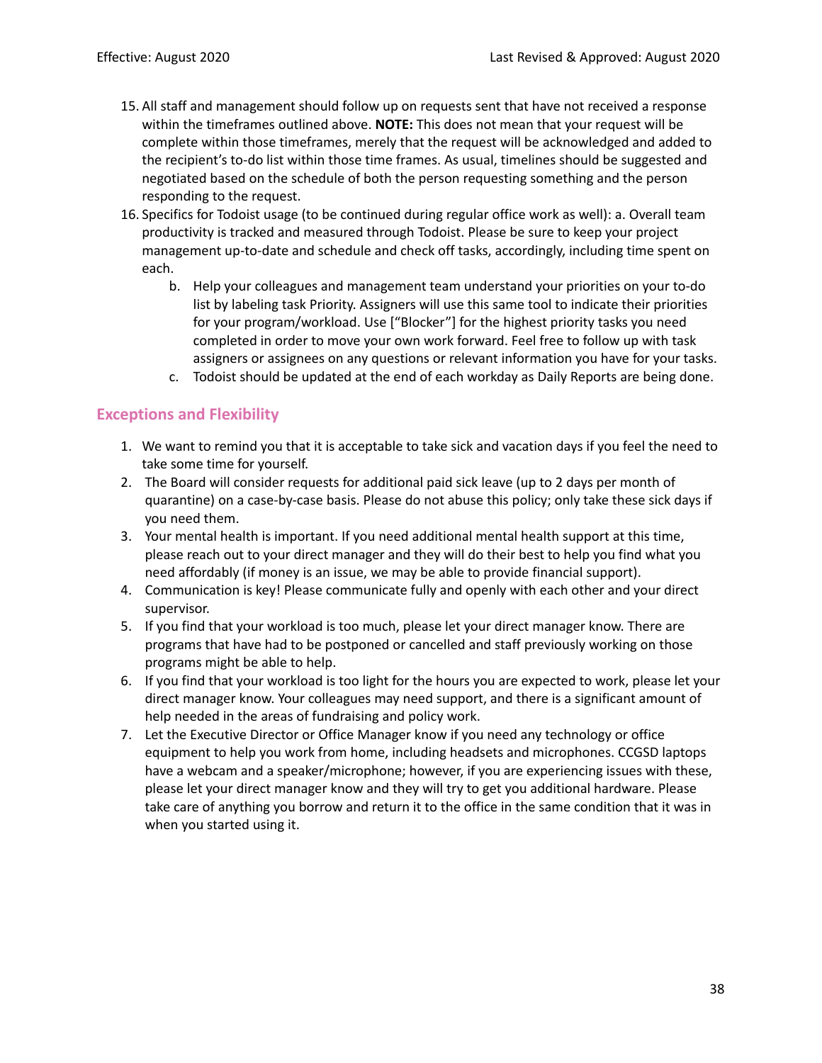15. All staff and management should follow up on requests sent that have not received a response within the timeframes outlined above. **NOTE:** This does not mean that your request will be complete within those timeframes, merely that the request will be acknowledged and added to the recipient's to-do list within those time frames. As usual, timelines should be suggested and negotiated based on the schedule of both the person requesting something and the person responding to the request.
16. Specifics for Todoist usage (to be continued during regular office work as well): a. Overall team productivity is tracked and measured through Todoist. Please be sure to keep your project management up-to-date and schedule and check off tasks, accordingly, including time spent on each.
    b. Help your colleagues and management team understand your priorities on your to-do list by labeling task Priority. Assigners will use this same tool to indicate their priorities for your program/workload. Use ["Blocker"] for the highest priority tasks you need completed in order to move your own work forward. Feel free to follow up with task assigners or assignees on any questions or relevant information you have for your tasks.
    c. Todoist should be updated at the end of each workday as Daily Reports are being done.

## Exceptions and Flexibility

1. We want to remind you that it is acceptable to take sick and vacation days if you feel the need to take some time for yourself.
2. The Board will consider requests for additional paid sick leave (up to 2 days per month of quarantine) on a case-by-case basis. Please do not abuse this policy; only take these sick days if you need them.
3. Your mental health is important. If you need additional mental health support at this time, please reach out to your direct manager and they will do their best to help you find what you need affordably (if money is an issue, we may be able to provide financial support).
4. Communication is key! Please communicate fully and openly with each other and your direct supervisor.
5. If you find that your workload is too much, please let your direct manager know. There are programs that have had to be postponed or cancelled and staff previously working on those programs might be able to help.
6. If you find that your workload is too light for the hours you are expected to work, please let your direct manager know. Your colleagues may need support, and there is a significant amount of help needed in the areas of fundraising and policy work.
7. Let the Executive Director or Office Manager know if you need any technology or office equipment to help you work from home, including headsets and microphones. CCGSD laptops have a webcam and a speaker/microphone; however, if you are experiencing issues with these, please let your direct manager know and they will try to get you additional hardware. Please take care of anything you borrow and return it to the office in the same condition that it was in when you started using it.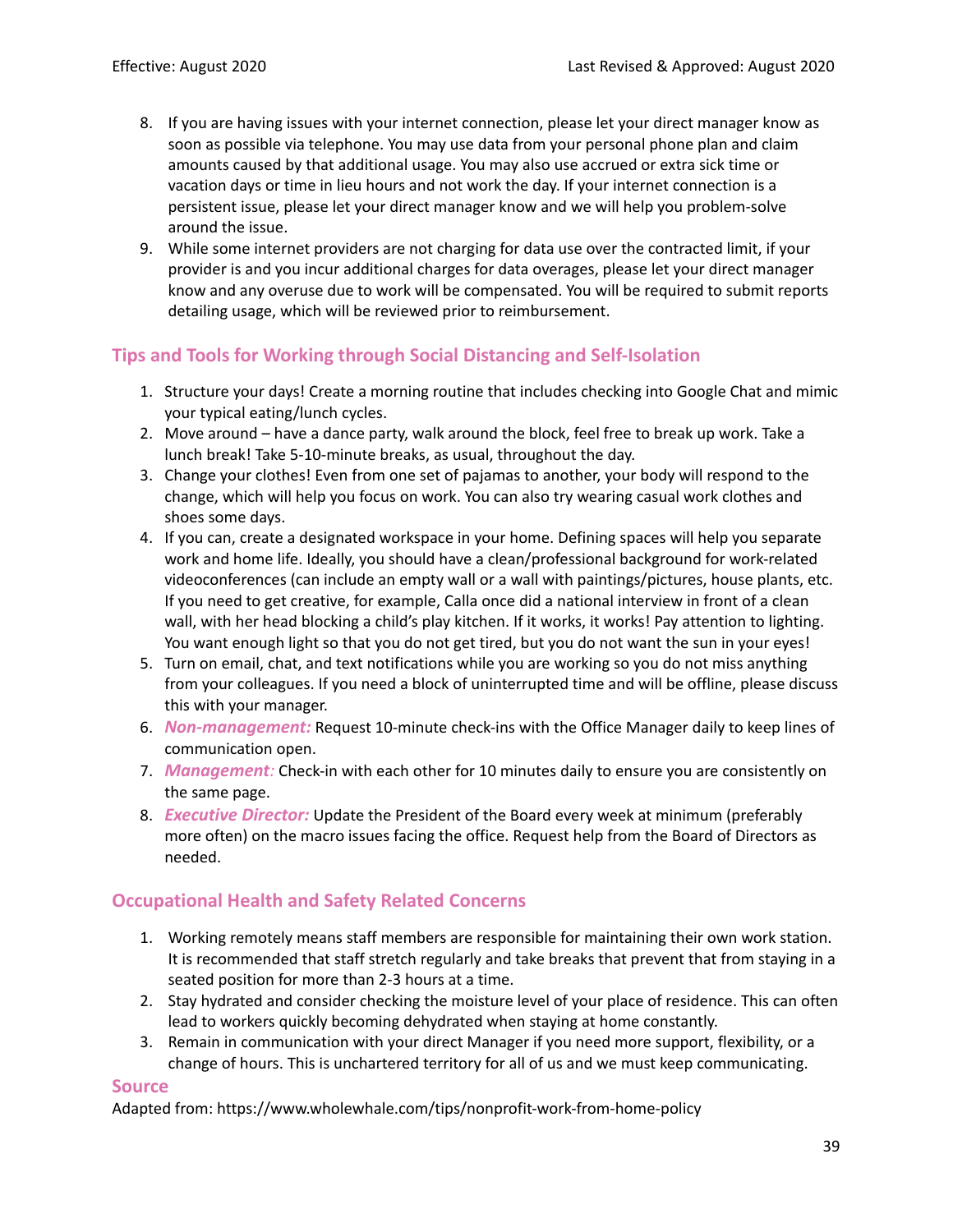8. If you are having issues with your internet connection, please let your direct manager know as soon as possible via telephone. You may use data from your personal phone plan and claim amounts caused by that additional usage. You may also use accrued or extra sick time or vacation days or time in lieu hours and not work the day. If your internet connection is a persistent issue, please let your direct manager know and we will help you problem-solve around the issue.
9. While some internet providers are not charging for data use over the contracted limit, if your provider is and you incur additional charges for data overages, please let your direct manager know and any overuse due to work will be compensated. You will be required to submit reports detailing usage, which will be reviewed prior to reimbursement.

## Tips and Tools for Working through Social Distancing and Self-Isolation

1. Structure your days! Create a morning routine that includes checking into Google Chat and mimic your typical eating/lunch cycles.
2. Move around – have a dance party, walk around the block, feel free to break up work. Take a lunch break! Take 5-10-minute breaks, as usual, throughout the day.
3. Change your clothes! Even from one set of pajamas to another, your body will respond to the change, which will help you focus on work. You can also try wearing casual work clothes and shoes some days.
4. If you can, create a designated workspace in your home. Defining spaces will help you separate work and home life. Ideally, you should have a clean/professional background for work-related videoconferences (can include an empty wall or a wall with paintings/pictures, house plants, etc. If you need to get creative, for example, Calla once did a national interview in front of a clean wall, with her head blocking a child's play kitchen. If it works, it works! Pay attention to lighting. You want enough light so that you do not get tired, but you do not want the sun in your eyes!
5. Turn on email, chat, and text notifications while you are working so you do not miss anything from your colleagues. If you need a block of uninterrupted time and will be offline, please discuss this with your manager.
6. ***Non-management:*** Request 10-minute check-ins with the Office Manager daily to keep lines of communication open.
7. ***Management:*** Check-in with each other for 10 minutes daily to ensure you are consistently on the same page.
8. ***Executive Director:*** Update the President of the Board every week at minimum (preferably more often) on the macro issues facing the office. Request help from the Board of Directors as needed.

## Occupational Health and Safety Related Concerns

1. Working remotely means staff members are responsible for maintaining their own work station. It is recommended that staff stretch regularly and take breaks that prevent that from staying in a seated position for more than 2-3 hours at a time.
2. Stay hydrated and consider checking the moisture level of your place of residence. This can often lead to workers quickly becoming dehydrated when staying at home constantly.
3. Remain in communication with your direct Manager if you need more support, flexibility, or a change of hours. This is unchartered territory for all of us and we must keep communicating.

## Source

Adapted from: https://www.wholewhale.com/tips/nonprofit-work-from-home-policy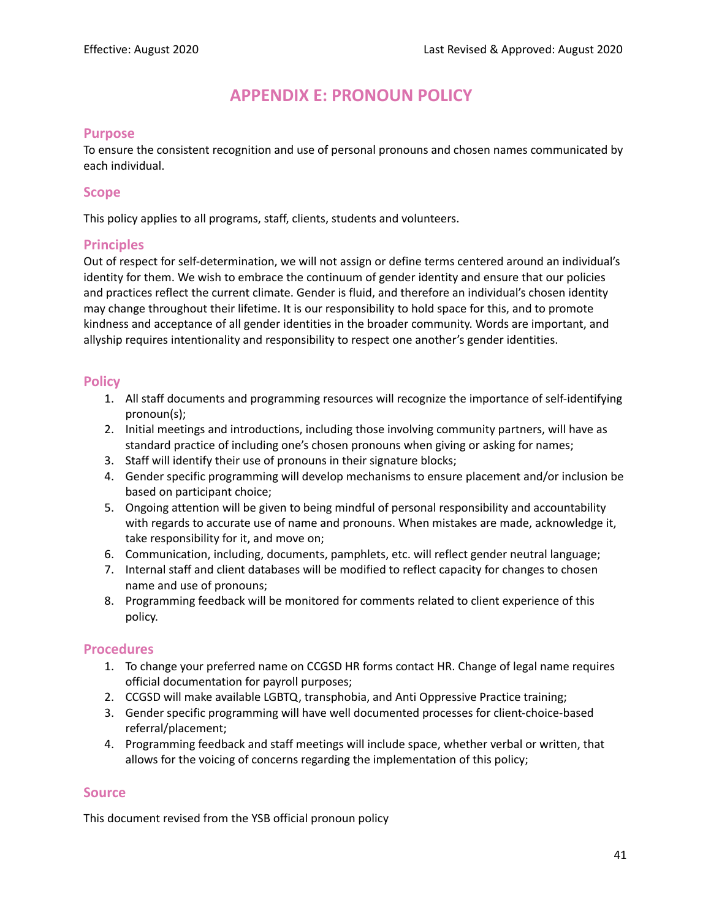Effective: August 2020 Last Revised & Approved: August 2020

# APPENDIX E: PRONOUN POLICY

## Purpose

To ensure the consistent recognition and use of personal pronouns and chosen names communicated by each individual.

## Scope

This policy applies to all programs, staff, clients, students and volunteers.

## Principles

Out of respect for self-determination, we will not assign or define terms centered around an individual's identity for them. We wish to embrace the continuum of gender identity and ensure that our policies and practices reflect the current climate. Gender is fluid, and therefore an individual's chosen identity may change throughout their lifetime. It is our responsibility to hold space for this, and to promote kindness and acceptance of all gender identities in the broader community. Words are important, and allyship requires intentionality and responsibility to respect one another's gender identities.

## Policy

1. All staff documents and programming resources will recognize the importance of self-identifying pronoun(s);
2. Initial meetings and introductions, including those involving community partners, will have as standard practice of including one's chosen pronouns when giving or asking for names;
3. Staff will identify their use of pronouns in their signature blocks;
4. Gender specific programming will develop mechanisms to ensure placement and/or inclusion be based on participant choice;
5. Ongoing attention will be given to being mindful of personal responsibility and accountability with regards to accurate use of name and pronouns. When mistakes are made, acknowledge it, take responsibility for it, and move on;
6. Communication, including, documents, pamphlets, etc. will reflect gender neutral language;
7. Internal staff and client databases will be modified to reflect capacity for changes to chosen name and use of pronouns;
8. Programming feedback will be monitored for comments related to client experience of this policy.

## Procedures

1. To change your preferred name on CCGSD HR forms contact HR. Change of legal name requires official documentation for payroll purposes;
2. CCGSD will make available LGBTQ, transphobia, and Anti Oppressive Practice training;
3. Gender specific programming will have well documented processes for client-choice-based referral/placement;
4. Programming feedback and staff meetings will include space, whether verbal or written, that allows for the voicing of concerns regarding the implementation of this policy;

## Source

This document revised from the YSB official pronoun policy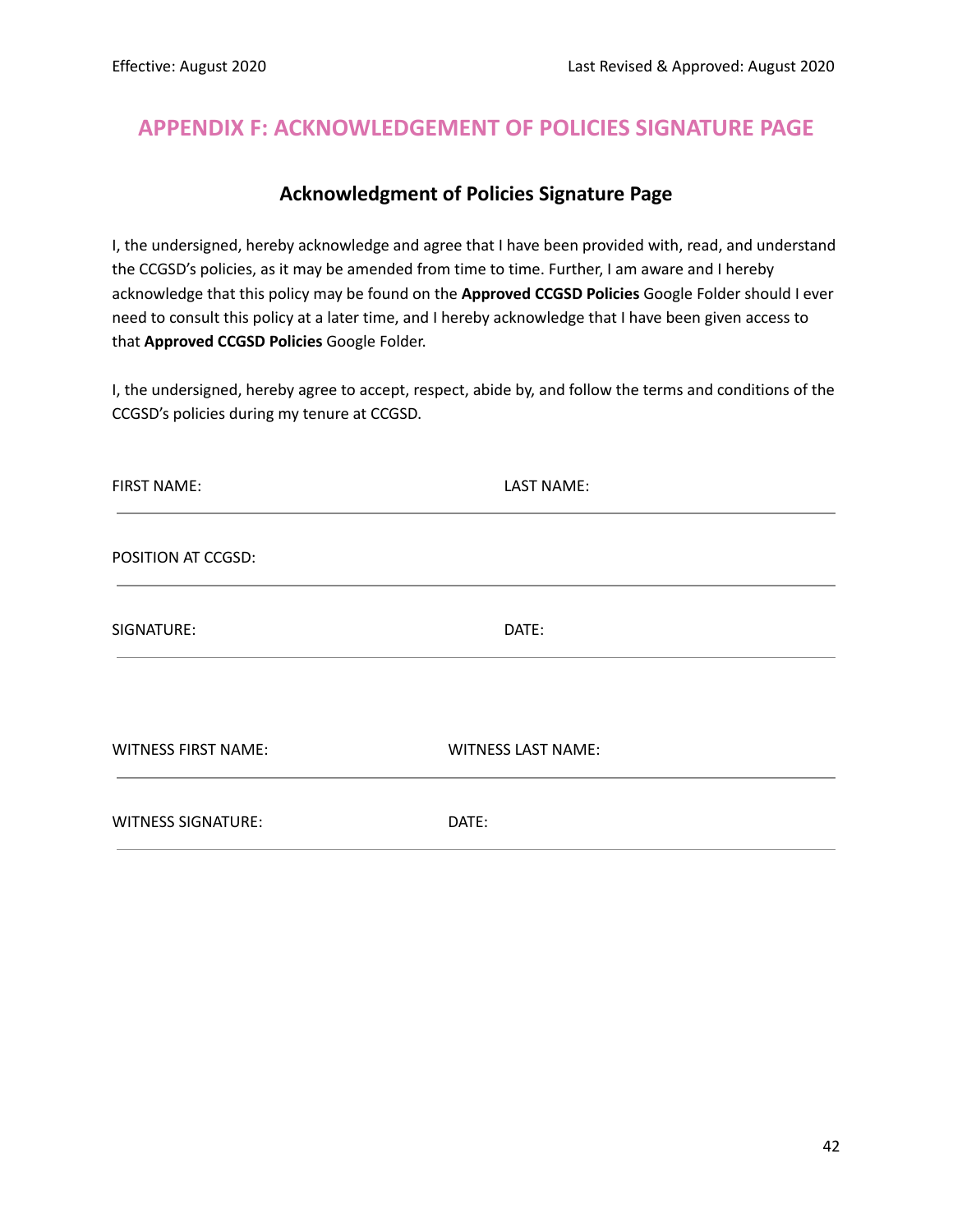# APPENDIX F: ACKNOWLEDGEMENT OF POLICIES SIGNATURE PAGE

## Acknowledgment of Policies Signature Page

I, the undersigned, hereby acknowledge and agree that I have been provided with, read, and understand the CCGSD's policies, as it may be amended from time to time. Further, I am aware and I hereby acknowledge that this policy may be found on the **Approved CCGSD Policies** Google Folder should I ever need to consult this policy at a later time, and I hereby acknowledge that I have been given access to that **Approved CCGSD Policies** Google Folder.

I, the undersigned, hereby agree to accept, respect, abide by, and follow the terms and conditions of the CCGSD's policies during my tenure at CCGSD.

FIRST NAME: LAST NAME:

---

POSITION AT CCGSD:

---

SIGNATURE: DATE:

---

WITNESS FIRST NAME: WITNESS LAST NAME:

---

WITNESS SIGNATURE: DATE:

---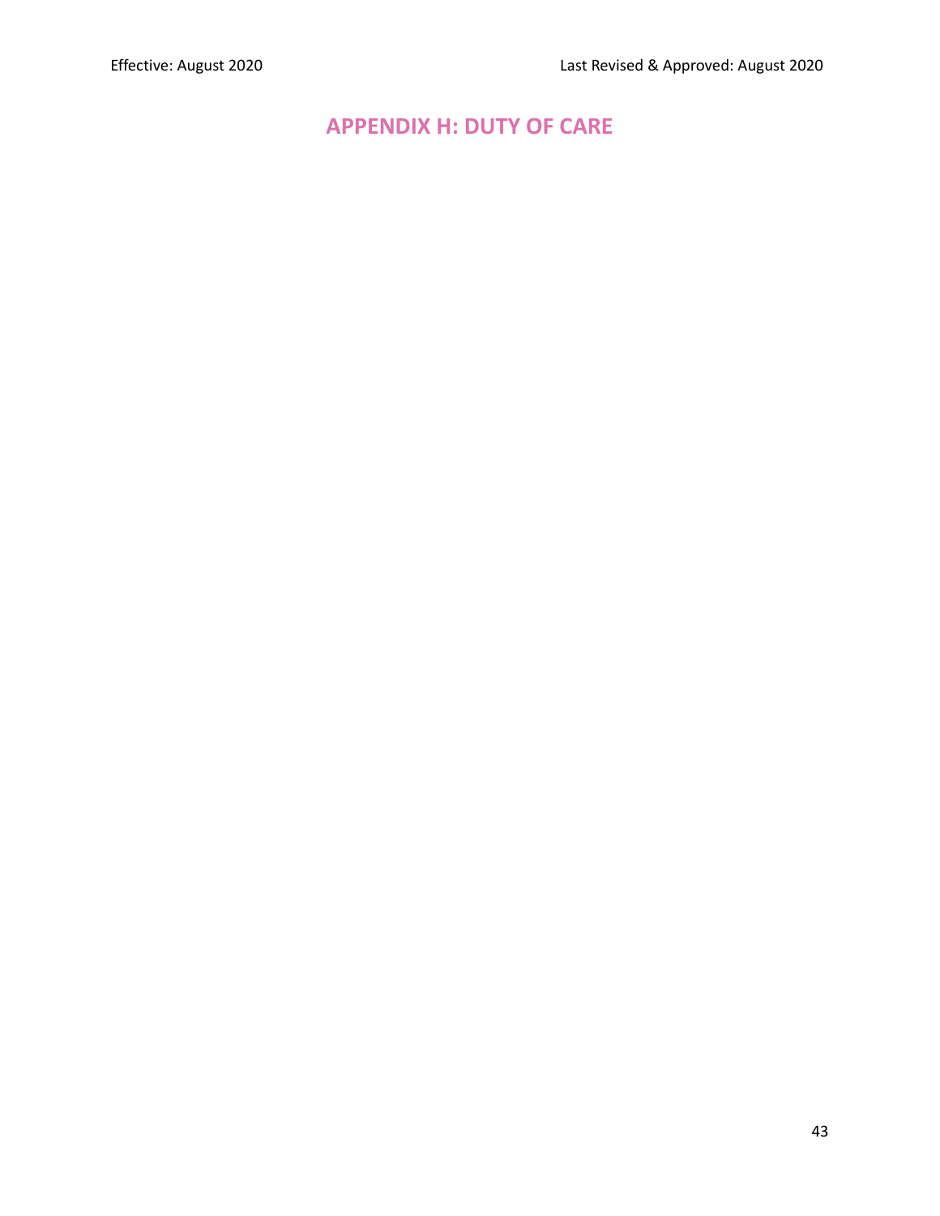# APPENDIX H: DUTY OF CARE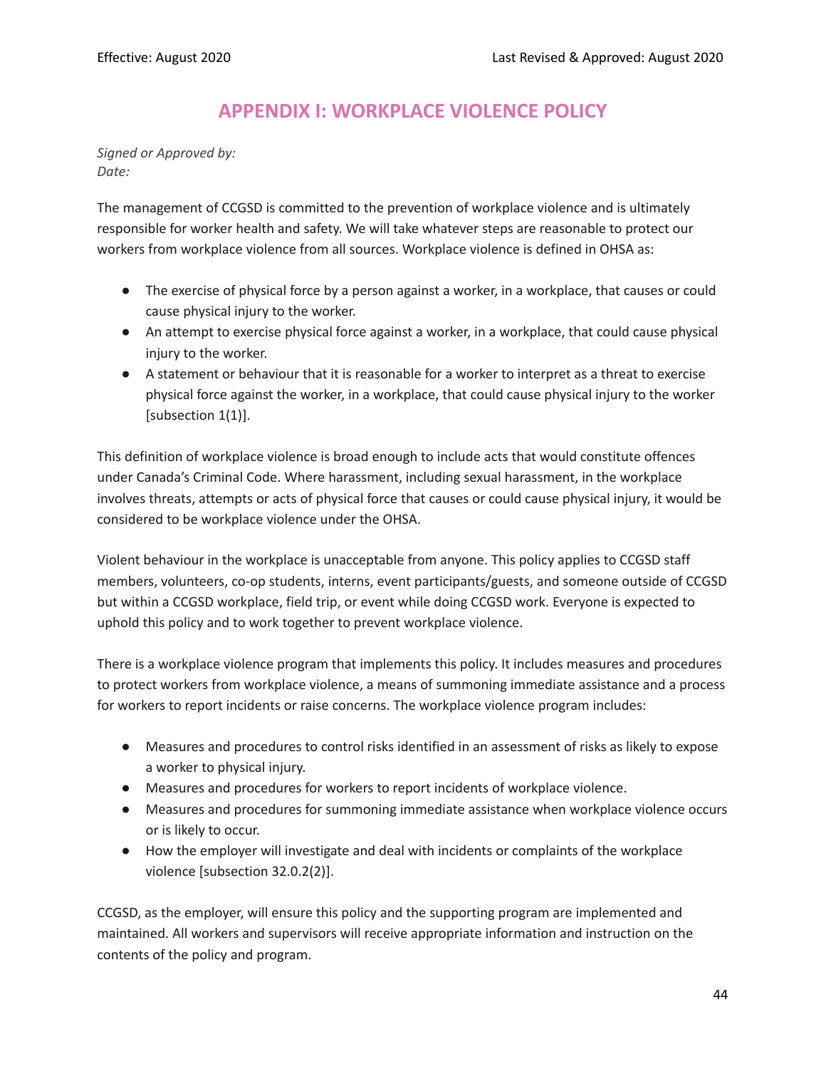# APPENDIX I: WORKPLACE VIOLENCE POLICY

*Signed or Approved by:*
*Date:*

The management of CCGSD is committed to the prevention of workplace violence and is ultimately responsible for worker health and safety. We will take whatever steps are reasonable to protect our workers from workplace violence from all sources. Workplace violence is defined in OHSA as:

- The exercise of physical force by a person against a worker, in a workplace, that causes or could cause physical injury to the worker.
- An attempt to exercise physical force against a worker, in a workplace, that could cause physical injury to the worker.
- A statement or behaviour that it is reasonable for a worker to interpret as a threat to exercise physical force against the worker, in a workplace, that could cause physical injury to the worker [subsection 1(1)].

This definition of workplace violence is broad enough to include acts that would constitute offences under Canada's Criminal Code. Where harassment, including sexual harassment, in the workplace involves threats, attempts or acts of physical force that causes or could cause physical injury, it would be considered to be workplace violence under the OHSA.

Violent behaviour in the workplace is unacceptable from anyone. This policy applies to CCGSD staff members, volunteers, co-op students, interns, event participants/guests, and someone outside of CCGSD but within a CCGSD workplace, field trip, or event while doing CCGSD work. Everyone is expected to uphold this policy and to work together to prevent workplace violence.

There is a workplace violence program that implements this policy. It includes measures and procedures to protect workers from workplace violence, a means of summoning immediate assistance and a process for workers to report incidents or raise concerns. The workplace violence program includes:

- Measures and procedures to control risks identified in an assessment of risks as likely to expose a worker to physical injury.
- Measures and procedures for workers to report incidents of workplace violence.
- Measures and procedures for summoning immediate assistance when workplace violence occurs or is likely to occur.
- How the employer will investigate and deal with incidents or complaints of the workplace violence [subsection 32.0.2(2)].

CCGSD, as the employer, will ensure this policy and the supporting program are implemented and maintained. All workers and supervisors will receive appropriate information and instruction on the contents of the policy and program.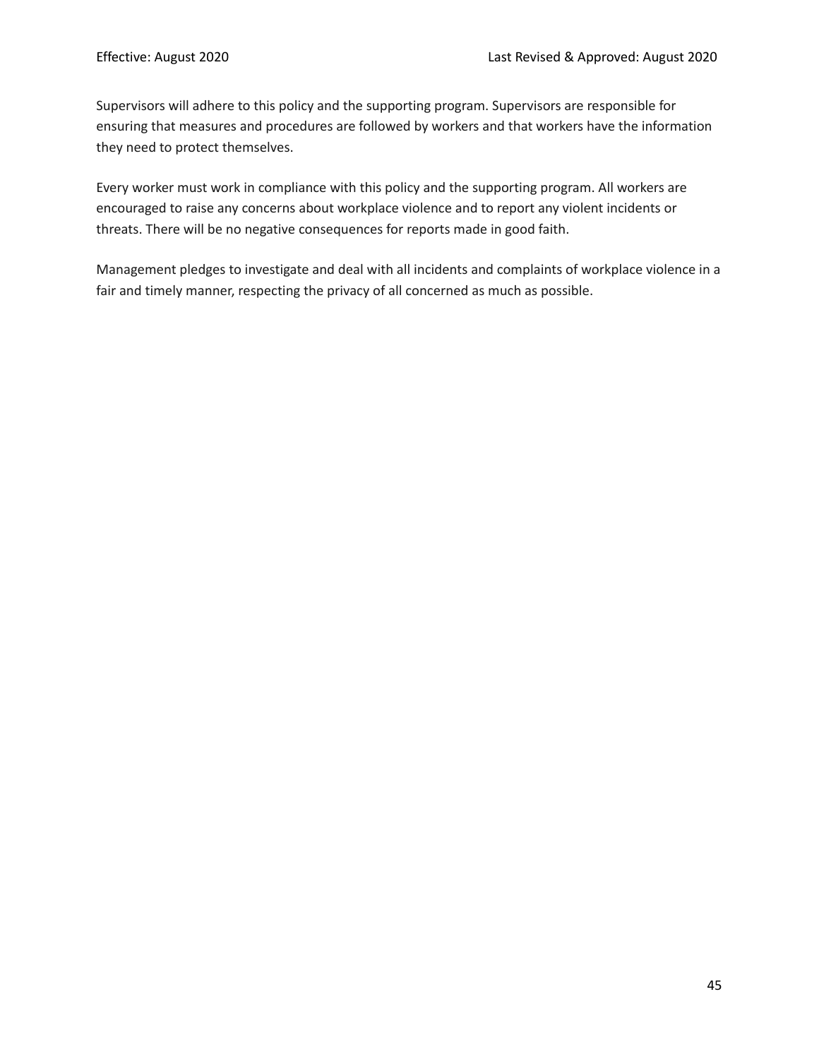Supervisors will adhere to this policy and the supporting program. Supervisors are responsible for ensuring that measures and procedures are followed by workers and that workers have the information they need to protect themselves.

Every worker must work in compliance with this policy and the supporting program. All workers are encouraged to raise any concerns about workplace violence and to report any violent incidents or threats. There will be no negative consequences for reports made in good faith.

Management pledges to investigate and deal with all incidents and complaints of workplace violence in a fair and timely manner, respecting the privacy of all concerned as much as possible.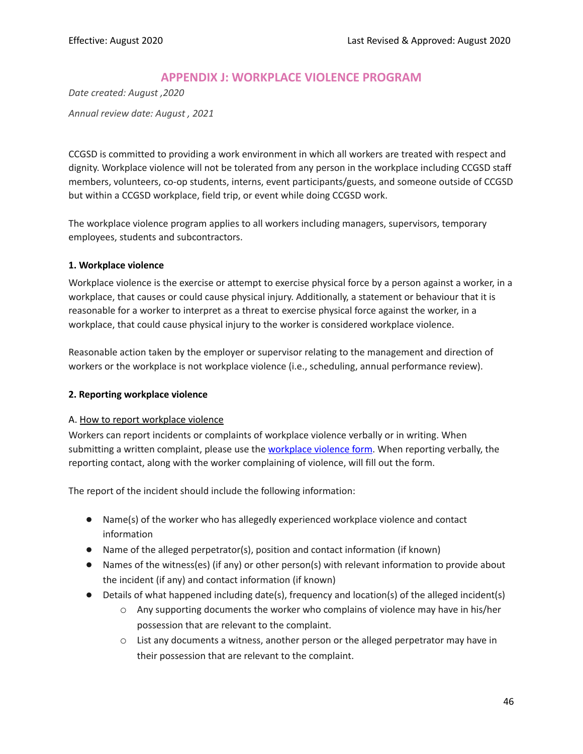# APPENDIX J: WORKPLACE VIOLENCE PROGRAM

*Date created: August ,2020*

*Annual review date: August , 2021*

CCGSD is committed to providing a work environment in which all workers are treated with respect and dignity. Workplace violence will not be tolerated from any person in the workplace including CCGSD staff members, volunteers, co-op students, interns, event participants/guests, and someone outside of CCGSD but within a CCGSD workplace, field trip, or event while doing CCGSD work.

The workplace violence program applies to all workers including managers, supervisors, temporary employees, students and subcontractors.

**1. Workplace violence**

Workplace violence is the exercise or attempt to exercise physical force by a person against a worker, in a workplace, that causes or could cause physical injury. Additionally, a statement or behaviour that it is reasonable for a worker to interpret as a threat to exercise physical force against the worker, in a workplace, that could cause physical injury to the worker is considered workplace violence.

Reasonable action taken by the employer or supervisor relating to the management and direction of workers or the workplace is not workplace violence (i.e., scheduling, annual performance review).

**2. Reporting workplace violence**

A. How to report workplace violence

Workers can report incidents or complaints of workplace violence verbally or in writing. When submitting a written complaint, please use the workplace violence form. When reporting verbally, the reporting contact, along with the worker complaining of violence, will fill out the form.

The report of the incident should include the following information:

- Name(s) of the worker who has allegedly experienced workplace violence and contact information
- Name of the alleged perpetrator(s), position and contact information (if known)
- Names of the witness(es) (if any) or other person(s) with relevant information to provide about the incident (if any) and contact information (if known)
- Details of what happened including date(s), frequency and location(s) of the alleged incident(s)
  - Any supporting documents the worker who complains of violence may have in his/her possession that are relevant to the complaint.
  - List any documents a witness, another person or the alleged perpetrator may have in their possession that are relevant to the complaint.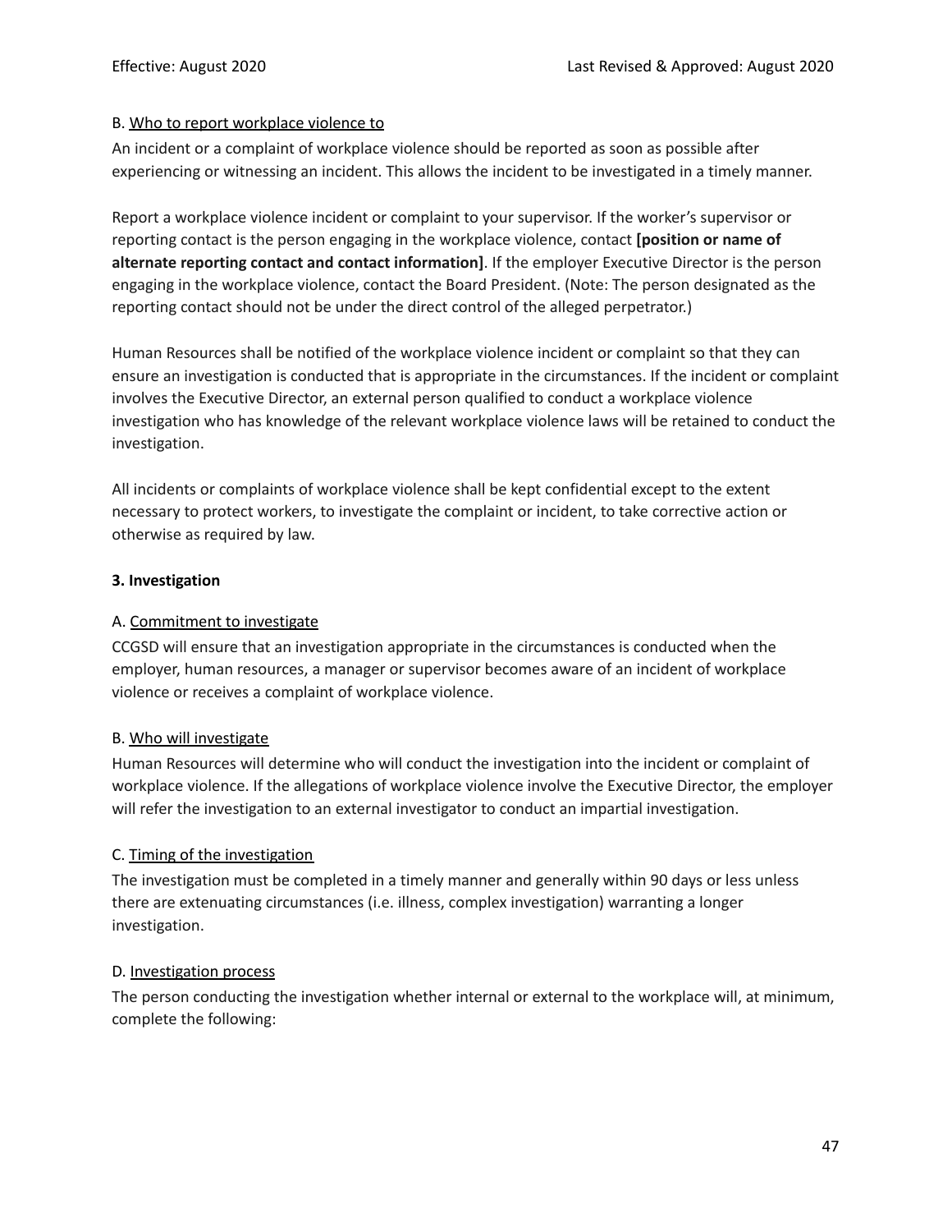B. Who to report workplace violence to

An incident or a complaint of workplace violence should be reported as soon as possible after experiencing or witnessing an incident. This allows the incident to be investigated in a timely manner.

Report a workplace violence incident or complaint to your supervisor. If the worker's supervisor or reporting contact is the person engaging in the workplace violence, contact **[position or name of alternate reporting contact and contact information]**. If the employer Executive Director is the person engaging in the workplace violence, contact the Board President. (Note: The person designated as the reporting contact should not be under the direct control of the alleged perpetrator.)

Human Resources shall be notified of the workplace violence incident or complaint so that they can ensure an investigation is conducted that is appropriate in the circumstances. If the incident or complaint involves the Executive Director, an external person qualified to conduct a workplace violence investigation who has knowledge of the relevant workplace violence laws will be retained to conduct the investigation.

All incidents or complaints of workplace violence shall be kept confidential except to the extent necessary to protect workers, to investigate the complaint or incident, to take corrective action or otherwise as required by law.

**3. Investigation**

A. Commitment to investigate

CCGSD will ensure that an investigation appropriate in the circumstances is conducted when the employer, human resources, a manager or supervisor becomes aware of an incident of workplace violence or receives a complaint of workplace violence.

B. Who will investigate

Human Resources will determine who will conduct the investigation into the incident or complaint of workplace violence. If the allegations of workplace violence involve the Executive Director, the employer will refer the investigation to an external investigator to conduct an impartial investigation.

C. Timing of the investigation

The investigation must be completed in a timely manner and generally within 90 days or less unless there are extenuating circumstances (i.e. illness, complex investigation) warranting a longer investigation.

D. Investigation process

The person conducting the investigation whether internal or external to the workplace will, at minimum, complete the following: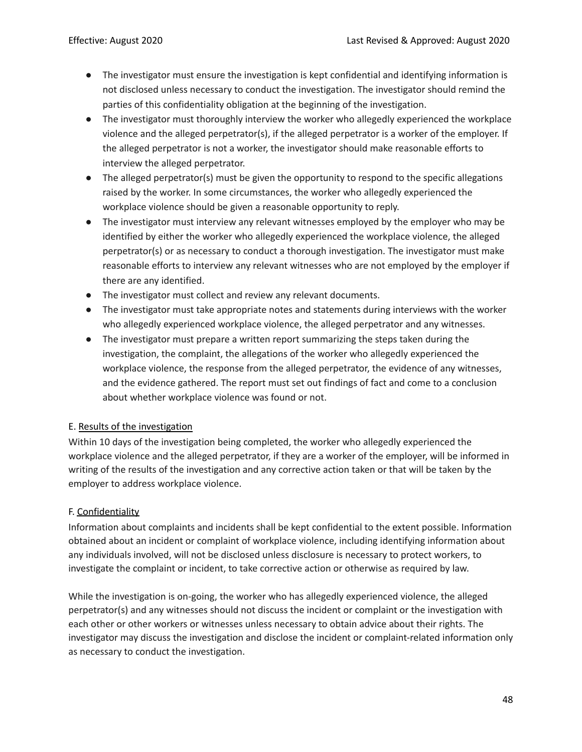- The investigator must ensure the investigation is kept confidential and identifying information is not disclosed unless necessary to conduct the investigation. The investigator should remind the parties of this confidentiality obligation at the beginning of the investigation.
- The investigator must thoroughly interview the worker who allegedly experienced the workplace violence and the alleged perpetrator(s), if the alleged perpetrator is a worker of the employer. If the alleged perpetrator is not a worker, the investigator should make reasonable efforts to interview the alleged perpetrator.
- The alleged perpetrator(s) must be given the opportunity to respond to the specific allegations raised by the worker. In some circumstances, the worker who allegedly experienced the workplace violence should be given a reasonable opportunity to reply.
- The investigator must interview any relevant witnesses employed by the employer who may be identified by either the worker who allegedly experienced the workplace violence, the alleged perpetrator(s) or as necessary to conduct a thorough investigation. The investigator must make reasonable efforts to interview any relevant witnesses who are not employed by the employer if there are any identified.
- The investigator must collect and review any relevant documents.
- The investigator must take appropriate notes and statements during interviews with the worker who allegedly experienced workplace violence, the alleged perpetrator and any witnesses.
- The investigator must prepare a written report summarizing the steps taken during the investigation, the complaint, the allegations of the worker who allegedly experienced the workplace violence, the response from the alleged perpetrator, the evidence of any witnesses, and the evidence gathered. The report must set out findings of fact and come to a conclusion about whether workplace violence was found or not.

E. Results of the investigation

Within 10 days of the investigation being completed, the worker who allegedly experienced the workplace violence and the alleged perpetrator, if they are a worker of the employer, will be informed in writing of the results of the investigation and any corrective action taken or that will be taken by the employer to address workplace violence.

F. Confidentiality

Information about complaints and incidents shall be kept confidential to the extent possible. Information obtained about an incident or complaint of workplace violence, including identifying information about any individuals involved, will not be disclosed unless disclosure is necessary to protect workers, to investigate the complaint or incident, to take corrective action or otherwise as required by law.

While the investigation is on-going, the worker who has allegedly experienced violence, the alleged perpetrator(s) and any witnesses should not discuss the incident or complaint or the investigation with each other or other workers or witnesses unless necessary to obtain advice about their rights. The investigator may discuss the investigation and disclose the incident or complaint-related information only as necessary to conduct the investigation.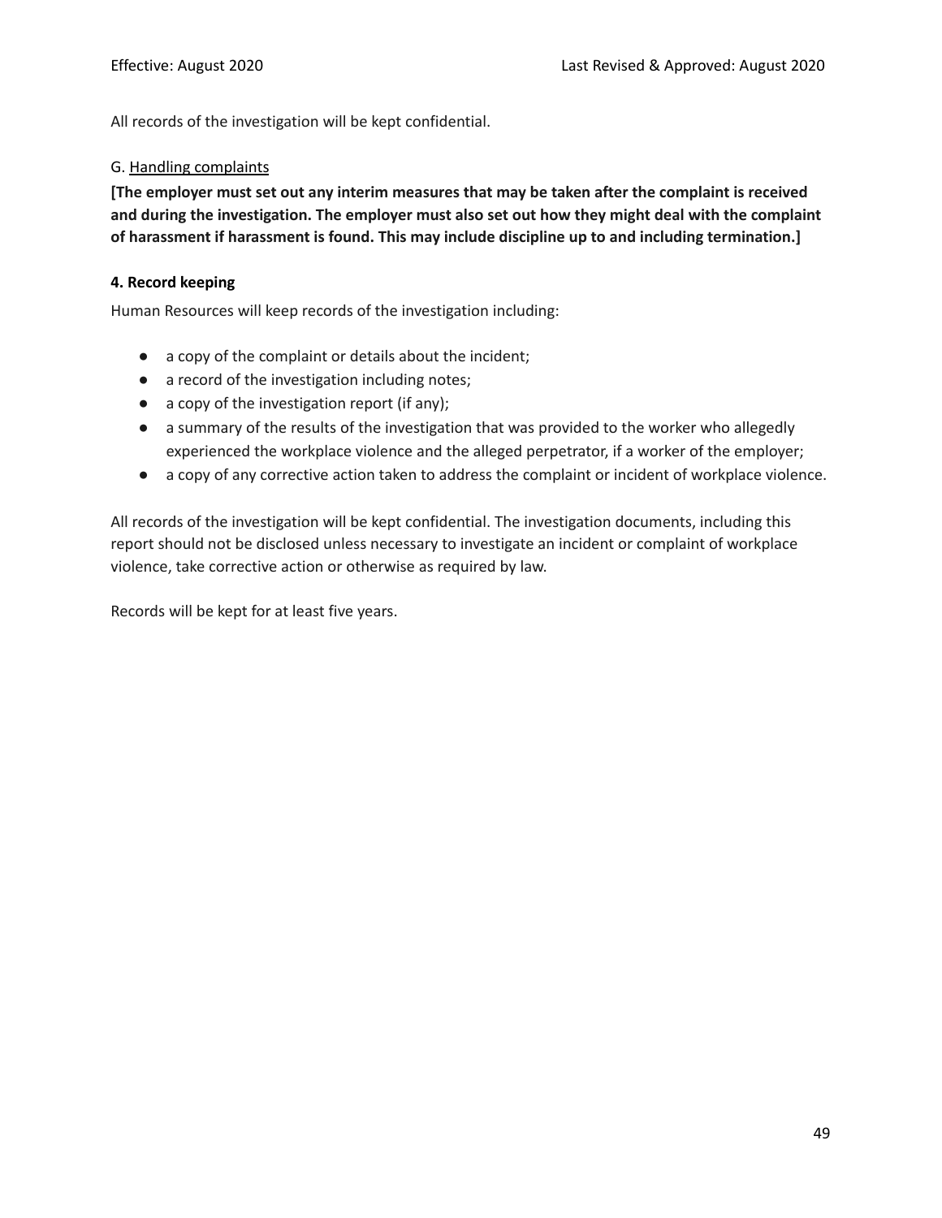All records of the investigation will be kept confidential.

G. <u>Handling complaints</u>

**[The employer must set out any interim measures that may be taken after the complaint is received and during the investigation. The employer must also set out how they might deal with the complaint of harassment if harassment is found. This may include discipline up to and including termination.]**

**4. Record keeping**

Human Resources will keep records of the investigation including:

- a copy of the complaint or details about the incident;
- a record of the investigation including notes;
- a copy of the investigation report (if any);
- a summary of the results of the investigation that was provided to the worker who allegedly experienced the workplace violence and the alleged perpetrator, if a worker of the employer;
- a copy of any corrective action taken to address the complaint or incident of workplace violence.

All records of the investigation will be kept confidential. The investigation documents, including this report should not be disclosed unless necessary to investigate an incident or complaint of workplace violence, take corrective action or otherwise as required by law.

Records will be kept for at least five years.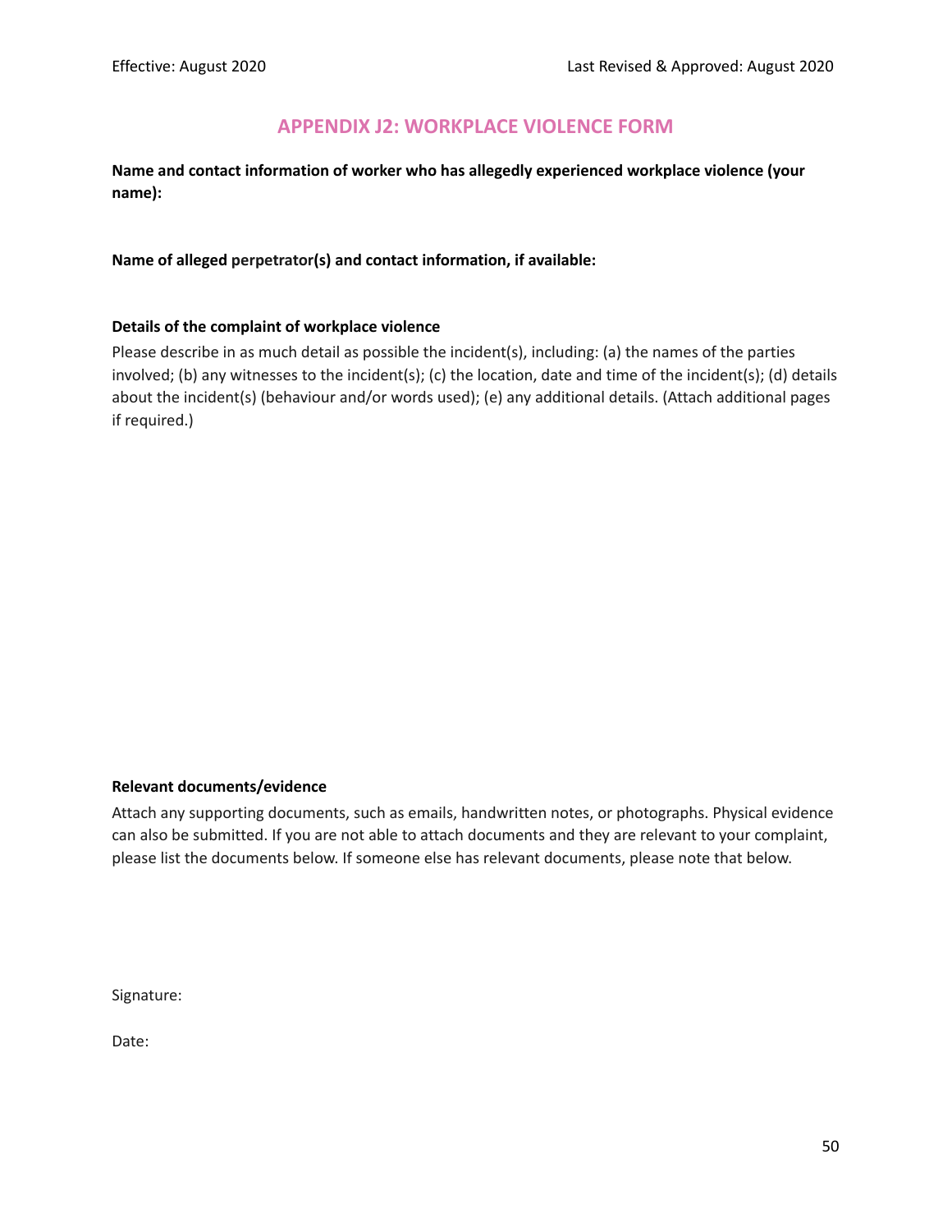## APPENDIX J2: WORKPLACE VIOLENCE FORM

**Name and contact information of worker who has allegedly experienced workplace violence (your name):**

**Name of alleged perpetrator(s) and contact information, if available:**

**Details of the complaint of workplace violence**

Please describe in as much detail as possible the incident(s), including: (a) the names of the parties involved; (b) any witnesses to the incident(s); (c) the location, date and time of the incident(s); (d) details about the incident(s) (behaviour and/or words used); (e) any additional details. (Attach additional pages if required.)

**Relevant documents/evidence**

Attach any supporting documents, such as emails, handwritten notes, or photographs. Physical evidence can also be submitted. If you are not able to attach documents and they are relevant to your complaint, please list the documents below. If someone else has relevant documents, please note that below.

Signature:

Date: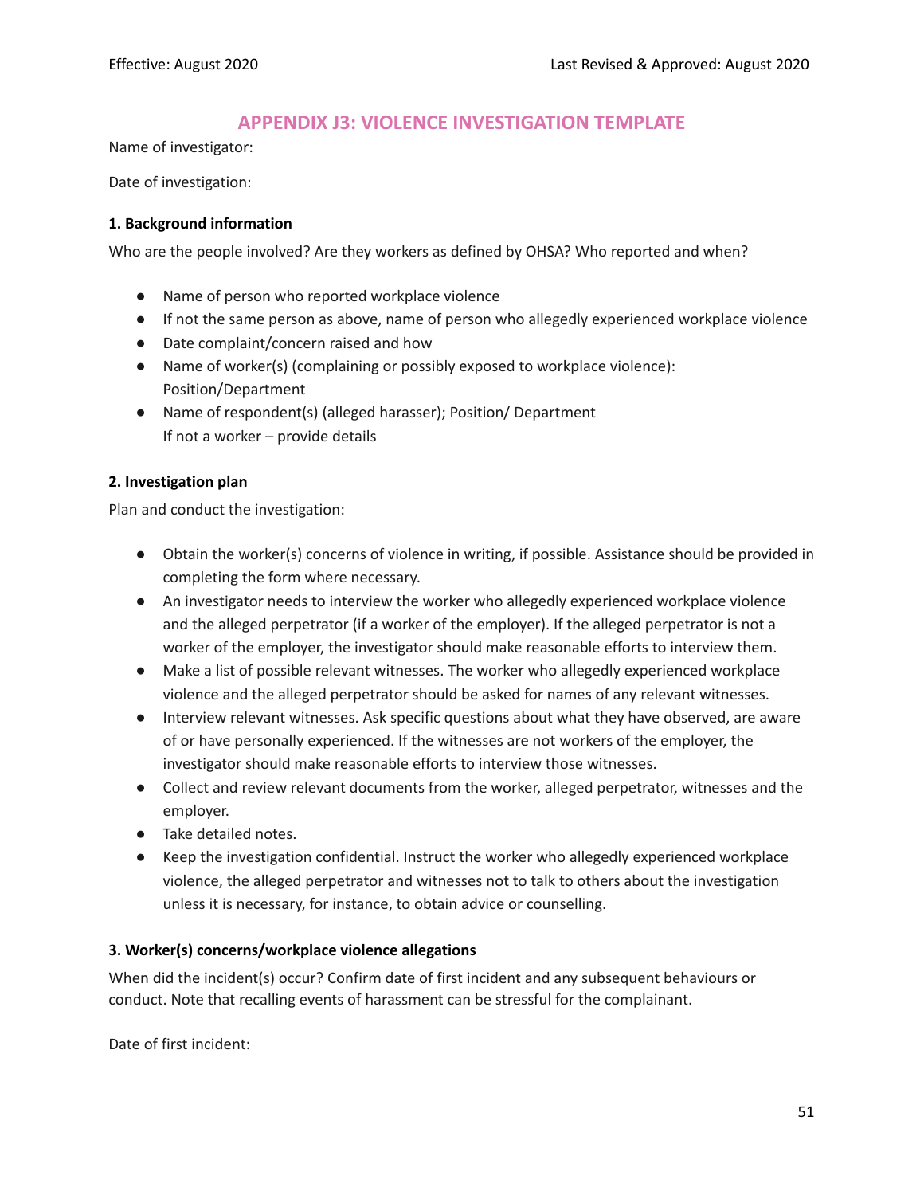## APPENDIX J3: VIOLENCE INVESTIGATION TEMPLATE

Name of investigator:

Date of investigation:

**1. Background information**

Who are the people involved? Are they workers as defined by OHSA? Who reported and when?

- Name of person who reported workplace violence
- If not the same person as above, name of person who allegedly experienced workplace violence
- Date complaint/concern raised and how
- Name of worker(s) (complaining or possibly exposed to workplace violence): Position/Department
- Name of respondent(s) (alleged harasser); Position/ Department
  If not a worker – provide details

**2. Investigation plan**

Plan and conduct the investigation:

- Obtain the worker(s) concerns of violence in writing, if possible. Assistance should be provided in completing the form where necessary.
- An investigator needs to interview the worker who allegedly experienced workplace violence and the alleged perpetrator (if a worker of the employer). If the alleged perpetrator is not a worker of the employer, the investigator should make reasonable efforts to interview them.
- Make a list of possible relevant witnesses. The worker who allegedly experienced workplace violence and the alleged perpetrator should be asked for names of any relevant witnesses.
- Interview relevant witnesses. Ask specific questions about what they have observed, are aware of or have personally experienced. If the witnesses are not workers of the employer, the investigator should make reasonable efforts to interview those witnesses.
- Collect and review relevant documents from the worker, alleged perpetrator, witnesses and the employer.
- Take detailed notes.
- Keep the investigation confidential. Instruct the worker who allegedly experienced workplace violence, the alleged perpetrator and witnesses not to talk to others about the investigation unless it is necessary, for instance, to obtain advice or counselling.

**3. Worker(s) concerns/workplace violence allegations**

When did the incident(s) occur? Confirm date of first incident and any subsequent behaviours or conduct. Note that recalling events of harassment can be stressful for the complainant.

Date of first incident: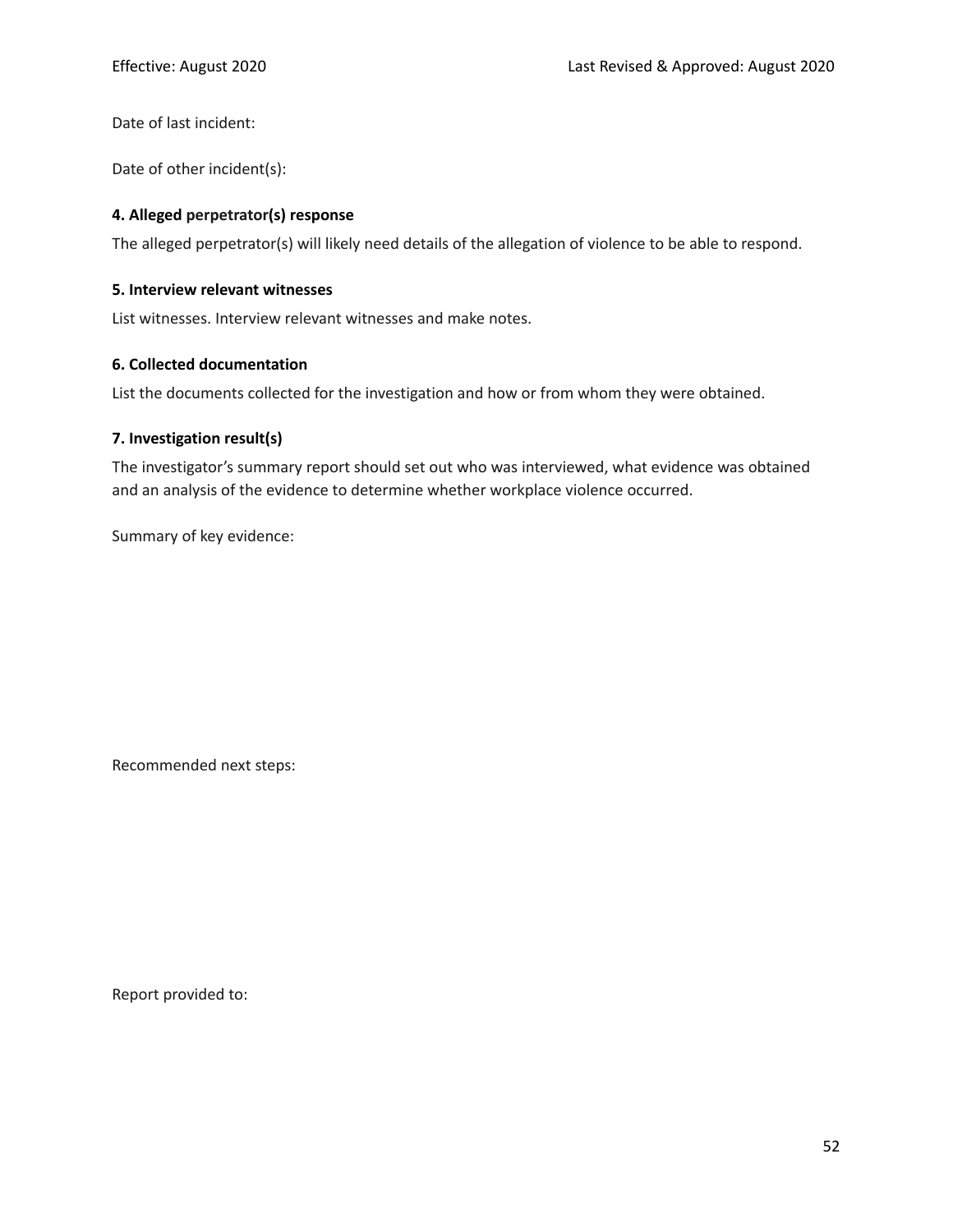Date of last incident:

Date of other incident(s):

**4. Alleged perpetrator(s) response**

The alleged perpetrator(s) will likely need details of the allegation of violence to be able to respond.

**5. Interview relevant witnesses**

List witnesses. Interview relevant witnesses and make notes.

**6. Collected documentation**

List the documents collected for the investigation and how or from whom they were obtained.

**7. Investigation result(s)**

The investigator's summary report should set out who was interviewed, what evidence was obtained and an analysis of the evidence to determine whether workplace violence occurred.

Summary of key evidence:

Recommended next steps:

Report provided to: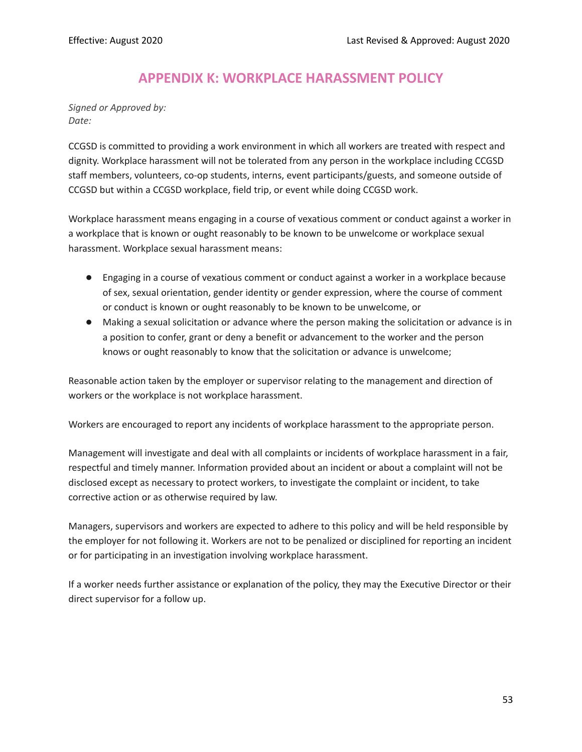Effective: August 2020 Last Revised & Approved: August 2020

# APPENDIX K: WORKPLACE HARASSMENT POLICY

*Signed or Approved by:*
*Date:*

CCGSD is committed to providing a work environment in which all workers are treated with respect and dignity. Workplace harassment will not be tolerated from any person in the workplace including CCGSD staff members, volunteers, co-op students, interns, event participants/guests, and someone outside of CCGSD but within a CCGSD workplace, field trip, or event while doing CCGSD work.

Workplace harassment means engaging in a course of vexatious comment or conduct against a worker in a workplace that is known or ought reasonably to be known to be unwelcome or workplace sexual harassment. Workplace sexual harassment means:

- Engaging in a course of vexatious comment or conduct against a worker in a workplace because of sex, sexual orientation, gender identity or gender expression, where the course of comment or conduct is known or ought reasonably to be known to be unwelcome, or
- Making a sexual solicitation or advance where the person making the solicitation or advance is in a position to confer, grant or deny a benefit or advancement to the worker and the person knows or ought reasonably to know that the solicitation or advance is unwelcome;

Reasonable action taken by the employer or supervisor relating to the management and direction of workers or the workplace is not workplace harassment.

Workers are encouraged to report any incidents of workplace harassment to the appropriate person.

Management will investigate and deal with all complaints or incidents of workplace harassment in a fair, respectful and timely manner. Information provided about an incident or about a complaint will not be disclosed except as necessary to protect workers, to investigate the complaint or incident, to take corrective action or as otherwise required by law.

Managers, supervisors and workers are expected to adhere to this policy and will be held responsible by the employer for not following it. Workers are not to be penalized or disciplined for reporting an incident or for participating in an investigation involving workplace harassment.

If a worker needs further assistance or explanation of the policy, they may the Executive Director or their direct supervisor for a follow up.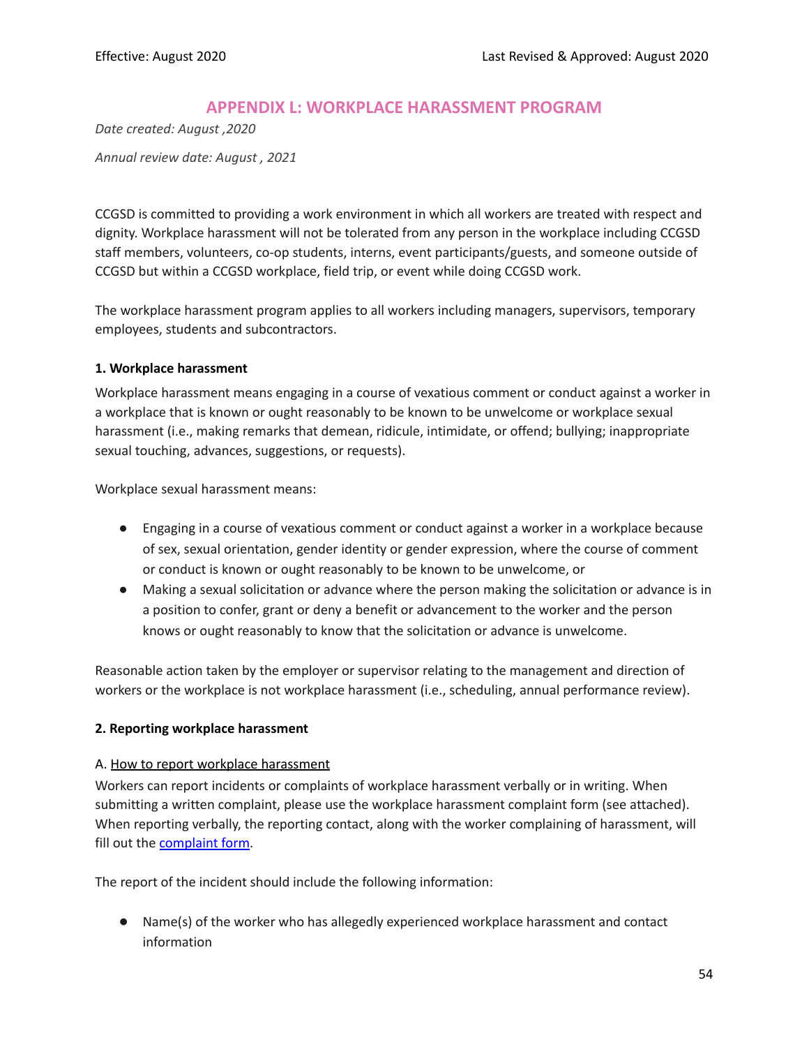# APPENDIX L: WORKPLACE HARASSMENT PROGRAM

*Date created: August ,2020*

*Annual review date: August , 2021*

CCGSD is committed to providing a work environment in which all workers are treated with respect and dignity. Workplace harassment will not be tolerated from any person in the workplace including CCGSD staff members, volunteers, co-op students, interns, event participants/guests, and someone outside of CCGSD but within a CCGSD workplace, field trip, or event while doing CCGSD work.

The workplace harassment program applies to all workers including managers, supervisors, temporary employees, students and subcontractors.

### 1. Workplace harassment

Workplace harassment means engaging in a course of vexatious comment or conduct against a worker in a workplace that is known or ought reasonably to be known to be unwelcome or workplace sexual harassment (i.e., making remarks that demean, ridicule, intimidate, or offend; bullying; inappropriate sexual touching, advances, suggestions, or requests).

Workplace sexual harassment means:

- Engaging in a course of vexatious comment or conduct against a worker in a workplace because of sex, sexual orientation, gender identity or gender expression, where the course of comment or conduct is known or ought reasonably to be known to be unwelcome, or
- Making a sexual solicitation or advance where the person making the solicitation or advance is in a position to confer, grant or deny a benefit or advancement to the worker and the person knows or ought reasonably to know that the solicitation or advance is unwelcome.

Reasonable action taken by the employer or supervisor relating to the management and direction of workers or the workplace is not workplace harassment (i.e., scheduling, annual performance review).

### 2. Reporting workplace harassment

A. How to report workplace harassment

Workers can report incidents or complaints of workplace harassment verbally or in writing. When submitting a written complaint, please use the workplace harassment complaint form (see attached). When reporting verbally, the reporting contact, along with the worker complaining of harassment, will fill out the complaint form.

The report of the incident should include the following information:

- Name(s) of the worker who has allegedly experienced workplace harassment and contact information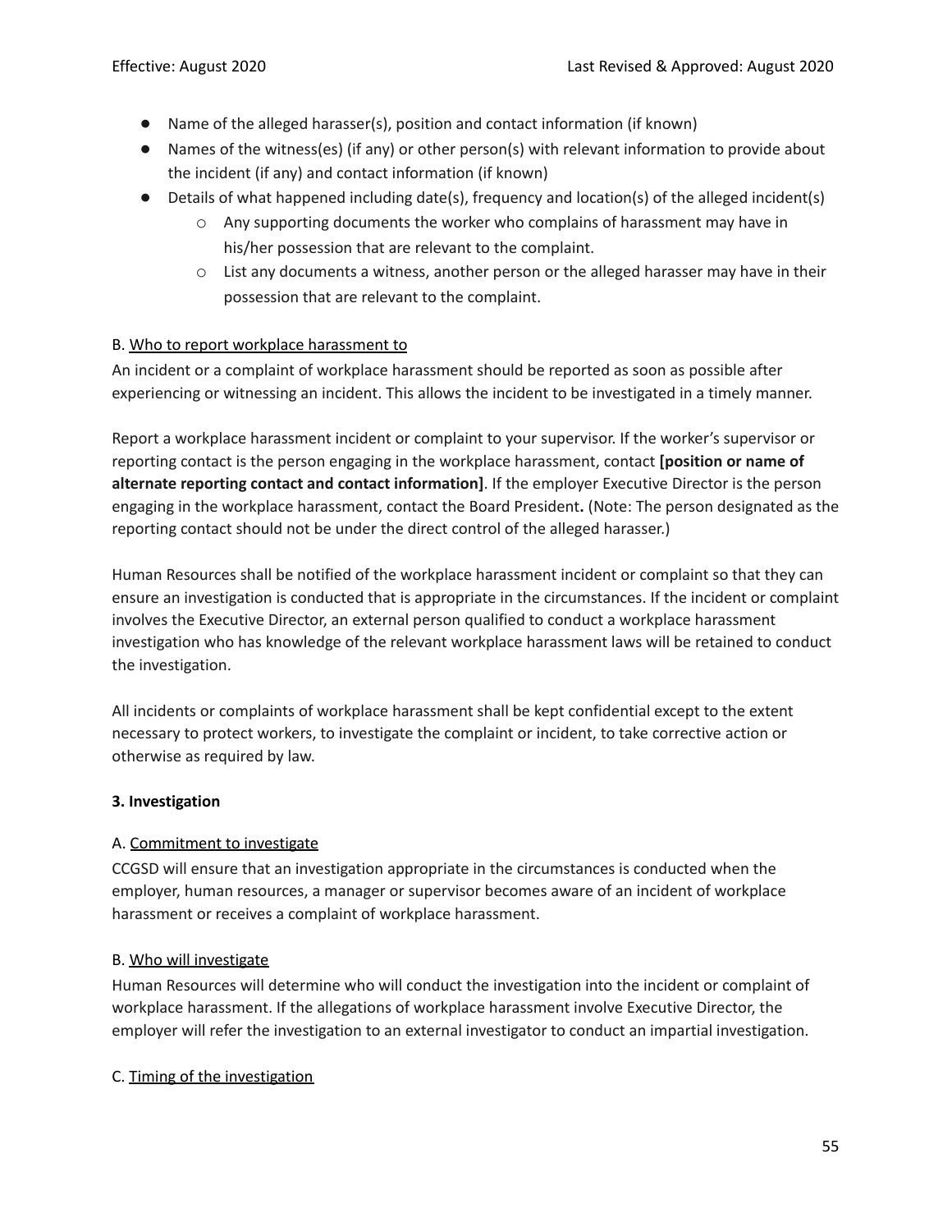- Name of the alleged harasser(s), position and contact information (if known)
- Names of the witness(es) (if any) or other person(s) with relevant information to provide about the incident (if any) and contact information (if known)
- Details of what happened including date(s), frequency and location(s) of the alleged incident(s)
  - Any supporting documents the worker who complains of harassment may have in his/her possession that are relevant to the complaint.
  - List any documents a witness, another person or the alleged harasser may have in their possession that are relevant to the complaint.

B. Who to report workplace harassment to

An incident or a complaint of workplace harassment should be reported as soon as possible after experiencing or witnessing an incident. This allows the incident to be investigated in a timely manner.

Report a workplace harassment incident or complaint to your supervisor. If the worker's supervisor or reporting contact is the person engaging in the workplace harassment, contact **[position or name of alternate reporting contact and contact information]**. If the employer Executive Director is the person engaging in the workplace harassment, contact the Board President**.** (Note: The person designated as the reporting contact should not be under the direct control of the alleged harasser.)

Human Resources shall be notified of the workplace harassment incident or complaint so that they can ensure an investigation is conducted that is appropriate in the circumstances. If the incident or complaint involves the Executive Director, an external person qualified to conduct a workplace harassment investigation who has knowledge of the relevant workplace harassment laws will be retained to conduct the investigation.

All incidents or complaints of workplace harassment shall be kept confidential except to the extent necessary to protect workers, to investigate the complaint or incident, to take corrective action or otherwise as required by law.

**3. Investigation**

A. Commitment to investigate

CCGSD will ensure that an investigation appropriate in the circumstances is conducted when the employer, human resources, a manager or supervisor becomes aware of an incident of workplace harassment or receives a complaint of workplace harassment.

B. Who will investigate

Human Resources will determine who will conduct the investigation into the incident or complaint of workplace harassment. If the allegations of workplace harassment involve Executive Director, the employer will refer the investigation to an external investigator to conduct an impartial investigation.

C. Timing of the investigation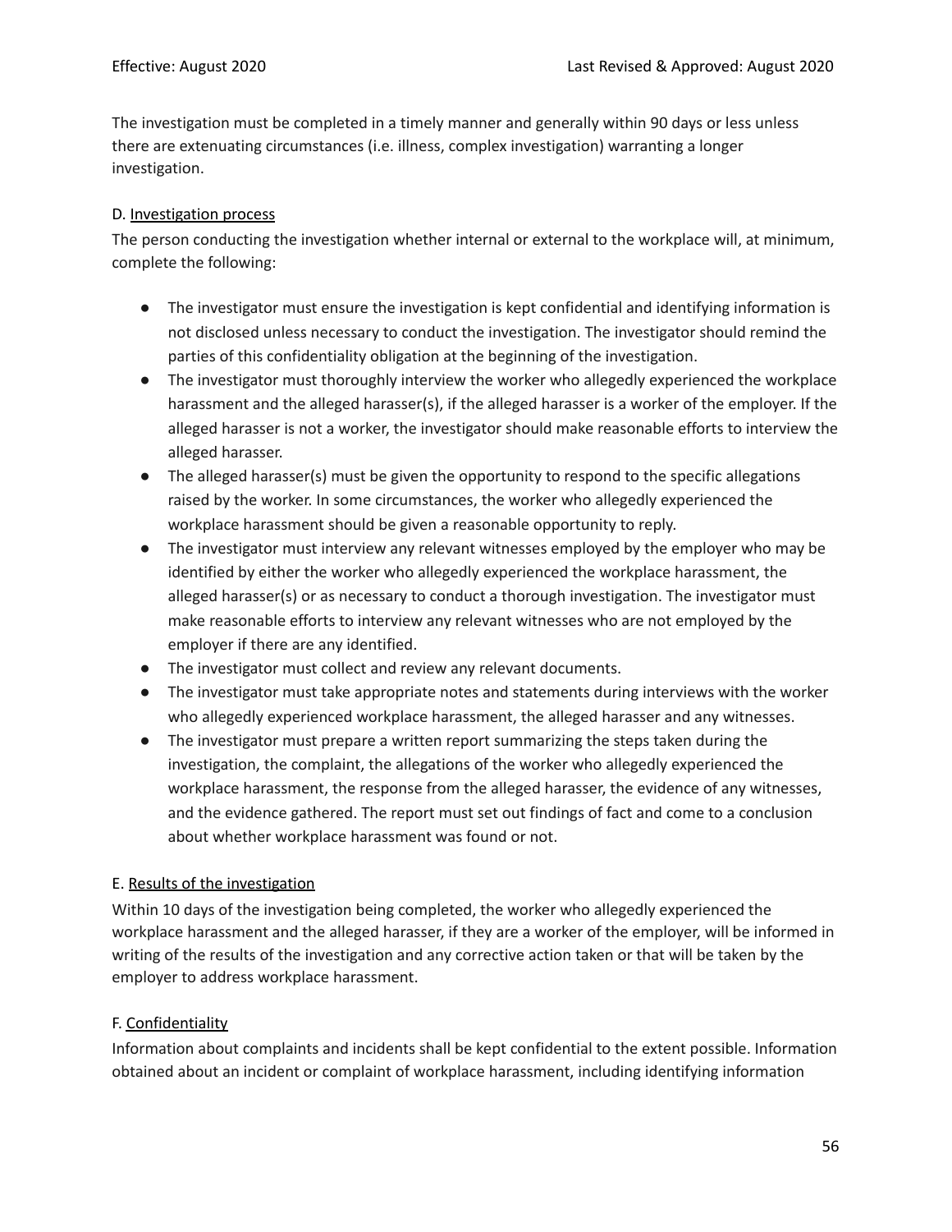The investigation must be completed in a timely manner and generally within 90 days or less unless there are extenuating circumstances (i.e. illness, complex investigation) warranting a longer investigation.

D. Investigation process

The person conducting the investigation whether internal or external to the workplace will, at minimum, complete the following:

- The investigator must ensure the investigation is kept confidential and identifying information is not disclosed unless necessary to conduct the investigation. The investigator should remind the parties of this confidentiality obligation at the beginning of the investigation.
- The investigator must thoroughly interview the worker who allegedly experienced the workplace harassment and the alleged harasser(s), if the alleged harasser is a worker of the employer. If the alleged harasser is not a worker, the investigator should make reasonable efforts to interview the alleged harasser.
- The alleged harasser(s) must be given the opportunity to respond to the specific allegations raised by the worker. In some circumstances, the worker who allegedly experienced the workplace harassment should be given a reasonable opportunity to reply.
- The investigator must interview any relevant witnesses employed by the employer who may be identified by either the worker who allegedly experienced the workplace harassment, the alleged harasser(s) or as necessary to conduct a thorough investigation. The investigator must make reasonable efforts to interview any relevant witnesses who are not employed by the employer if there are any identified.
- The investigator must collect and review any relevant documents.
- The investigator must take appropriate notes and statements during interviews with the worker who allegedly experienced workplace harassment, the alleged harasser and any witnesses.
- The investigator must prepare a written report summarizing the steps taken during the investigation, the complaint, the allegations of the worker who allegedly experienced the workplace harassment, the response from the alleged harasser, the evidence of any witnesses, and the evidence gathered. The report must set out findings of fact and come to a conclusion about whether workplace harassment was found or not.

E. Results of the investigation

Within 10 days of the investigation being completed, the worker who allegedly experienced the workplace harassment and the alleged harasser, if they are a worker of the employer, will be informed in writing of the results of the investigation and any corrective action taken or that will be taken by the employer to address workplace harassment.

F. Confidentiality

Information about complaints and incidents shall be kept confidential to the extent possible. Information obtained about an incident or complaint of workplace harassment, including identifying information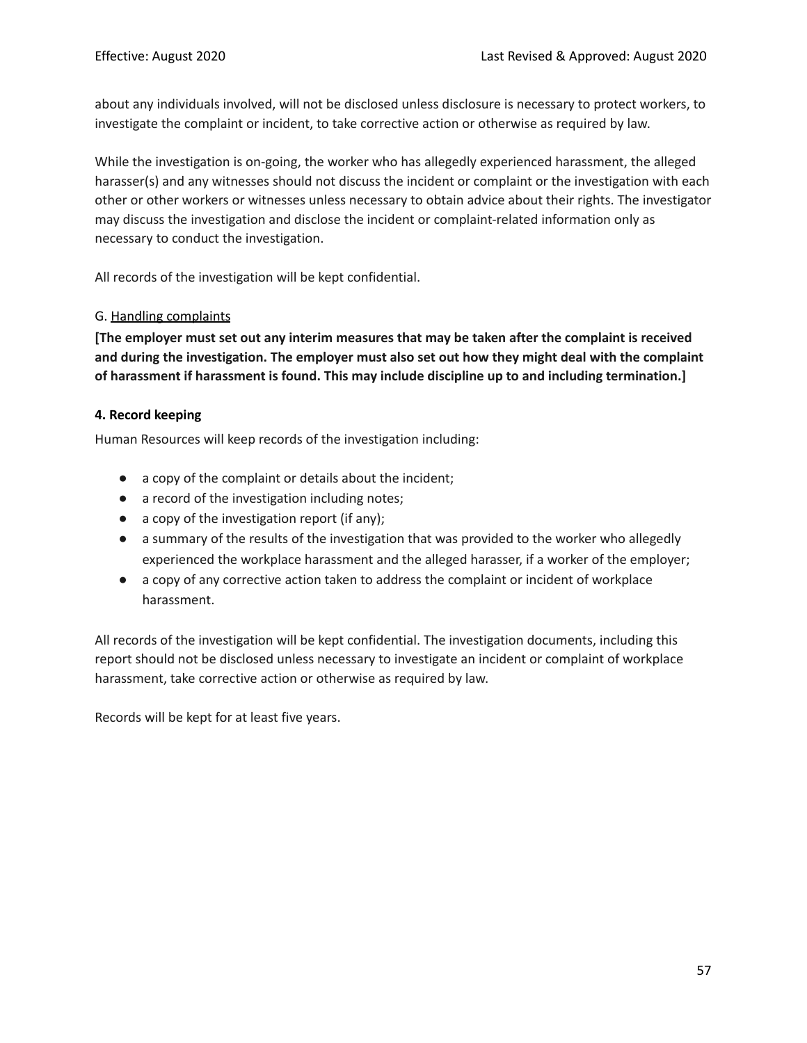about any individuals involved, will not be disclosed unless disclosure is necessary to protect workers, to investigate the complaint or incident, to take corrective action or otherwise as required by law.

While the investigation is on-going, the worker who has allegedly experienced harassment, the alleged harasser(s) and any witnesses should not discuss the incident or complaint or the investigation with each other or other workers or witnesses unless necessary to obtain advice about their rights. The investigator may discuss the investigation and disclose the incident or complaint-related information only as necessary to conduct the investigation.

All records of the investigation will be kept confidential.

G. Handling complaints

**[The employer must set out any interim measures that may be taken after the complaint is received and during the investigation. The employer must also set out how they might deal with the complaint of harassment if harassment is found. This may include discipline up to and including termination.]**

### 4. Record keeping

Human Resources will keep records of the investigation including:

- a copy of the complaint or details about the incident;
- a record of the investigation including notes;
- a copy of the investigation report (if any);
- a summary of the results of the investigation that was provided to the worker who allegedly experienced the workplace harassment and the alleged harasser, if a worker of the employer;
- a copy of any corrective action taken to address the complaint or incident of workplace harassment.

All records of the investigation will be kept confidential. The investigation documents, including this report should not be disclosed unless necessary to investigate an incident or complaint of workplace harassment, take corrective action or otherwise as required by law.

Records will be kept for at least five years.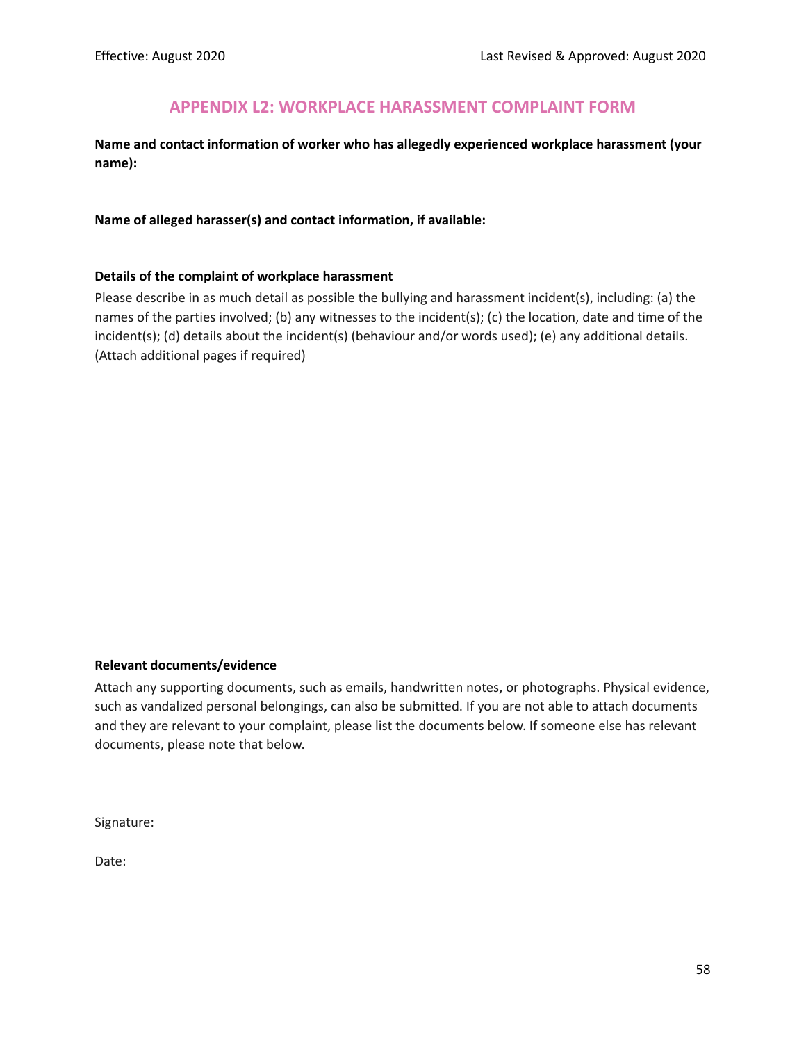## APPENDIX L2: WORKPLACE HARASSMENT COMPLAINT FORM

**Name and contact information of worker who has allegedly experienced workplace harassment (your name):**

**Name of alleged harasser(s) and contact information, if available:**

**Details of the complaint of workplace harassment**

Please describe in as much detail as possible the bullying and harassment incident(s), including: (a) the names of the parties involved; (b) any witnesses to the incident(s); (c) the location, date and time of the incident(s); (d) details about the incident(s) (behaviour and/or words used); (e) any additional details. (Attach additional pages if required)

**Relevant documents/evidence**

Attach any supporting documents, such as emails, handwritten notes, or photographs. Physical evidence, such as vandalized personal belongings, can also be submitted. If you are not able to attach documents and they are relevant to your complaint, please list the documents below. If someone else has relevant documents, please note that below.

Signature:

Date: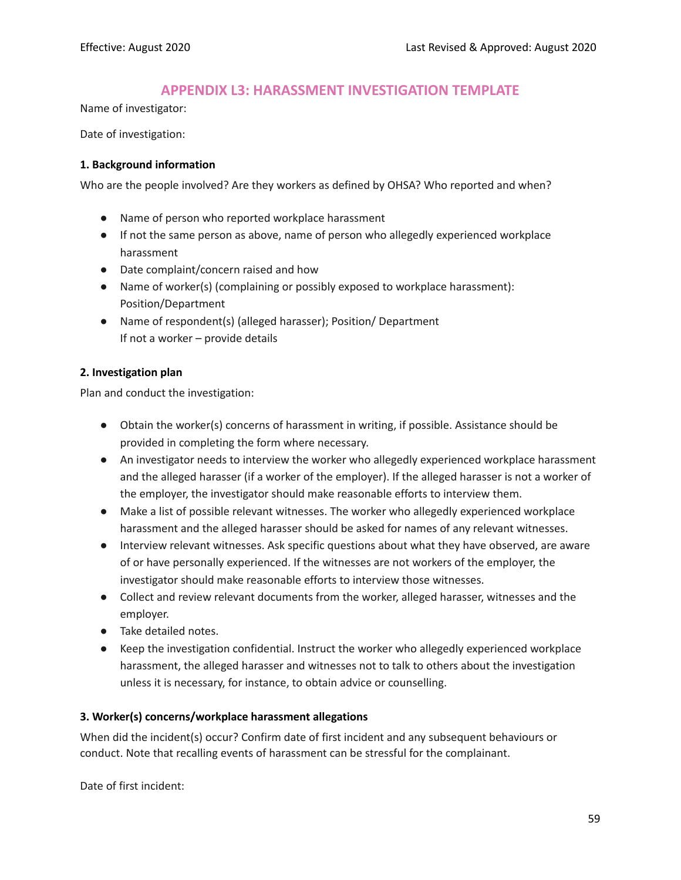## APPENDIX L3: HARASSMENT INVESTIGATION TEMPLATE

Name of investigator:

Date of investigation:

**1. Background information**

Who are the people involved? Are they workers as defined by OHSA? Who reported and when?

- Name of person who reported workplace harassment
- If not the same person as above, name of person who allegedly experienced workplace harassment
- Date complaint/concern raised and how
- Name of worker(s) (complaining or possibly exposed to workplace harassment): Position/Department
- Name of respondent(s) (alleged harasser); Position/ Department
  If not a worker – provide details

**2. Investigation plan**

Plan and conduct the investigation:

- Obtain the worker(s) concerns of harassment in writing, if possible. Assistance should be provided in completing the form where necessary.
- An investigator needs to interview the worker who allegedly experienced workplace harassment and the alleged harasser (if a worker of the employer). If the alleged harasser is not a worker of the employer, the investigator should make reasonable efforts to interview them.
- Make a list of possible relevant witnesses. The worker who allegedly experienced workplace harassment and the alleged harasser should be asked for names of any relevant witnesses.
- Interview relevant witnesses. Ask specific questions about what they have observed, are aware of or have personally experienced. If the witnesses are not workers of the employer, the investigator should make reasonable efforts to interview those witnesses.
- Collect and review relevant documents from the worker, alleged harasser, witnesses and the employer.
- Take detailed notes.
- Keep the investigation confidential. Instruct the worker who allegedly experienced workplace harassment, the alleged harasser and witnesses not to talk to others about the investigation unless it is necessary, for instance, to obtain advice or counselling.

**3. Worker(s) concerns/workplace harassment allegations**

When did the incident(s) occur? Confirm date of first incident and any subsequent behaviours or conduct. Note that recalling events of harassment can be stressful for the complainant.

Date of first incident: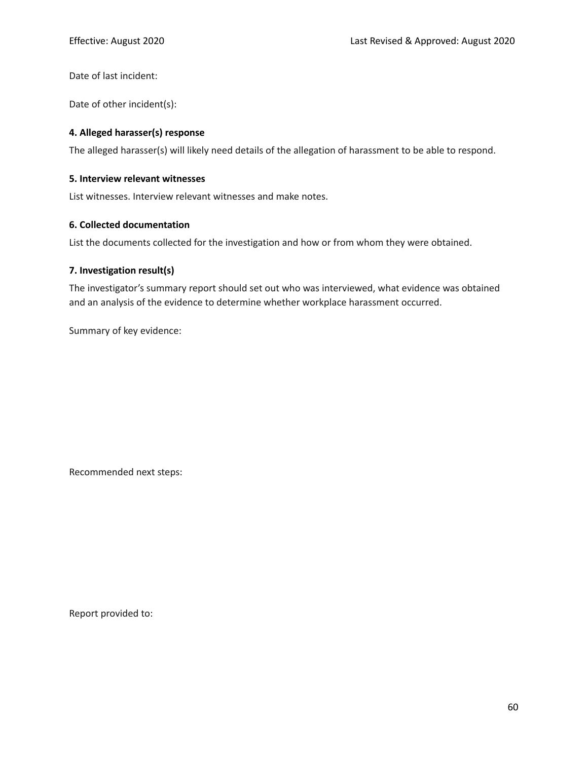Date of last incident:

Date of other incident(s):

**4. Alleged harasser(s) response**

The alleged harasser(s) will likely need details of the allegation of harassment to be able to respond.

**5. Interview relevant witnesses**

List witnesses. Interview relevant witnesses and make notes.

**6. Collected documentation**

List the documents collected for the investigation and how or from whom they were obtained.

**7. Investigation result(s)**

The investigator's summary report should set out who was interviewed, what evidence was obtained and an analysis of the evidence to determine whether workplace harassment occurred.

Summary of key evidence:

Recommended next steps:

Report provided to: